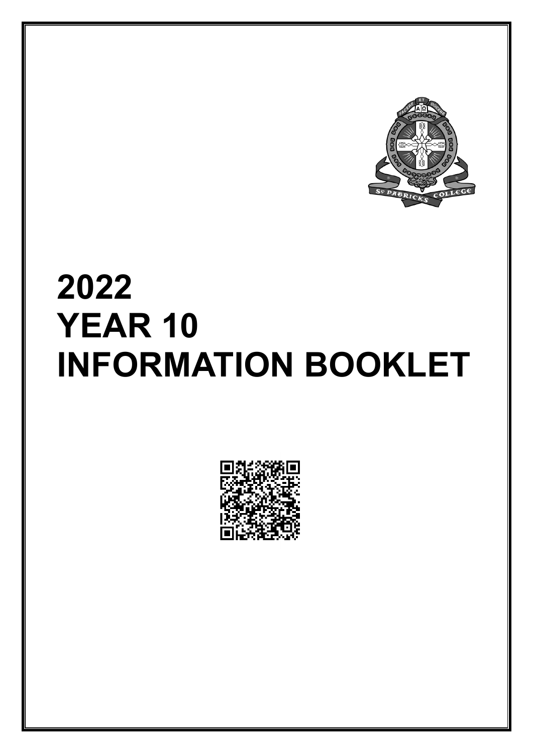# 2022
# YEAR 10
# INFORMATION BOOKLET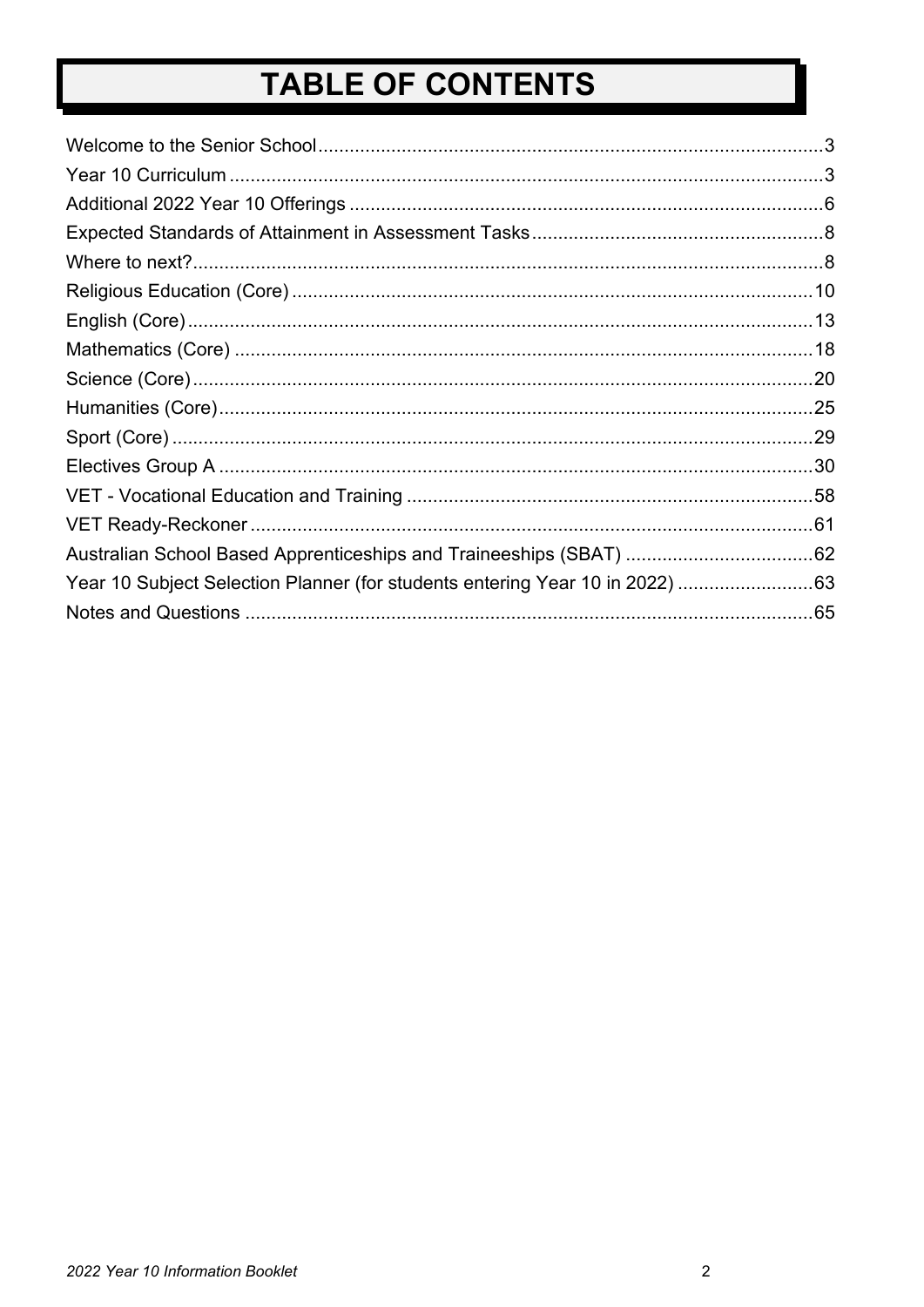# TABLE OF CONTENTS

Welcome to the Senior School ... 3
Year 10 Curriculum ... 3
Additional 2022 Year 10 Offerings ... 6
Expected Standards of Attainment in Assessment Tasks ... 8
Where to next? ... 8
Religious Education (Core) ... 10
English (Core) ... 13
Mathematics (Core) ... 18
Science (Core) ... 20
Humanities (Core) ... 25
Sport (Core) ... 29
Electives Group A ... 30
VET - Vocational Education and Training ... 58
VET Ready-Reckoner ... 61
Australian School Based Apprenticeships and Traineeships (SBAT) ... 62
Year 10 Subject Selection Planner (for students entering Year 10 in 2022) ... 63
Notes and Questions ... 65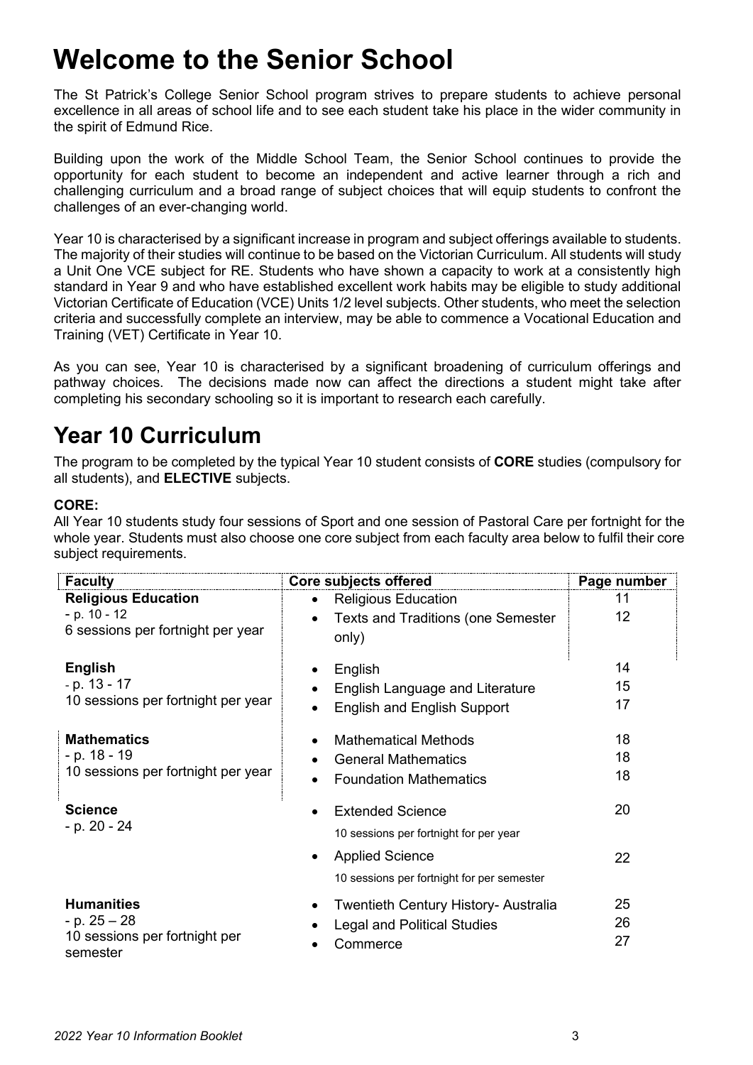# Welcome to the Senior School

The St Patrick's College Senior School program strives to prepare students to achieve personal excellence in all areas of school life and to see each student take his place in the wider community in the spirit of Edmund Rice.

Building upon the work of the Middle School Team, the Senior School continues to provide the opportunity for each student to become an independent and active learner through a rich and challenging curriculum and a broad range of subject choices that will equip students to confront the challenges of an ever-changing world.

Year 10 is characterised by a significant increase in program and subject offerings available to students. The majority of their studies will continue to be based on the Victorian Curriculum. All students will study a Unit One VCE subject for RE. Students who have shown a capacity to work at a consistently high standard in Year 9 and who have established excellent work habits may be eligible to study additional Victorian Certificate of Education (VCE) Units 1/2 level subjects. Other students, who meet the selection criteria and successfully complete an interview, may be able to commence a Vocational Education and Training (VET) Certificate in Year 10.

As you can see, Year 10 is characterised by a significant broadening of curriculum offerings and pathway choices. The decisions made now can affect the directions a student might take after completing his secondary schooling so it is important to research each carefully.

# Year 10 Curriculum

The program to be completed by the typical Year 10 student consists of **CORE** studies (compulsory for all students), and **ELECTIVE** subjects.

**CORE:**

All Year 10 students study four sessions of Sport and one session of Pastoral Care per fortnight for the whole year. Students must also choose one core subject from each faculty area below to fulfil their core subject requirements.

| Faculty | Core subjects offered | Page number |
|---|---|---|
| **Religious Education**<br>- p. 10 - 12<br>6 sessions per fortnight per year | • Religious Education<br>• Texts and Traditions (one Semester only) | 11<br>12 |
| **English**<br>- p. 13 - 17<br>10 sessions per fortnight per year | • English<br>• English Language and Literature<br>• English and English Support | 14<br>15<br>17 |
| **Mathematics**<br>- p. 18 - 19<br>10 sessions per fortnight per year | • Mathematical Methods<br>• General Mathematics<br>• Foundation Mathematics | 18<br>18<br>18 |
| **Science**<br>- p. 20 - 24 | • Extended Science<br>10 sessions per fortnight for per year<br>• Applied Science<br>10 sessions per fortnight for per semester | 20<br><br>22 |
| **Humanities**<br>- p. 25 – 28<br>10 sessions per fortnight per semester | • Twentieth Century History- Australia<br>• Legal and Political Studies<br>• Commerce | 25<br>26<br>27 |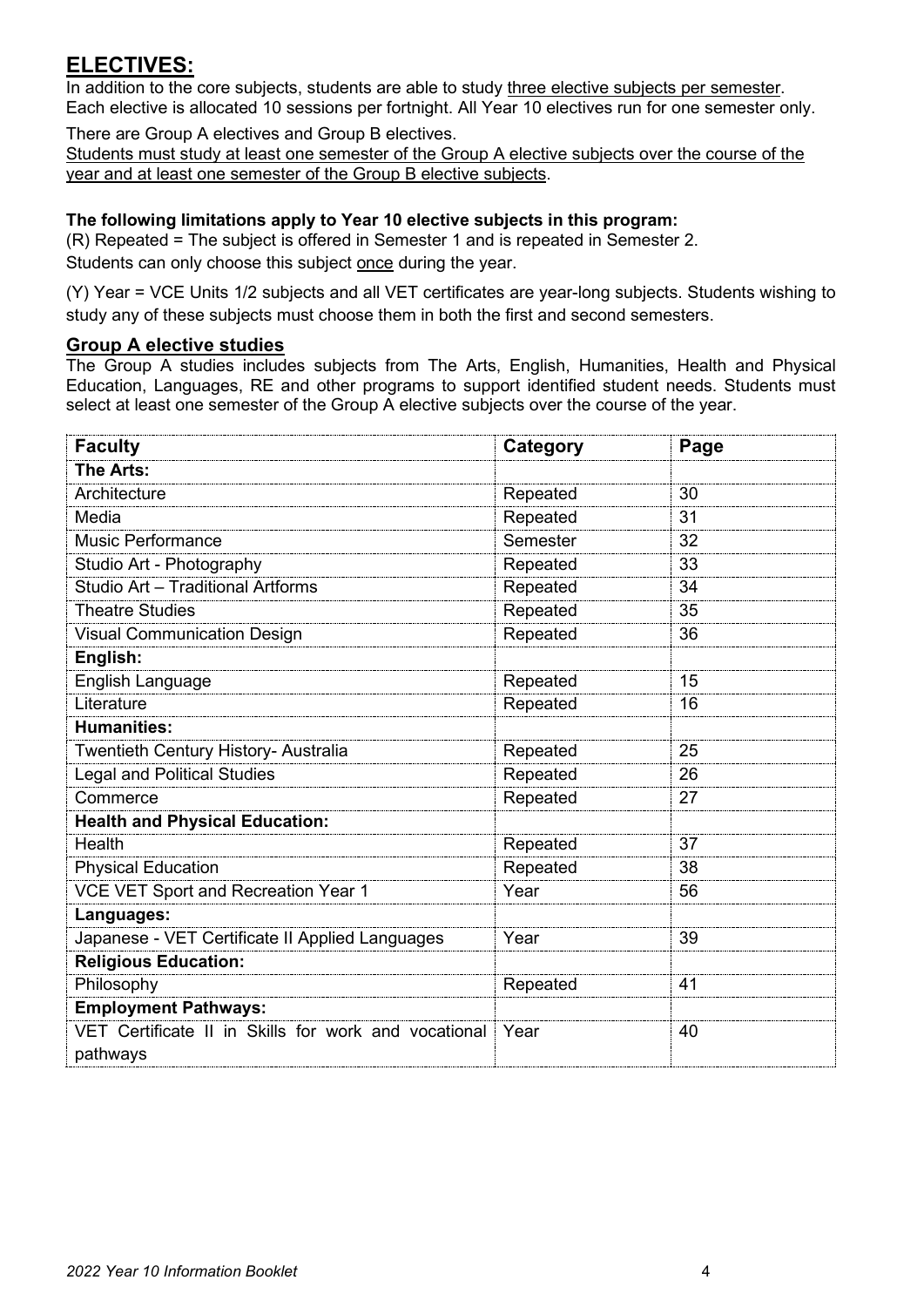## **ELECTIVES:**

In addition to the core subjects, students are able to study three elective subjects per semester. Each elective is allocated 10 sessions per fortnight. All Year 10 electives run for one semester only.

There are Group A electives and Group B electives.

Students must study at least one semester of the Group A elective subjects over the course of the year and at least one semester of the Group B elective subjects.

**The following limitations apply to Year 10 elective subjects in this program:**

(R) Repeated = The subject is offered in Semester 1 and is repeated in Semester 2.

Students can only choose this subject once during the year.

(Y) Year = VCE Units 1/2 subjects and all VET certificates are year-long subjects. Students wishing to study any of these subjects must choose them in both the first and second semesters.

### **Group A elective studies**

The Group A studies includes subjects from The Arts, English, Humanities, Health and Physical Education, Languages, RE and other programs to support identified student needs. Students must select at least one semester of the Group A elective subjects over the course of the year.

| **Faculty** | **Category** | **Page** |
|---|---|---|
| **The Arts:** | | |
| Architecture | Repeated | 30 |
| Media | Repeated | 31 |
| Music Performance | Semester | 32 |
| Studio Art - Photography | Repeated | 33 |
| Studio Art – Traditional Artforms | Repeated | 34 |
| Theatre Studies | Repeated | 35 |
| Visual Communication Design | Repeated | 36 |
| **English:** | | |
| English Language | Repeated | 15 |
| Literature | Repeated | 16 |
| **Humanities:** | | |
| Twentieth Century History- Australia | Repeated | 25 |
| Legal and Political Studies | Repeated | 26 |
| Commerce | Repeated | 27 |
| **Health and Physical Education:** | | |
| Health | Repeated | 37 |
| Physical Education | Repeated | 38 |
| VCE VET Sport and Recreation Year 1 | Year | 56 |
| **Languages:** | | |
| Japanese - VET Certificate II Applied Languages | Year | 39 |
| **Religious Education:** | | |
| Philosophy | Repeated | 41 |
| **Employment Pathways:** | | |
| VET Certificate II in Skills for work and vocational pathways | Year | 40 |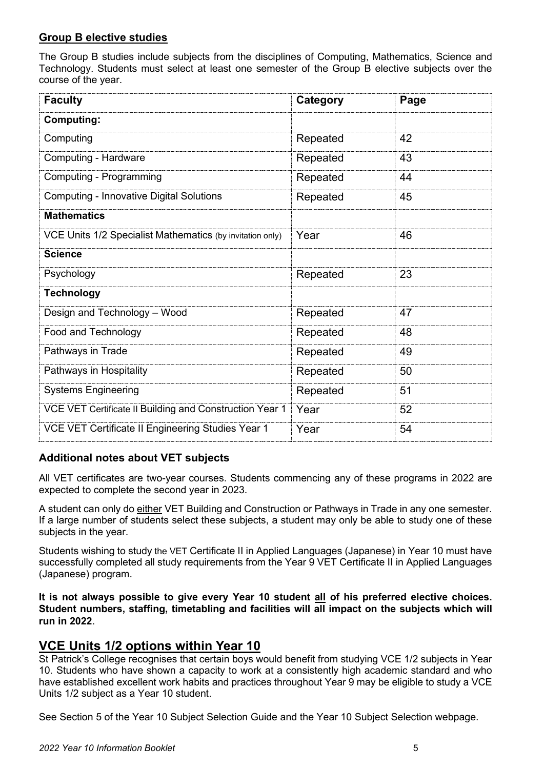## Group B elective studies

The Group B studies include subjects from the disciplines of Computing, Mathematics, Science and Technology. Students must select at least one semester of the Group B elective subjects over the course of the year.

| Faculty | Category | Page |
|---|---|---|
| **Computing:** | | |
| Computing | Repeated | 42 |
| Computing - Hardware | Repeated | 43 |
| Computing - Programming | Repeated | 44 |
| Computing - Innovative Digital Solutions | Repeated | 45 |
| **Mathematics** | | |
| VCE Units 1/2 Specialist Mathematics (by invitation only) | Year | 46 |
| **Science** | | |
| Psychology | Repeated | 23 |
| **Technology** | | |
| Design and Technology – Wood | Repeated | 47 |
| Food and Technology | Repeated | 48 |
| Pathways in Trade | Repeated | 49 |
| Pathways in Hospitality | Repeated | 50 |
| Systems Engineering | Repeated | 51 |
| VCE VET Certificate II Building and Construction Year 1 | Year | 52 |
| VCE VET Certificate II Engineering Studies Year 1 | Year | 54 |

### Additional notes about VET subjects

All VET certificates are two-year courses. Students commencing any of these programs in 2022 are expected to complete the second year in 2023.

A student can only do either VET Building and Construction or Pathways in Trade in any one semester. If a large number of students select these subjects, a student may only be able to study one of these subjects in the year.

Students wishing to study the VET Certificate II in Applied Languages (Japanese) in Year 10 must have successfully completed all study requirements from the Year 9 VET Certificate II in Applied Languages (Japanese) program.

**It is not always possible to give every Year 10 student all of his preferred elective choices. Student numbers, staffing, timetabling and facilities will all impact on the subjects which will run in 2022**.

## VCE Units 1/2 options within Year 10

St Patrick's College recognises that certain boys would benefit from studying VCE 1/2 subjects in Year 10. Students who have shown a capacity to work at a consistently high academic standard and who have established excellent work habits and practices throughout Year 9 may be eligible to study a VCE Units 1/2 subject as a Year 10 student.

See Section 5 of the Year 10 Subject Selection Guide and the Year 10 Subject Selection webpage.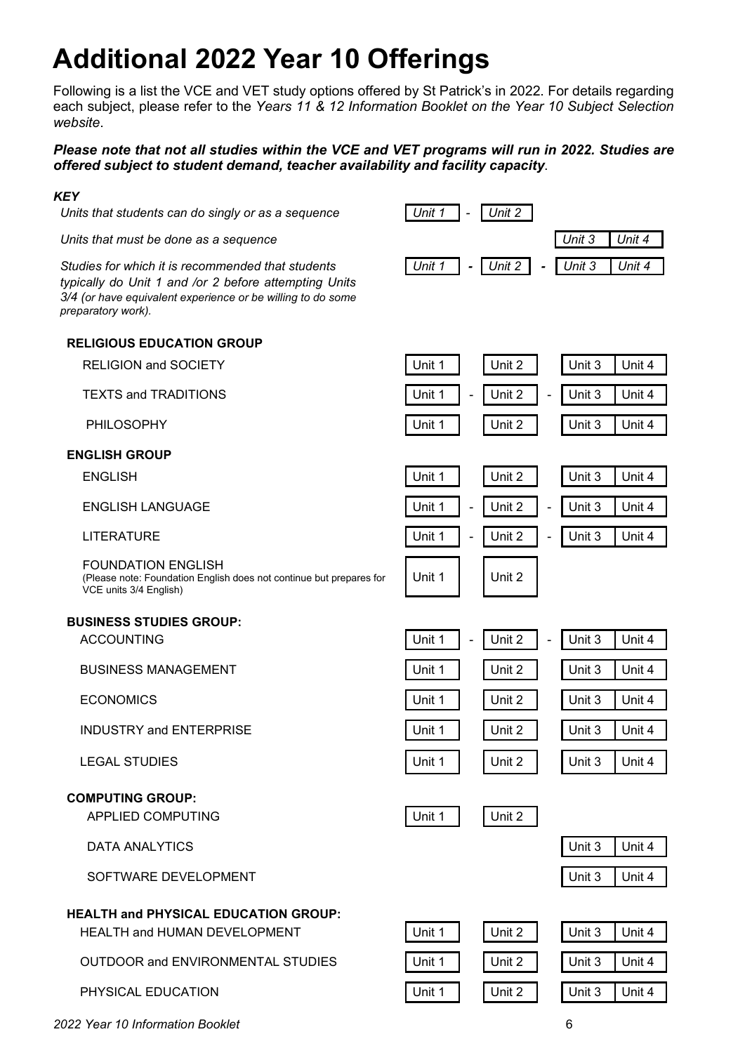# Additional 2022 Year 10 Offerings

Following is a list the VCE and VET study options offered by St Patrick's in 2022. For details regarding each subject, please refer to the *Years 11 & 12 Information Booklet on the Year 10 Subject Selection website*.

***Please note that not all studies within the VCE and VET programs will run in 2022. Studies are offered subject to student demand, teacher availability and facility capacity*.**

***KEY***

| | | | | |
|---|---|---|---|---|
| *Units that students can do singly or as a sequence* | *Unit 1* - | *Unit 2* | | |
| *Units that must be done as a sequence* | | | *Unit 3* | *Unit 4* |
| *Studies for which it is recommended that students typically do Unit 1 and /or 2 before attempting Units 3/4 (or have equivalent experience or be willing to do some preparatory work).* | *Unit 1* - | *Unit 2* - | *Unit 3* | *Unit 4* |

| Study | | | | |
|---|---|---|---|---|
| **RELIGIOUS EDUCATION GROUP** | | | | |
| RELIGION and SOCIETY | Unit 1 | Unit 2 | Unit 3 | Unit 4 |
| TEXTS and TRADITIONS | Unit 1 - | Unit 2 - | Unit 3 | Unit 4 |
| PHILOSOPHY | Unit 1 | Unit 2 | Unit 3 | Unit 4 |
| **ENGLISH GROUP** | | | | |
| ENGLISH | Unit 1 | Unit 2 | Unit 3 | Unit 4 |
| ENGLISH LANGUAGE | Unit 1 - | Unit 2 - | Unit 3 | Unit 4 |
| LITERATURE | Unit 1 - | Unit 2 - | Unit 3 | Unit 4 |
| FOUNDATION ENGLISH (Please note: Foundation English does not continue but prepares for VCE units 3/4 English) | Unit 1 | Unit 2 | | |
| **BUSINESS STUDIES GROUP:** | | | | |
| ACCOUNTING | Unit 1 - | Unit 2 - | Unit 3 | Unit 4 |
| BUSINESS MANAGEMENT | Unit 1 | Unit 2 | Unit 3 | Unit 4 |
| ECONOMICS | Unit 1 | Unit 2 | Unit 3 | Unit 4 |
| INDUSTRY and ENTERPRISE | Unit 1 | Unit 2 | Unit 3 | Unit 4 |
| LEGAL STUDIES | Unit 1 | Unit 2 | Unit 3 | Unit 4 |
| **COMPUTING GROUP:** | | | | |
| APPLIED COMPUTING | Unit 1 | Unit 2 | | |
| DATA ANALYTICS | | | Unit 3 | Unit 4 |
| SOFTWARE DEVELOPMENT | | | Unit 3 | Unit 4 |
| **HEALTH and PHYSICAL EDUCATION GROUP:** | | | | |
| HEALTH and HUMAN DEVELOPMENT | Unit 1 | Unit 2 | Unit 3 | Unit 4 |
| OUTDOOR and ENVIRONMENTAL STUDIES | Unit 1 | Unit 2 | Unit 3 | Unit 4 |
| PHYSICAL EDUCATION | Unit 1 | Unit 2 | Unit 3 | Unit 4 |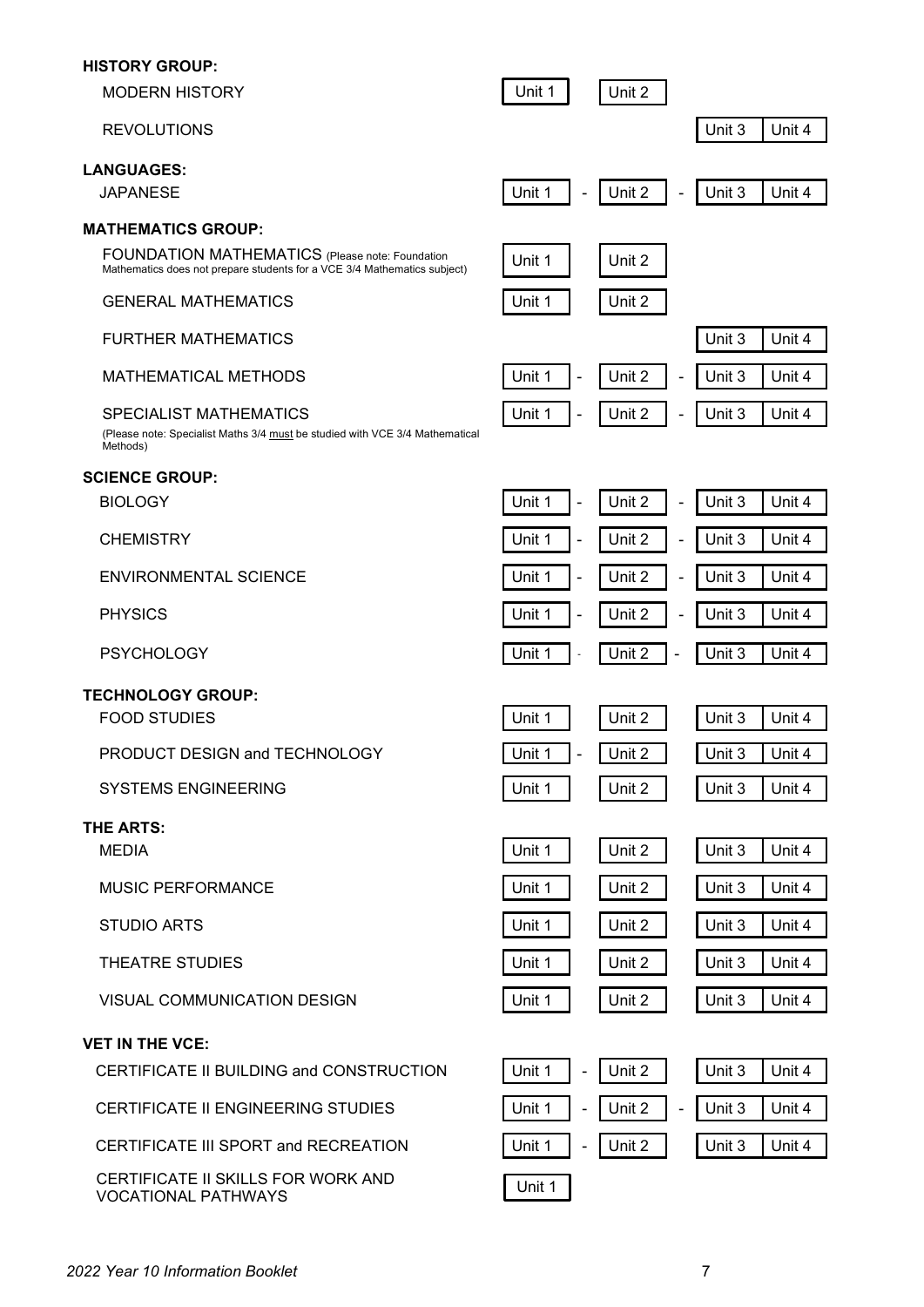| | | | | |
|---|---|---|---|---|
| **HISTORY GROUP:** | | | | |
| MODERN HISTORY | Unit 1 | Unit 2 | | |
| REVOLUTIONS | | | Unit 3 | Unit 4 |
| **LANGUAGES:** | | | | |
| JAPANESE | Unit 1 - | Unit 2 - | Unit 3 | Unit 4 |
| **MATHEMATICS GROUP:** | | | | |
| FOUNDATION MATHEMATICS (Please note: Foundation Mathematics does not prepare students for a VCE 3/4 Mathematics subject) | Unit 1 | Unit 2 | | |
| GENERAL MATHEMATICS | Unit 1 | Unit 2 | | |
| FURTHER MATHEMATICS | | | Unit 3 | Unit 4 |
| MATHEMATICAL METHODS | Unit 1 - | Unit 2 - | Unit 3 | Unit 4 |
| SPECIALIST MATHEMATICS (Please note: Specialist Maths 3/4 must be studied with VCE 3/4 Mathematical Methods) | Unit 1 - | Unit 2 - | Unit 3 | Unit 4 |
| **SCIENCE GROUP:** | | | | |
| BIOLOGY | Unit 1 - | Unit 2 - | Unit 3 | Unit 4 |
| CHEMISTRY | Unit 1 - | Unit 2 - | Unit 3 | Unit 4 |
| ENVIRONMENTAL SCIENCE | Unit 1 - | Unit 2 - | Unit 3 | Unit 4 |
| PHYSICS | Unit 1 - | Unit 2 - | Unit 3 | Unit 4 |
| PSYCHOLOGY | Unit 1 - | Unit 2 - | Unit 3 | Unit 4 |
| **TECHNOLOGY GROUP:** | | | | |
| FOOD STUDIES | Unit 1 | Unit 2 | Unit 3 | Unit 4 |
| PRODUCT DESIGN and TECHNOLOGY | Unit 1 - | Unit 2 | Unit 3 | Unit 4 |
| SYSTEMS ENGINEERING | Unit 1 | Unit 2 | Unit 3 | Unit 4 |
| **THE ARTS:** | | | | |
| MEDIA | Unit 1 | Unit 2 | Unit 3 | Unit 4 |
| MUSIC PERFORMANCE | Unit 1 | Unit 2 | Unit 3 | Unit 4 |
| STUDIO ARTS | Unit 1 | Unit 2 | Unit 3 | Unit 4 |
| THEATRE STUDIES | Unit 1 | Unit 2 | Unit 3 | Unit 4 |
| VISUAL COMMUNICATION DESIGN | Unit 1 | Unit 2 | Unit 3 | Unit 4 |
| **VET IN THE VCE:** | | | | |
| CERTIFICATE II BUILDING and CONSTRUCTION | Unit 1 - | Unit 2 | Unit 3 | Unit 4 |
| CERTIFICATE II ENGINEERING STUDIES | Unit 1 - | Unit 2 - | Unit 3 | Unit 4 |
| CERTIFICATE III SPORT and RECREATION | Unit 1 - | Unit 2 | Unit 3 | Unit 4 |
| CERTIFICATE II SKILLS FOR WORK AND VOCATIONAL PATHWAYS | Unit 1 | | | |

*2022 Year 10 Information Booklet*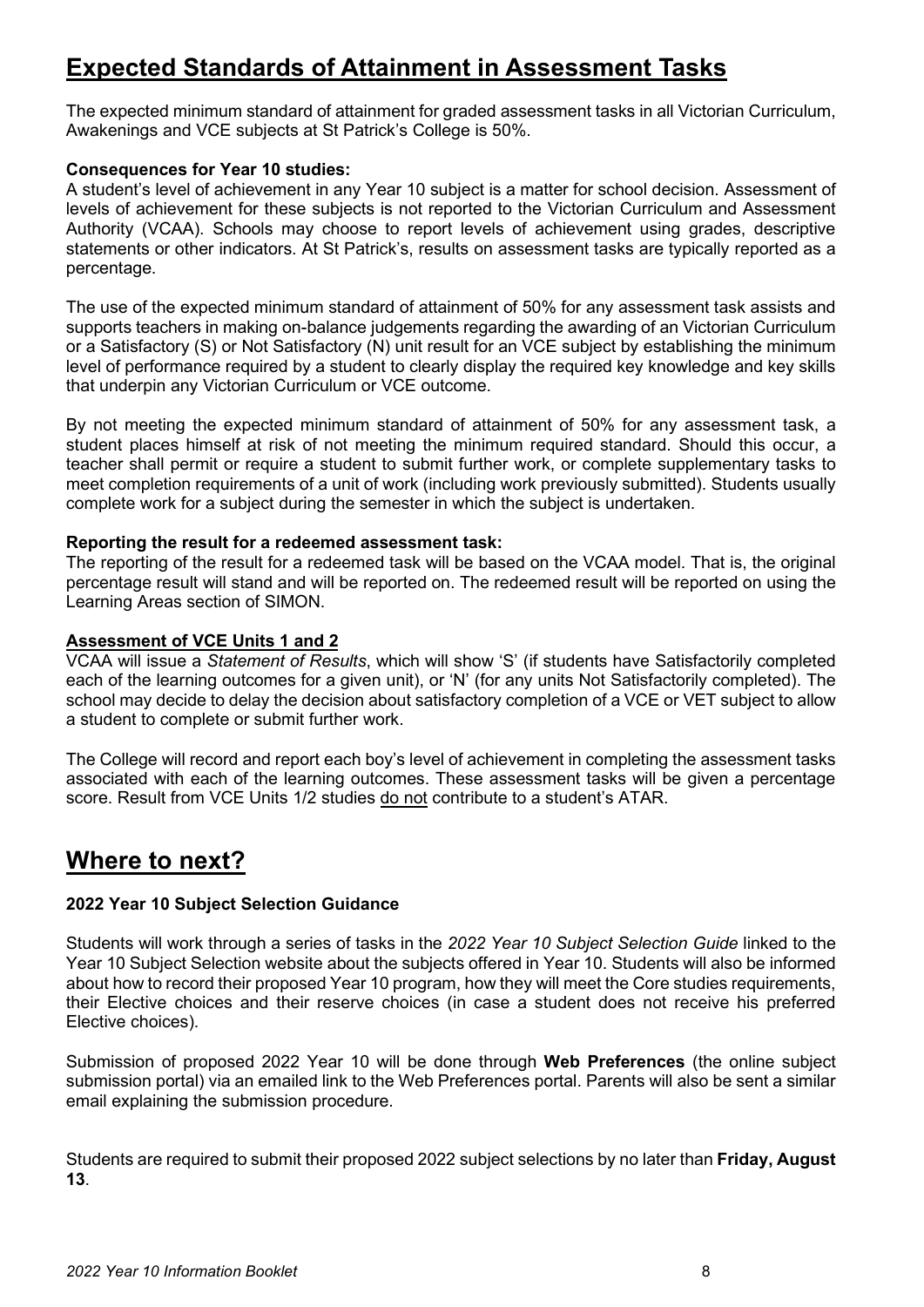## Expected Standards of Attainment in Assessment Tasks

The expected minimum standard of attainment for graded assessment tasks in all Victorian Curriculum, Awakenings and VCE subjects at St Patrick's College is 50%.

**Consequences for Year 10 studies:**
A student's level of achievement in any Year 10 subject is a matter for school decision. Assessment of levels of achievement for these subjects is not reported to the Victorian Curriculum and Assessment Authority (VCAA). Schools may choose to report levels of achievement using grades, descriptive statements or other indicators. At St Patrick's, results on assessment tasks are typically reported as a percentage.

The use of the expected minimum standard of attainment of 50% for any assessment task assists and supports teachers in making on-balance judgements regarding the awarding of an Victorian Curriculum or a Satisfactory (S) or Not Satisfactory (N) unit result for an VCE subject by establishing the minimum level of performance required by a student to clearly display the required key knowledge and key skills that underpin any Victorian Curriculum or VCE outcome.

By not meeting the expected minimum standard of attainment of 50% for any assessment task, a student places himself at risk of not meeting the minimum required standard. Should this occur, a teacher shall permit or require a student to submit further work, or complete supplementary tasks to meet completion requirements of a unit of work (including work previously submitted). Students usually complete work for a subject during the semester in which the subject is undertaken.

**Reporting the result for a redeemed assessment task:**
The reporting of the result for a redeemed task will be based on the VCAA model. That is, the original percentage result will stand and will be reported on. The redeemed result will be reported on using the Learning Areas section of SIMON.

**Assessment of VCE Units 1 and 2**
VCAA will issue a *Statement of Results*, which will show 'S' (if students have Satisfactorily completed each of the learning outcomes for a given unit), or 'N' (for any units Not Satisfactorily completed). The school may decide to delay the decision about satisfactory completion of a VCE or VET subject to allow a student to complete or submit further work.

The College will record and report each boy's level of achievement in completing the assessment tasks associated with each of the learning outcomes. These assessment tasks will be given a percentage score. Result from VCE Units 1/2 studies do not contribute to a student's ATAR.

## Where to next?

**2022 Year 10 Subject Selection Guidance**

Students will work through a series of tasks in the *2022 Year 10 Subject Selection Guide* linked to the Year 10 Subject Selection website about the subjects offered in Year 10. Students will also be informed about how to record their proposed Year 10 program, how they will meet the Core studies requirements, their Elective choices and their reserve choices (in case a student does not receive his preferred Elective choices).

Submission of proposed 2022 Year 10 will be done through **Web Preferences** (the online subject submission portal) via an emailed link to the Web Preferences portal. Parents will also be sent a similar email explaining the submission procedure.

Students are required to submit their proposed 2022 subject selections by no later than **Friday, August 13**.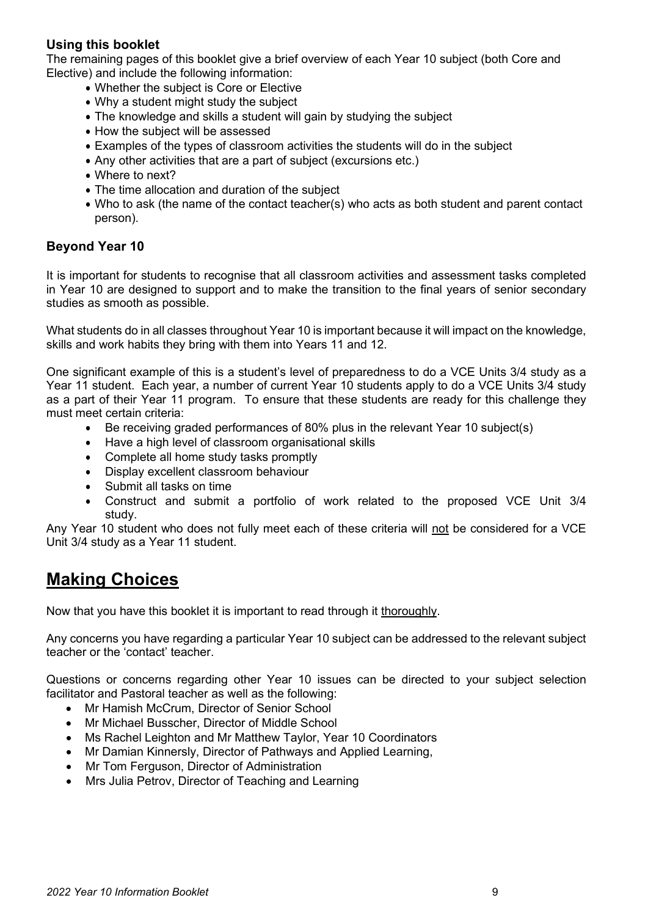### Using this booklet

The remaining pages of this booklet give a brief overview of each Year 10 subject (both Core and Elective) and include the following information:

- Whether the subject is Core or Elective
- Why a student might study the subject
- The knowledge and skills a student will gain by studying the subject
- How the subject will be assessed
- Examples of the types of classroom activities the students will do in the subject
- Any other activities that are a part of subject (excursions etc.)
- Where to next?
- The time allocation and duration of the subject
- Who to ask (the name of the contact teacher(s) who acts as both student and parent contact person).

### Beyond Year 10

It is important for students to recognise that all classroom activities and assessment tasks completed in Year 10 are designed to support and to make the transition to the final years of senior secondary studies as smooth as possible.

What students do in all classes throughout Year 10 is important because it will impact on the knowledge, skills and work habits they bring with them into Years 11 and 12.

One significant example of this is a student's level of preparedness to do a VCE Units 3/4 study as a Year 11 student. Each year, a number of current Year 10 students apply to do a VCE Units 3/4 study as a part of their Year 11 program. To ensure that these students are ready for this challenge they must meet certain criteria:

- Be receiving graded performances of 80% plus in the relevant Year 10 subject(s)
- Have a high level of classroom organisational skills
- Complete all home study tasks promptly
- Display excellent classroom behaviour
- Submit all tasks on time
- Construct and submit a portfolio of work related to the proposed VCE Unit 3/4 study.

Any Year 10 student who does not fully meet each of these criteria will not be considered for a VCE Unit 3/4 study as a Year 11 student.

## Making Choices

Now that you have this booklet it is important to read through it thoroughly.

Any concerns you have regarding a particular Year 10 subject can be addressed to the relevant subject teacher or the 'contact' teacher.

Questions or concerns regarding other Year 10 issues can be directed to your subject selection facilitator and Pastoral teacher as well as the following:

- Mr Hamish McCrum, Director of Senior School
- Mr Michael Busscher, Director of Middle School
- Ms Rachel Leighton and Mr Matthew Taylor, Year 10 Coordinators
- Mr Damian Kinnersly, Director of Pathways and Applied Learning,
- Mr Tom Ferguson, Director of Administration
- Mrs Julia Petrov, Director of Teaching and Learning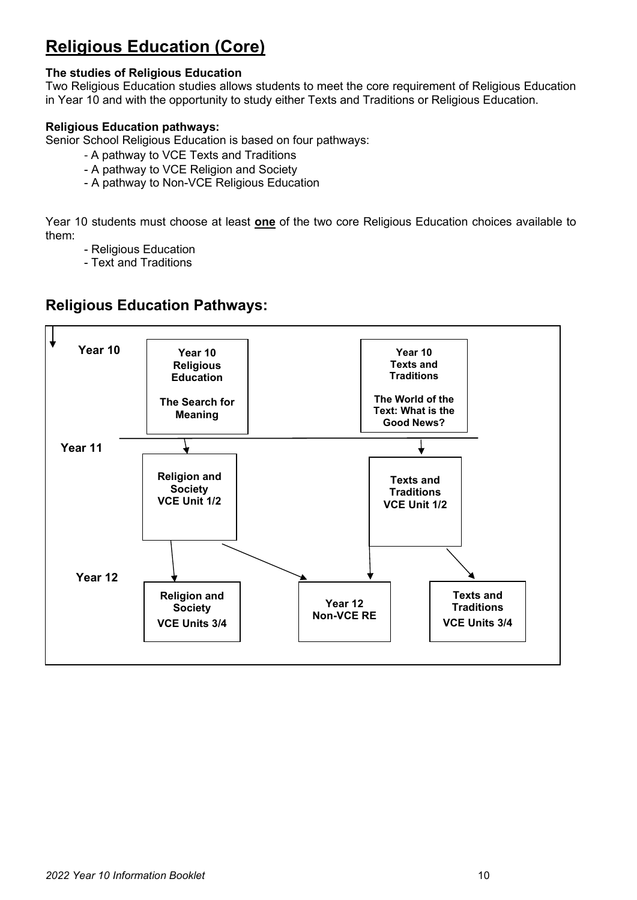# Religious Education (Core)

**The studies of Religious Education**
Two Religious Education studies allows students to meet the core requirement of Religious Education in Year 10 and with the opportunity to study either Texts and Traditions or Religious Education.

**Religious Education pathways:**
Senior School Religious Education is based on four pathways:

- A pathway to VCE Texts and Traditions
- A pathway to VCE Religion and Society
- A pathway to Non-VCE Religious Education

Year 10 students must choose at least **one** of the two core Religious Education choices available to them:

- Religious Education
- Text and Traditions

## Religious Education Pathways:

**Year 10**

- **Year 10 Religious Education** – **The Search for Meaning**
- **Year 10 Texts and Traditions** – **The World of the Text: What is the Good News?**

**Year 11**

- **Religion and Society VCE Unit 1/2** (from Year 10 Religious Education)
- **Texts and Traditions VCE Unit 1/2** (from Year 10 Texts and Traditions)

**Year 12**

- **Religion and Society VCE Units 3/4** (from Religion and Society VCE Unit 1/2)
- **Year 12 Non-VCE RE** (from Religion and Society VCE Unit 1/2 or Texts and Traditions VCE Unit 1/2)
- **Texts and Traditions VCE Units 3/4** (from Texts and Traditions VCE Unit 1/2)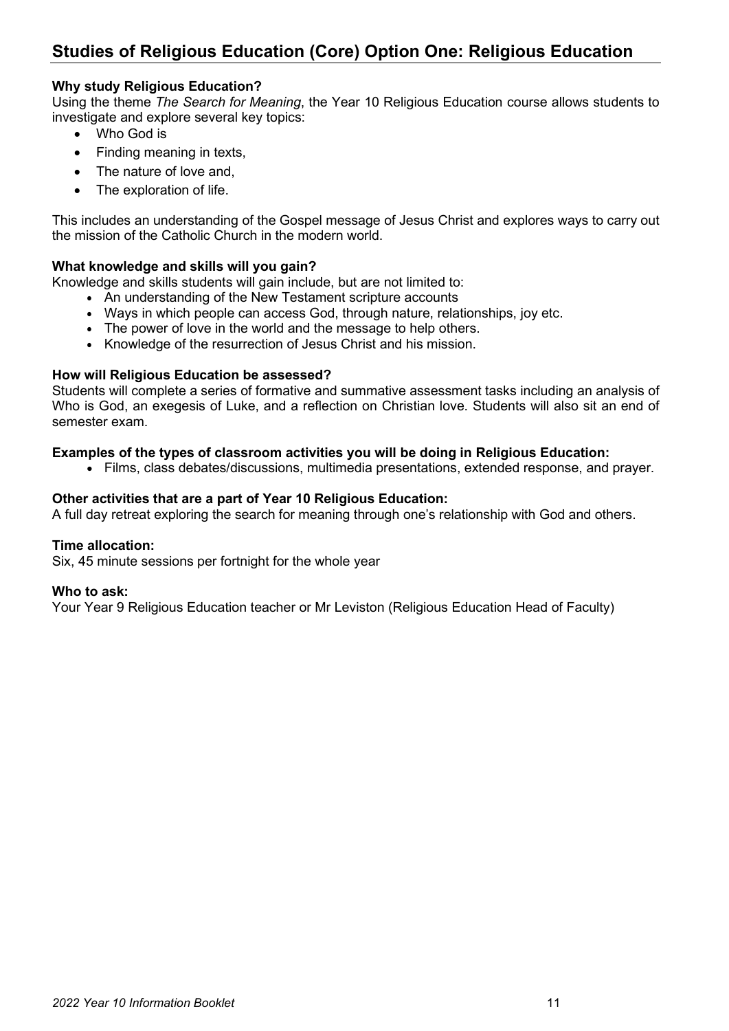# Studies of Religious Education (Core) Option One: Religious Education

**Why study Religious Education?**

Using the theme *The Search for Meaning*, the Year 10 Religious Education course allows students to investigate and explore several key topics:

- Who God is
- Finding meaning in texts,
- The nature of love and,
- The exploration of life.

This includes an understanding of the Gospel message of Jesus Christ and explores ways to carry out the mission of the Catholic Church in the modern world.

**What knowledge and skills will you gain?**

Knowledge and skills students will gain include, but are not limited to:

- An understanding of the New Testament scripture accounts
- Ways in which people can access God, through nature, relationships, joy etc.
- The power of love in the world and the message to help others.
- Knowledge of the resurrection of Jesus Christ and his mission.

**How will Religious Education be assessed?**

Students will complete a series of formative and summative assessment tasks including an analysis of Who is God, an exegesis of Luke, and a reflection on Christian love. Students will also sit an end of semester exam.

**Examples of the types of classroom activities you will be doing in Religious Education:**

- Films, class debates/discussions, multimedia presentations, extended response, and prayer.

**Other activities that are a part of Year 10 Religious Education:**

A full day retreat exploring the search for meaning through one's relationship with God and others.

**Time allocation:**

Six, 45 minute sessions per fortnight for the whole year

**Who to ask:**

Your Year 9 Religious Education teacher or Mr Leviston (Religious Education Head of Faculty)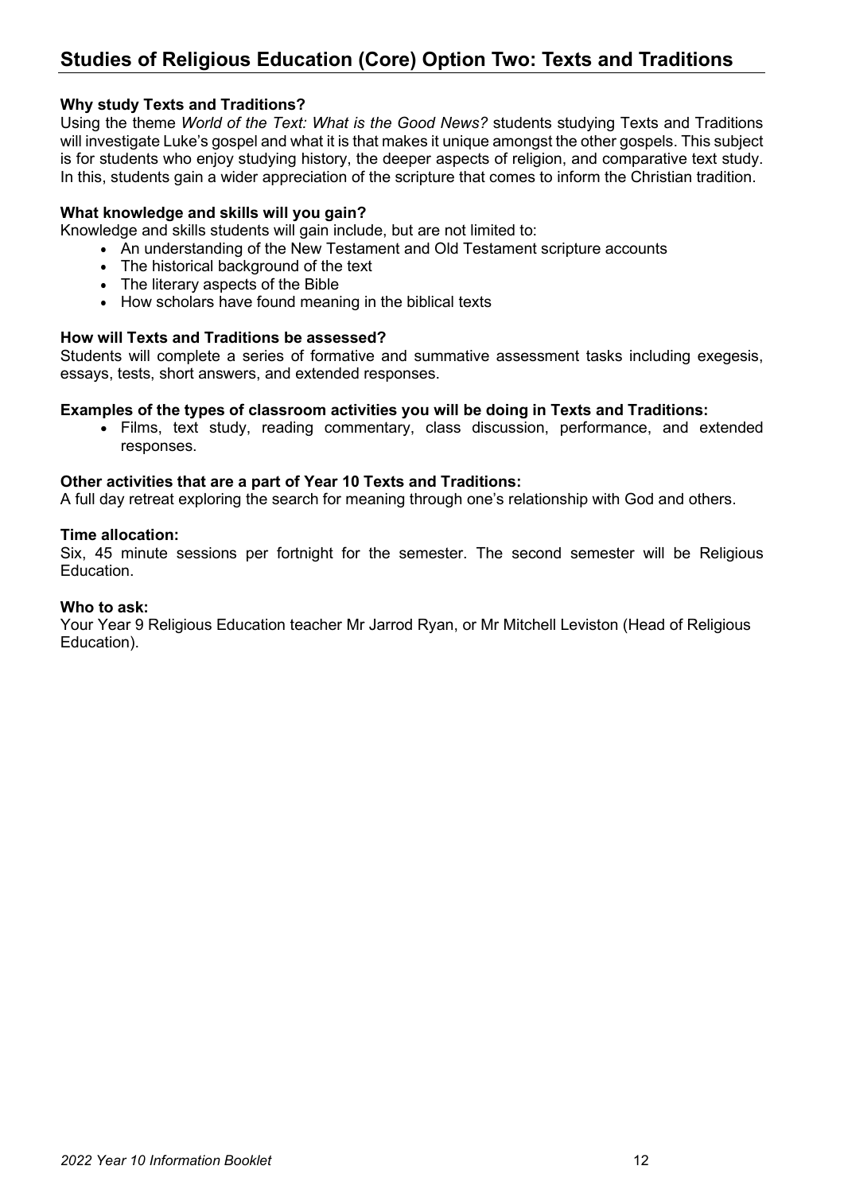# Studies of Religious Education (Core) Option Two: Texts and Traditions

**Why study Texts and Traditions?**

Using the theme *World of the Text: What is the Good News?* students studying Texts and Traditions will investigate Luke's gospel and what it is that makes it unique amongst the other gospels. This subject is for students who enjoy studying history, the deeper aspects of religion, and comparative text study. In this, students gain a wider appreciation of the scripture that comes to inform the Christian tradition.

**What knowledge and skills will you gain?**

Knowledge and skills students will gain include, but are not limited to:

- An understanding of the New Testament and Old Testament scripture accounts
- The historical background of the text
- The literary aspects of the Bible
- How scholars have found meaning in the biblical texts

**How will Texts and Traditions be assessed?**

Students will complete a series of formative and summative assessment tasks including exegesis, essays, tests, short answers, and extended responses.

**Examples of the types of classroom activities you will be doing in Texts and Traditions:**

- Films, text study, reading commentary, class discussion, performance, and extended responses.

**Other activities that are a part of Year 10 Texts and Traditions:**

A full day retreat exploring the search for meaning through one's relationship with God and others.

**Time allocation:**

Six, 45 minute sessions per fortnight for the semester. The second semester will be Religious Education.

**Who to ask:**

Your Year 9 Religious Education teacher Mr Jarrod Ryan, or Mr Mitchell Leviston (Head of Religious Education).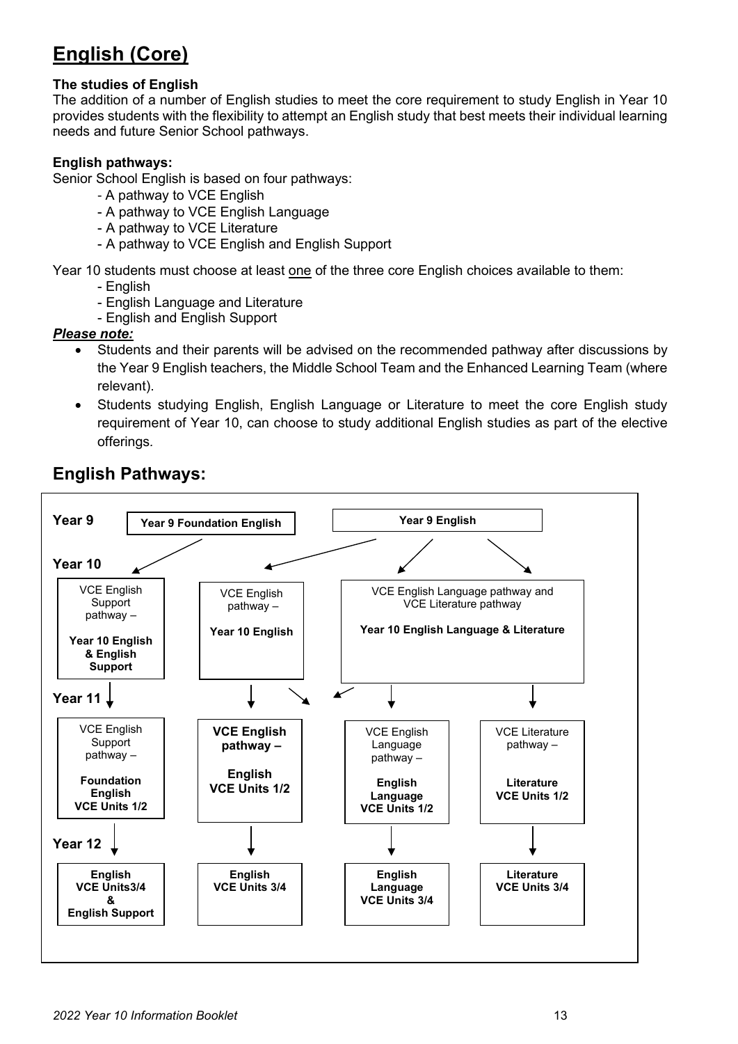# English (Core)

**The studies of English**

The addition of a number of English studies to meet the core requirement to study English in Year 10 provides students with the flexibility to attempt an English study that best meets their individual learning needs and future Senior School pathways.

**English pathways:**

Senior School English is based on four pathways:

- A pathway to VCE English
- A pathway to VCE English Language
- A pathway to VCE Literature
- A pathway to VCE English and English Support

Year 10 students must choose at least one of the three core English choices available to them:

- English
- English Language and Literature
- English and English Support

***Please note:***

- Students and their parents will be advised on the recommended pathway after discussions by the Year 9 English teachers, the Middle School Team and the Enhanced Learning Team (where relevant).
- Students studying English, English Language or Literature to meet the core English study requirement of Year 10, can choose to study additional English studies as part of the elective offerings.

## English Pathways:

**Year 9**

- **Year 9 Foundation English** → Year 10: VCE English Support pathway – **Year 10 English & English Support**
- **Year 9 English** → Year 10: VCE English pathway – **Year 10 English**; or VCE English Language pathway and VCE Literature pathway – **Year 10 English Language & Literature**

**Year 10**

- VCE English Support pathway – **Year 10 English & English Support** → Year 11: Foundation English VCE Units 1/2
- VCE English pathway – **Year 10 English** → Year 11: English VCE Units 1/2 or English Language VCE Units 1/2
- VCE English Language pathway and VCE Literature pathway – **Year 10 English Language & Literature** → Year 11: English VCE Units 1/2, English Language VCE Units 1/2 or Literature VCE Units 1/2

**Year 11**

- VCE English Support pathway – **Foundation English VCE Units 1/2** → Year 12: **English VCE Units3/4 & English Support**
- **VCE English pathway – English VCE Units 1/2** → Year 12: **English VCE Units 3/4**
- VCE English Language pathway – **English Language VCE Units 1/2** → Year 12: **English Language VCE Units 3/4**
- VCE Literature pathway – **Literature VCE Units 1/2** → Year 12: **Literature VCE Units 3/4**

**Year 12**

- **English VCE Units3/4 & English Support**
- **English VCE Units 3/4**
- **English Language VCE Units 3/4**
- **Literature VCE Units 3/4**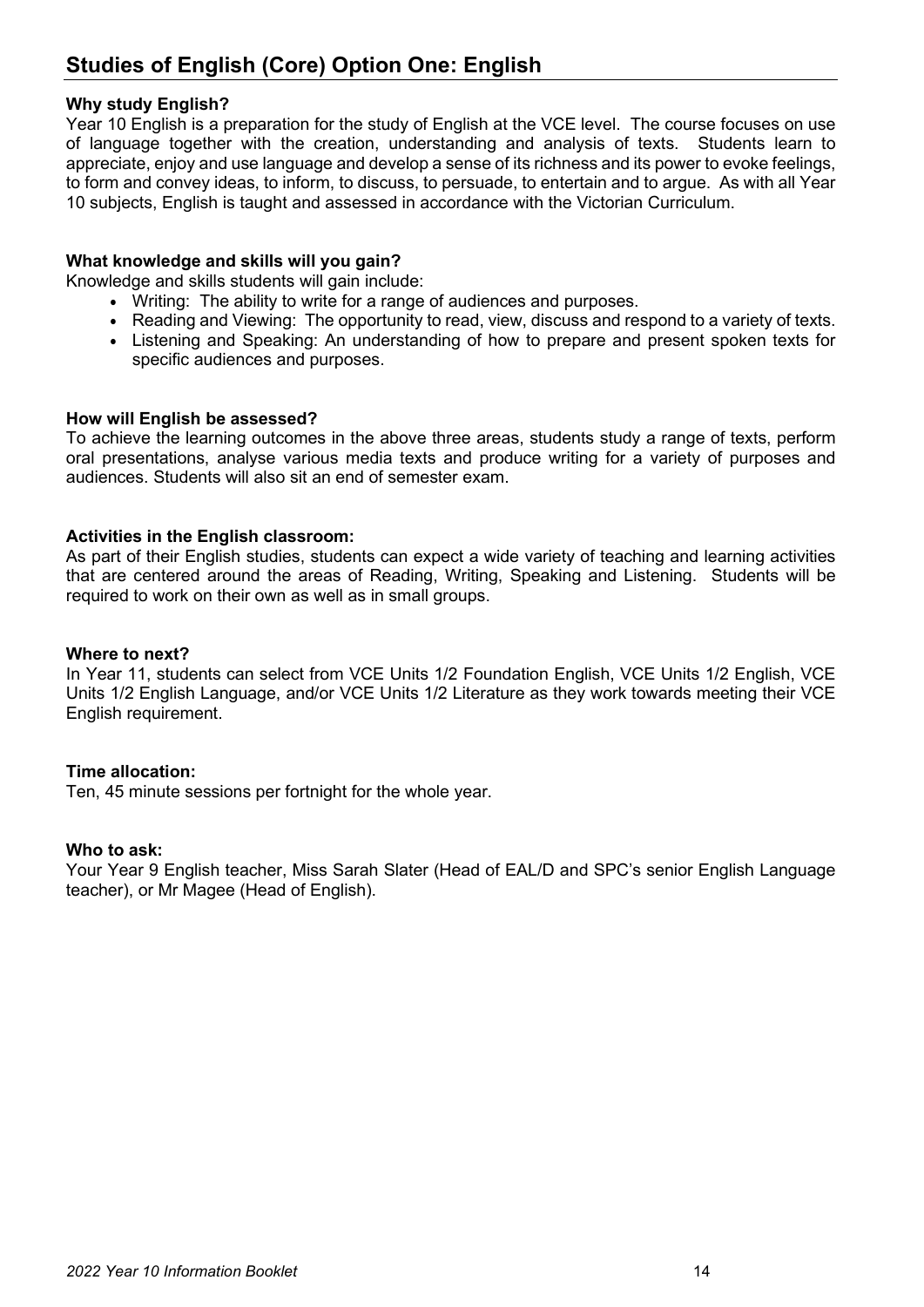## Studies of English (Core) Option One: English

**Why study English?**

Year 10 English is a preparation for the study of English at the VCE level. The course focuses on use of language together with the creation, understanding and analysis of texts. Students learn to appreciate, enjoy and use language and develop a sense of its richness and its power to evoke feelings, to form and convey ideas, to inform, to discuss, to persuade, to entertain and to argue. As with all Year 10 subjects, English is taught and assessed in accordance with the Victorian Curriculum.

**What knowledge and skills will you gain?**

Knowledge and skills students will gain include:

- Writing: The ability to write for a range of audiences and purposes.
- Reading and Viewing: The opportunity to read, view, discuss and respond to a variety of texts.
- Listening and Speaking: An understanding of how to prepare and present spoken texts for specific audiences and purposes.

**How will English be assessed?**

To achieve the learning outcomes in the above three areas, students study a range of texts, perform oral presentations, analyse various media texts and produce writing for a variety of purposes and audiences. Students will also sit an end of semester exam.

**Activities in the English classroom:**

As part of their English studies, students can expect a wide variety of teaching and learning activities that are centered around the areas of Reading, Writing, Speaking and Listening. Students will be required to work on their own as well as in small groups.

**Where to next?**

In Year 11, students can select from VCE Units 1/2 Foundation English, VCE Units 1/2 English, VCE Units 1/2 English Language, and/or VCE Units 1/2 Literature as they work towards meeting their VCE English requirement.

**Time allocation:**

Ten, 45 minute sessions per fortnight for the whole year.

**Who to ask:**

Your Year 9 English teacher, Miss Sarah Slater (Head of EAL/D and SPC's senior English Language teacher), or Mr Magee (Head of English).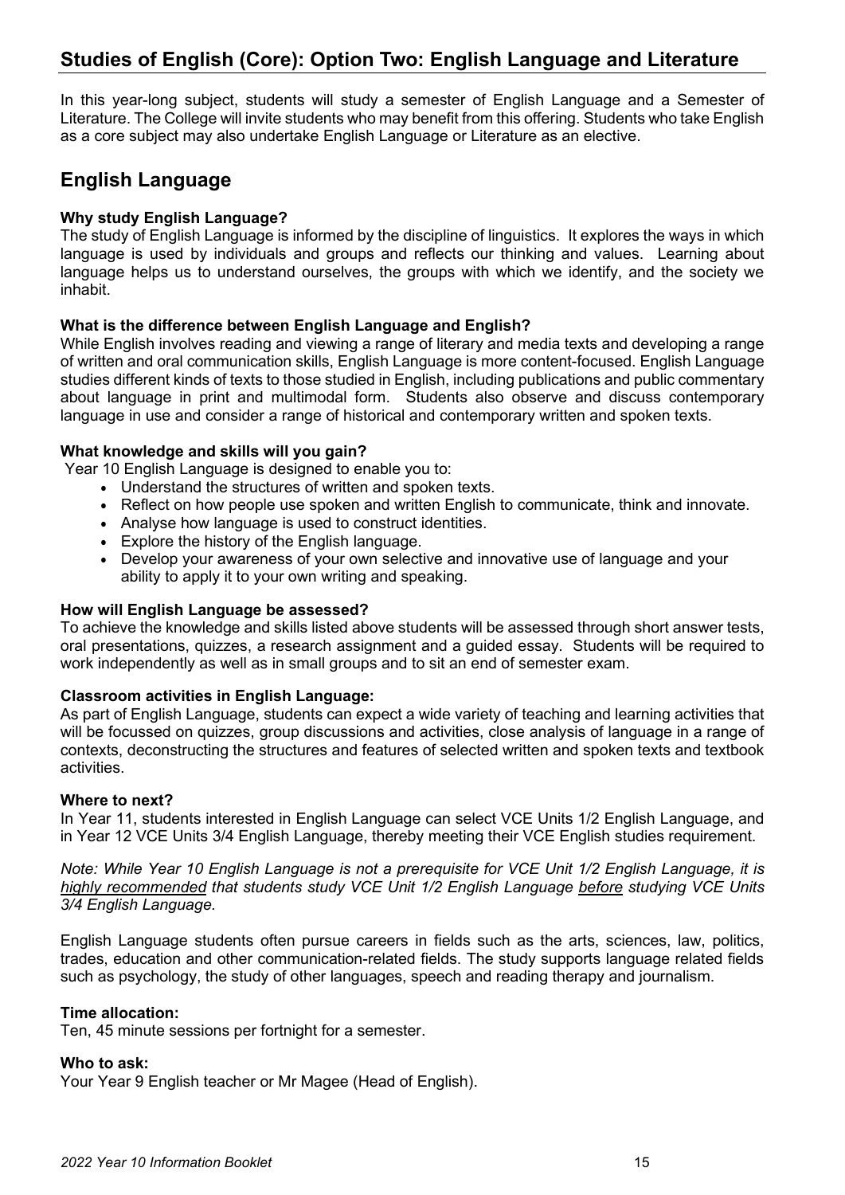## Studies of English (Core): Option Two: English Language and Literature

In this year-long subject, students will study a semester of English Language and a Semester of Literature. The College will invite students who may benefit from this offering. Students who take English as a core subject may also undertake English Language or Literature as an elective.

## English Language

**Why study English Language?**

The study of English Language is informed by the discipline of linguistics. It explores the ways in which language is used by individuals and groups and reflects our thinking and values. Learning about language helps us to understand ourselves, the groups with which we identify, and the society we inhabit.

**What is the difference between English Language and English?**

While English involves reading and viewing a range of literary and media texts and developing a range of written and oral communication skills, English Language is more content-focused. English Language studies different kinds of texts to those studied in English, including publications and public commentary about language in print and multimodal form. Students also observe and discuss contemporary language in use and consider a range of historical and contemporary written and spoken texts.

**What knowledge and skills will you gain?**

Year 10 English Language is designed to enable you to:

- Understand the structures of written and spoken texts.
- Reflect on how people use spoken and written English to communicate, think and innovate.
- Analyse how language is used to construct identities.
- Explore the history of the English language.
- Develop your awareness of your own selective and innovative use of language and your ability to apply it to your own writing and speaking.

**How will English Language be assessed?**

To achieve the knowledge and skills listed above students will be assessed through short answer tests, oral presentations, quizzes, a research assignment and a guided essay. Students will be required to work independently as well as in small groups and to sit an end of semester exam.

**Classroom activities in English Language:**

As part of English Language, students can expect a wide variety of teaching and learning activities that will be focussed on quizzes, group discussions and activities, close analysis of language in a range of contexts, deconstructing the structures and features of selected written and spoken texts and textbook activities.

**Where to next?**

In Year 11, students interested in English Language can select VCE Units 1/2 English Language, and in Year 12 VCE Units 3/4 English Language, thereby meeting their VCE English studies requirement.

*Note: While Year 10 English Language is not a prerequisite for VCE Unit 1/2 English Language, it is highly recommended that students study VCE Unit 1/2 English Language before studying VCE Units 3/4 English Language.*

English Language students often pursue careers in fields such as the arts, sciences, law, politics, trades, education and other communication-related fields. The study supports language related fields such as psychology, the study of other languages, speech and reading therapy and journalism.

**Time allocation:**

Ten, 45 minute sessions per fortnight for a semester.

**Who to ask:**

Your Year 9 English teacher or Mr Magee (Head of English).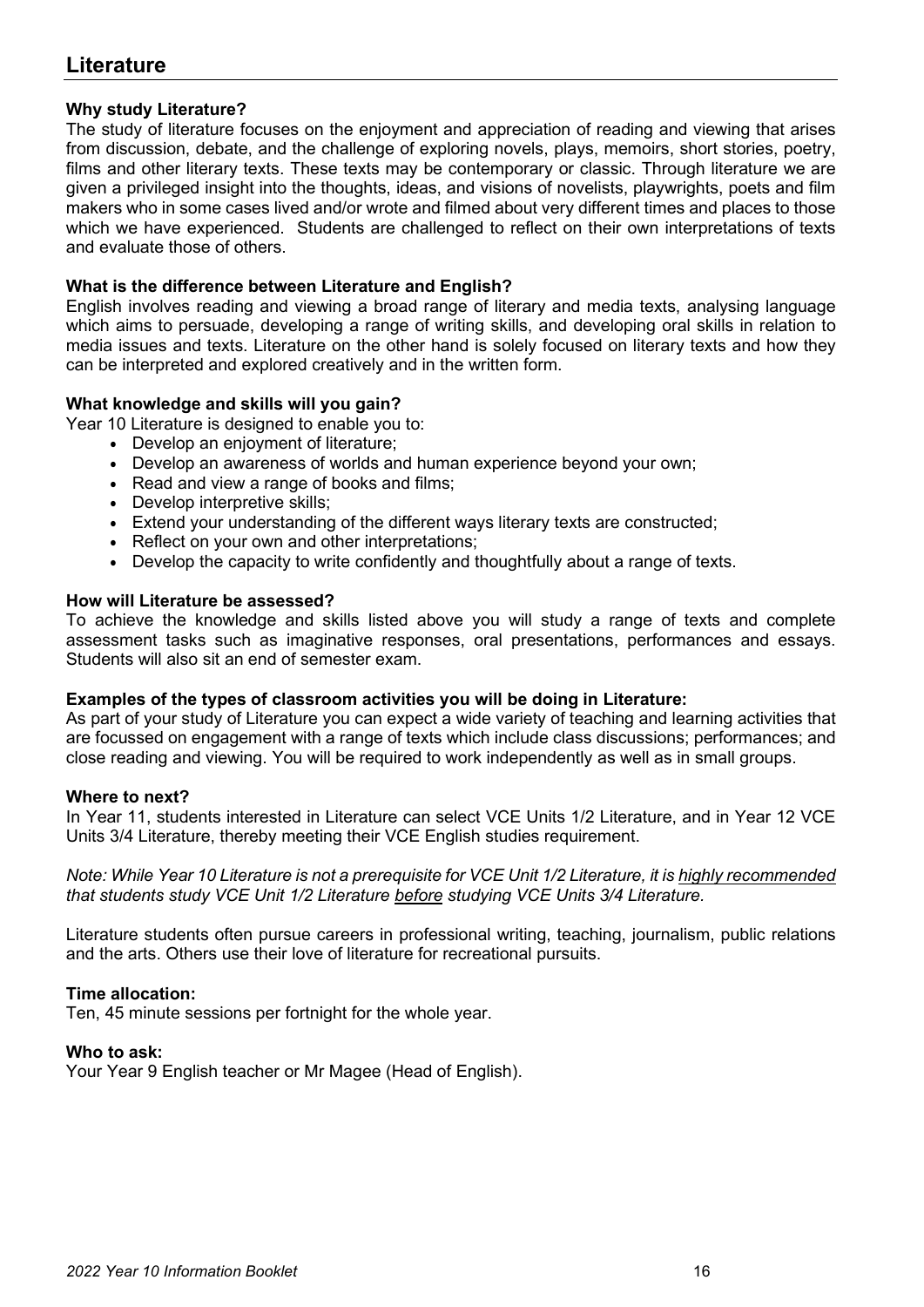# Literature

**Why study Literature?**

The study of literature focuses on the enjoyment and appreciation of reading and viewing that arises from discussion, debate, and the challenge of exploring novels, plays, memoirs, short stories, poetry, films and other literary texts. These texts may be contemporary or classic. Through literature we are given a privileged insight into the thoughts, ideas, and visions of novelists, playwrights, poets and film makers who in some cases lived and/or wrote and filmed about very different times and places to those which we have experienced. Students are challenged to reflect on their own interpretations of texts and evaluate those of others.

**What is the difference between Literature and English?**

English involves reading and viewing a broad range of literary and media texts, analysing language which aims to persuade, developing a range of writing skills, and developing oral skills in relation to media issues and texts. Literature on the other hand is solely focused on literary texts and how they can be interpreted and explored creatively and in the written form.

**What knowledge and skills will you gain?**

Year 10 Literature is designed to enable you to:

- Develop an enjoyment of literature;
- Develop an awareness of worlds and human experience beyond your own;
- Read and view a range of books and films;
- Develop interpretive skills;
- Extend your understanding of the different ways literary texts are constructed;
- Reflect on your own and other interpretations;
- Develop the capacity to write confidently and thoughtfully about a range of texts.

**How will Literature be assessed?**

To achieve the knowledge and skills listed above you will study a range of texts and complete assessment tasks such as imaginative responses, oral presentations, performances and essays. Students will also sit an end of semester exam.

**Examples of the types of classroom activities you will be doing in Literature:**

As part of your study of Literature you can expect a wide variety of teaching and learning activities that are focussed on engagement with a range of texts which include class discussions; performances; and close reading and viewing. You will be required to work independently as well as in small groups.

**Where to next?**

In Year 11, students interested in Literature can select VCE Units 1/2 Literature, and in Year 12 VCE Units 3/4 Literature, thereby meeting their VCE English studies requirement.

*Note: While Year 10 Literature is not a prerequisite for VCE Unit 1/2 Literature, it is <u>highly recommended</u> that students study VCE Unit 1/2 Literature <u>before</u> studying VCE Units 3/4 Literature.*

Literature students often pursue careers in professional writing, teaching, journalism, public relations and the arts. Others use their love of literature for recreational pursuits.

**Time allocation:**

Ten, 45 minute sessions per fortnight for the whole year.

**Who to ask:**

Your Year 9 English teacher or Mr Magee (Head of English).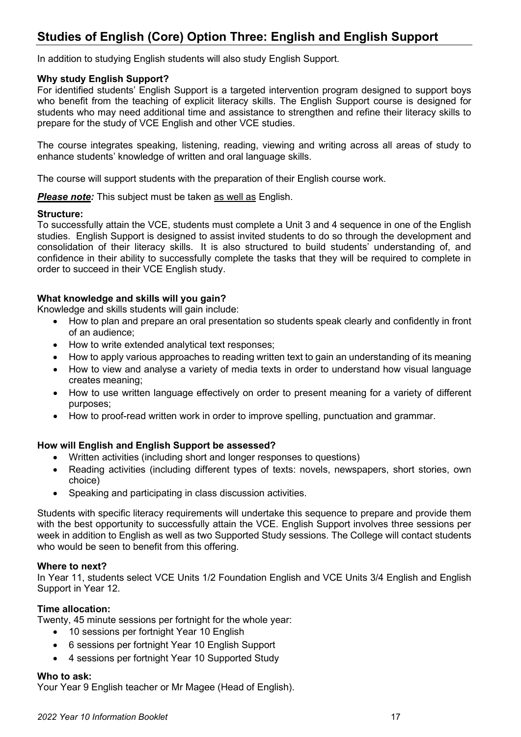## Studies of English (Core) Option Three: English and English Support

In addition to studying English students will also study English Support.

**Why study English Support?**
For identified students' English Support is a targeted intervention program designed to support boys who benefit from the teaching of explicit literacy skills. The English Support course is designed for students who may need additional time and assistance to strengthen and refine their literacy skills to prepare for the study of VCE English and other VCE studies.

The course integrates speaking, listening, reading, viewing and writing across all areas of study to enhance students' knowledge of written and oral language skills.

The course will support students with the preparation of their English course work.

***Please note:*** This subject must be taken as well as English.

**Structure:**
To successfully attain the VCE, students must complete a Unit 3 and 4 sequence in one of the English studies. English Support is designed to assist invited students to do so through the development and consolidation of their literacy skills. It is also structured to build students' understanding of, and confidence in their ability to successfully complete the tasks that they will be required to complete in order to succeed in their VCE English study.

**What knowledge and skills will you gain?**
Knowledge and skills students will gain include:

- How to plan and prepare an oral presentation so students speak clearly and confidently in front of an audience;
- How to write extended analytical text responses;
- How to apply various approaches to reading written text to gain an understanding of its meaning
- How to view and analyse a variety of media texts in order to understand how visual language creates meaning;
- How to use written language effectively on order to present meaning for a variety of different purposes;
- How to proof-read written work in order to improve spelling, punctuation and grammar.

**How will English and English Support be assessed?**

- Written activities (including short and longer responses to questions)
- Reading activities (including different types of texts: novels, newspapers, short stories, own choice)
- Speaking and participating in class discussion activities.

Students with specific literacy requirements will undertake this sequence to prepare and provide them with the best opportunity to successfully attain the VCE. English Support involves three sessions per week in addition to English as well as two Supported Study sessions. The College will contact students who would be seen to benefit from this offering.

**Where to next?**
In Year 11, students select VCE Units 1/2 Foundation English and VCE Units 3/4 English and English Support in Year 12.

**Time allocation:**
Twenty, 45 minute sessions per fortnight for the whole year:

- 10 sessions per fortnight Year 10 English
- 6 sessions per fortnight Year 10 English Support
- 4 sessions per fortnight Year 10 Supported Study

**Who to ask:**
Your Year 9 English teacher or Mr Magee (Head of English).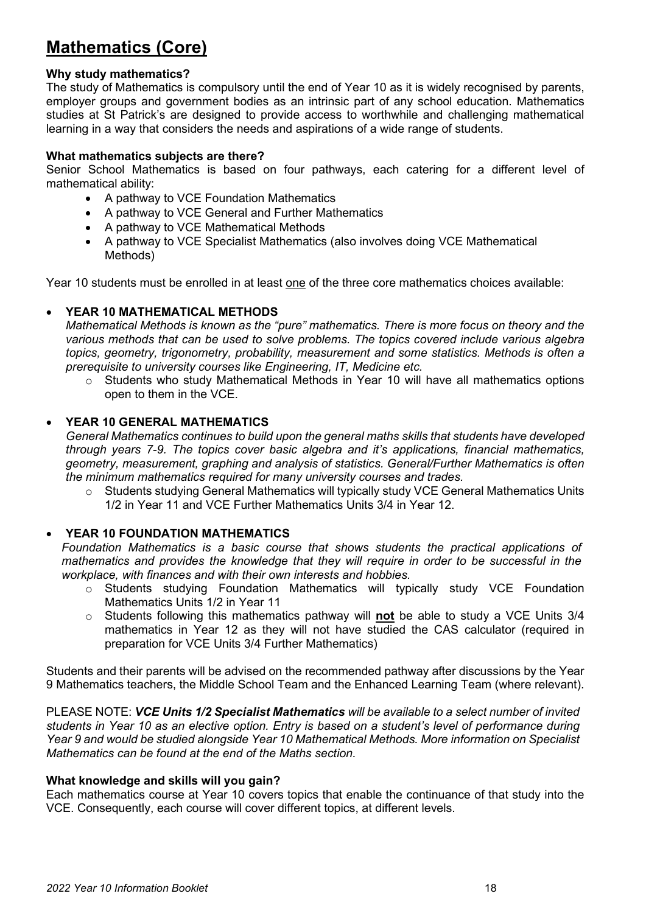# Mathematics (Core)

**Why study mathematics?**

The study of Mathematics is compulsory until the end of Year 10 as it is widely recognised by parents, employer groups and government bodies as an intrinsic part of any school education. Mathematics studies at St Patrick's are designed to provide access to worthwhile and challenging mathematical learning in a way that considers the needs and aspirations of a wide range of students.

**What mathematics subjects are there?**

Senior School Mathematics is based on four pathways, each catering for a different level of mathematical ability:

- A pathway to VCE Foundation Mathematics
- A pathway to VCE General and Further Mathematics
- A pathway to VCE Mathematical Methods
- A pathway to VCE Specialist Mathematics (also involves doing VCE Mathematical Methods)

Year 10 students must be enrolled in at least <u>one</u> of the three core mathematics choices available:

- **YEAR 10 MATHEMATICAL METHODS**
  *Mathematical Methods is known as the "pure" mathematics. There is more focus on theory and the various methods that can be used to solve problems. The topics covered include various algebra topics, geometry, trigonometry, probability, measurement and some statistics. Methods is often a prerequisite to university courses like Engineering, IT, Medicine etc.*
  - Students who study Mathematical Methods in Year 10 will have all mathematics options open to them in the VCE.

- **YEAR 10 GENERAL MATHEMATICS**
  *General Mathematics continues to build upon the general maths skills that students have developed through years 7-9. The topics cover basic algebra and it's applications, financial mathematics, geometry, measurement, graphing and analysis of statistics. General/Further Mathematics is often the minimum mathematics required for many university courses and trades.*
  - Students studying General Mathematics will typically study VCE General Mathematics Units 1/2 in Year 11 and VCE Further Mathematics Units 3/4 in Year 12.

- **YEAR 10 FOUNDATION MATHEMATICS**
  *Foundation Mathematics is a basic course that shows students the practical applications of mathematics and provides the knowledge that they will require in order to be successful in the workplace, with finances and with their own interests and hobbies.*
  - Students studying Foundation Mathematics will typically study VCE Foundation Mathematics Units 1/2 in Year 11
  - Students following this mathematics pathway will <u>**not**</u> be able to study a VCE Units 3/4 mathematics in Year 12 as they will not have studied the CAS calculator (required in preparation for VCE Units 3/4 Further Mathematics)

Students and their parents will be advised on the recommended pathway after discussions by the Year 9 Mathematics teachers, the Middle School Team and the Enhanced Learning Team (where relevant).

PLEASE NOTE: ***VCE Units 1/2 Specialist Mathematics*** *will be available to a select number of invited students in Year 10 as an elective option. Entry is based on a student's level of performance during Year 9 and would be studied alongside Year 10 Mathematical Methods. More information on Specialist Mathematics can be found at the end of the Maths section.*

**What knowledge and skills will you gain?**

Each mathematics course at Year 10 covers topics that enable the continuance of that study into the VCE. Consequently, each course will cover different topics, at different levels.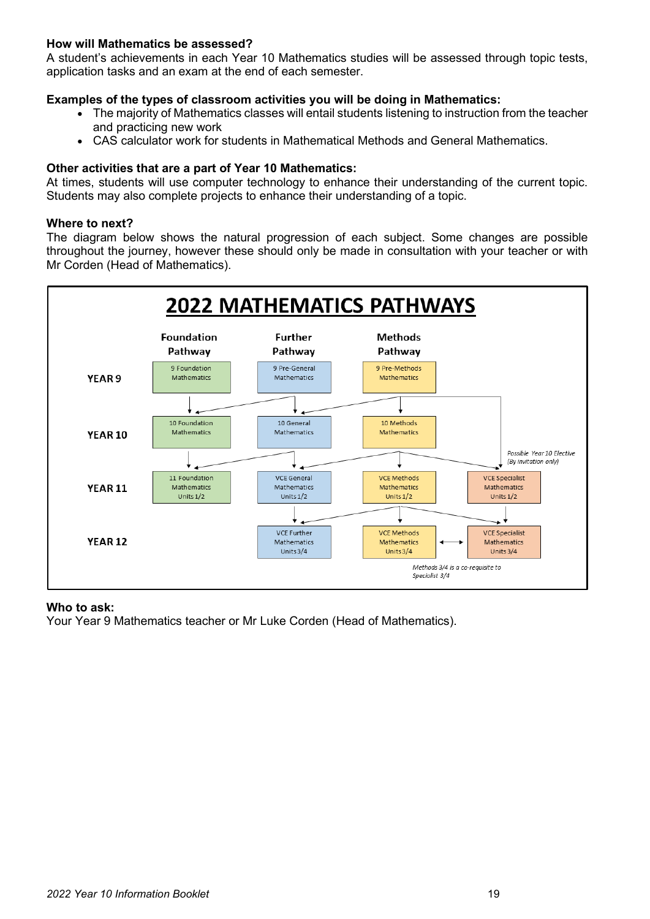**How will Mathematics be assessed?**

A student's achievements in each Year 10 Mathematics studies will be assessed through topic tests, application tasks and an exam at the end of each semester.

**Examples of the types of classroom activities you will be doing in Mathematics:**

- The majority of Mathematics classes will entail students listening to instruction from the teacher and practicing new work
- CAS calculator work for students in Mathematical Methods and General Mathematics.

**Other activities that are a part of Year 10 Mathematics:**

At times, students will use computer technology to enhance their understanding of the current topic. Students may also complete projects to enhance their understanding of a topic.

**Where to next?**

The diagram below shows the natural progression of each subject. Some changes are possible throughout the journey, however these should only be made in consultation with your teacher or with Mr Corden (Head of Mathematics).

## 2022 MATHEMATICS PATHWAYS

| | Foundation Pathway | Further Pathway | Methods Pathway | |
|---|---|---|---|---|
| YEAR 9 | 9 Foundation Mathematics | 9 Pre-General Mathematics | 9 Pre-Methods Mathematics | |
| YEAR 10 | 10 Foundation Mathematics | 10 General Mathematics | 10 Methods Mathematics | *Possible Year 10 Elective (By invitation only)* |
| YEAR 11 | 11 Foundation Mathematics Units 1/2 | VCE General Mathematics Units 1/2 | VCE Methods Mathematics Units 1/2 | VCE Specialist Mathematics Units 1/2 |
| YEAR 12 | | VCE Further Mathematics Units 3/4 | VCE Methods Mathematics Units 3/4 | VCE Specialist Mathematics Units 3/4 |

*Methods 3/4 is a co-requisite to Specialist 3/4*

**Who to ask:**

Your Year 9 Mathematics teacher or Mr Luke Corden (Head of Mathematics).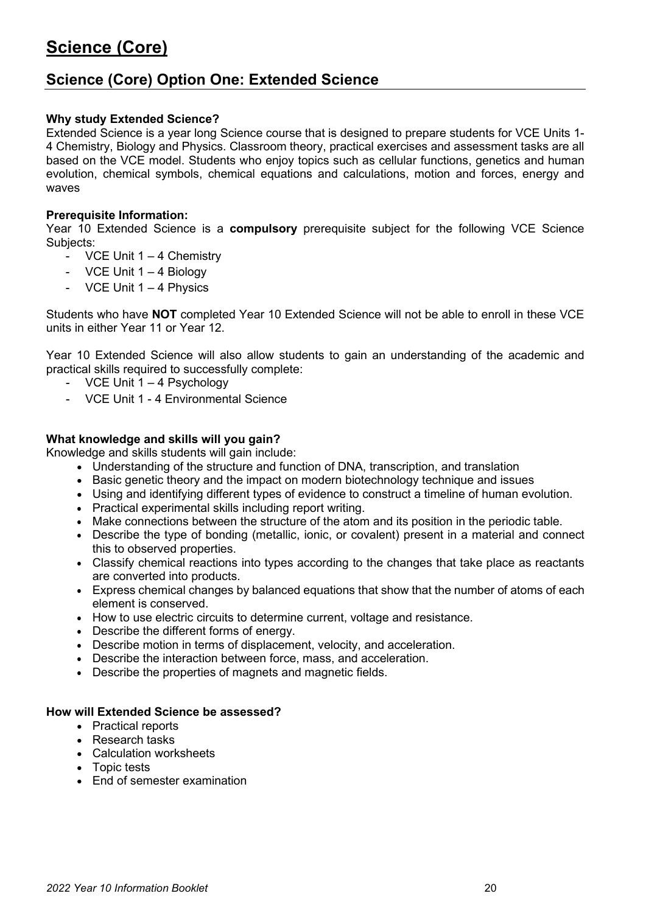# Science (Core)

## Science (Core) Option One: Extended Science

**Why study Extended Science?**

Extended Science is a year long Science course that is designed to prepare students for VCE Units 1-4 Chemistry, Biology and Physics. Classroom theory, practical exercises and assessment tasks are all based on the VCE model. Students who enjoy topics such as cellular functions, genetics and human evolution, chemical symbols, chemical equations and calculations, motion and forces, energy and waves

**Prerequisite Information:**

Year 10 Extended Science is a **compulsory** prerequisite subject for the following VCE Science Subjects:

- VCE Unit 1 – 4 Chemistry
- VCE Unit 1 – 4 Biology
- VCE Unit 1 – 4 Physics

Students who have **NOT** completed Year 10 Extended Science will not be able to enroll in these VCE units in either Year 11 or Year 12.

Year 10 Extended Science will also allow students to gain an understanding of the academic and practical skills required to successfully complete:

- VCE Unit 1 – 4 Psychology
- VCE Unit 1 - 4 Environmental Science

**What knowledge and skills will you gain?**

Knowledge and skills students will gain include:

- Understanding of the structure and function of DNA, transcription, and translation
- Basic genetic theory and the impact on modern biotechnology technique and issues
- Using and identifying different types of evidence to construct a timeline of human evolution.
- Practical experimental skills including report writing.
- Make connections between the structure of the atom and its position in the periodic table.
- Describe the type of bonding (metallic, ionic, or covalent) present in a material and connect this to observed properties.
- Classify chemical reactions into types according to the changes that take place as reactants are converted into products.
- Express chemical changes by balanced equations that show that the number of atoms of each element is conserved.
- How to use electric circuits to determine current, voltage and resistance.
- Describe the different forms of energy.
- Describe motion in terms of displacement, velocity, and acceleration.
- Describe the interaction between force, mass, and acceleration.
- Describe the properties of magnets and magnetic fields.

**How will Extended Science be assessed?**

- Practical reports
- Research tasks
- Calculation worksheets
- Topic tests
- End of semester examination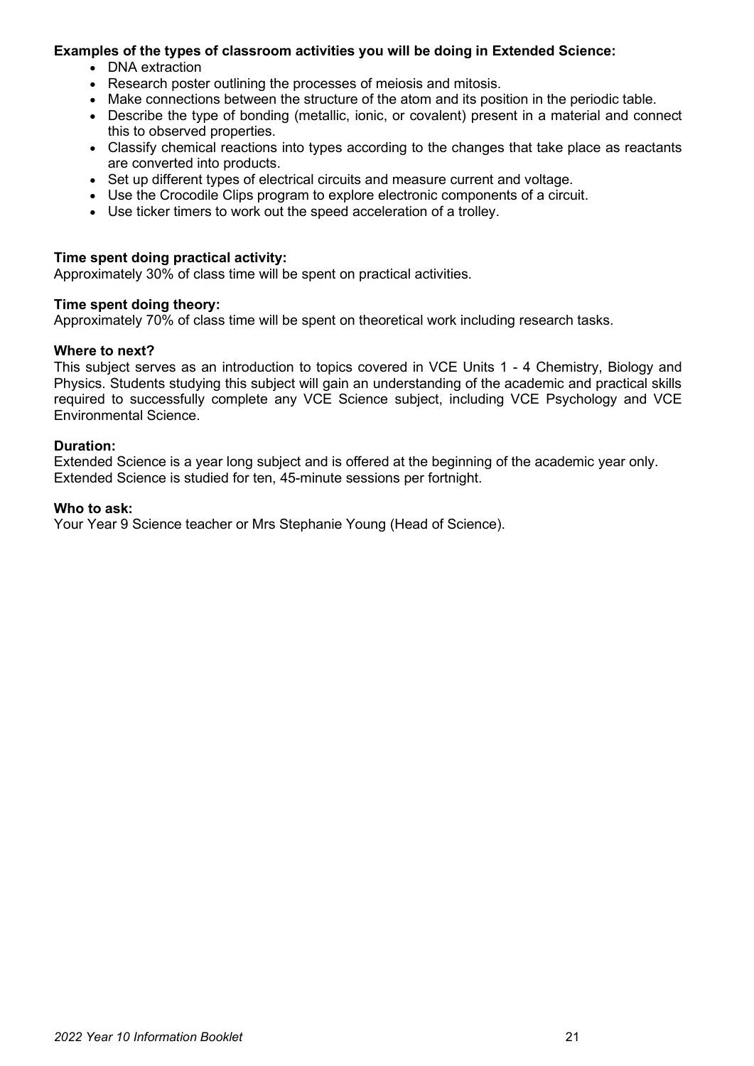**Examples of the types of classroom activities you will be doing in Extended Science:**

- DNA extraction
- Research poster outlining the processes of meiosis and mitosis.
- Make connections between the structure of the atom and its position in the periodic table.
- Describe the type of bonding (metallic, ionic, or covalent) present in a material and connect this to observed properties.
- Classify chemical reactions into types according to the changes that take place as reactants are converted into products.
- Set up different types of electrical circuits and measure current and voltage.
- Use the Crocodile Clips program to explore electronic components of a circuit.
- Use ticker timers to work out the speed acceleration of a trolley.

**Time spent doing practical activity:**
Approximately 30% of class time will be spent on practical activities.

**Time spent doing theory:**
Approximately 70% of class time will be spent on theoretical work including research tasks.

**Where to next?**
This subject serves as an introduction to topics covered in VCE Units 1 - 4 Chemistry, Biology and Physics. Students studying this subject will gain an understanding of the academic and practical skills required to successfully complete any VCE Science subject, including VCE Psychology and VCE Environmental Science.

**Duration:**
Extended Science is a year long subject and is offered at the beginning of the academic year only.
Extended Science is studied for ten, 45-minute sessions per fortnight.

**Who to ask:**
Your Year 9 Science teacher or Mrs Stephanie Young (Head of Science).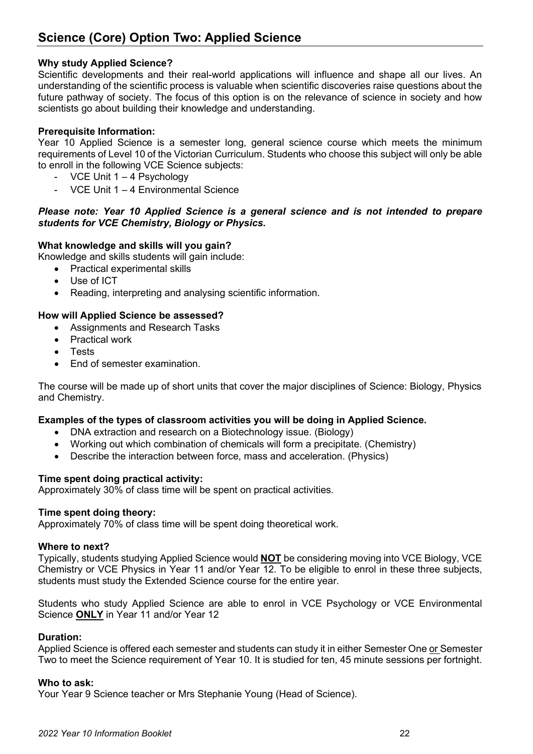## Science (Core) Option Two: Applied Science

**Why study Applied Science?**

Scientific developments and their real-world applications will influence and shape all our lives. An understanding of the scientific process is valuable when scientific discoveries raise questions about the future pathway of society. The focus of this option is on the relevance of science in society and how scientists go about building their knowledge and understanding.

**Prerequisite Information:**

Year 10 Applied Science is a semester long, general science course which meets the minimum requirements of Level 10 of the Victorian Curriculum. Students who choose this subject will only be able to enroll in the following VCE Science subjects:

- VCE Unit 1 – 4 Psychology
- VCE Unit 1 – 4 Environmental Science

***Please note: Year 10 Applied Science is a general science and is not intended to prepare students for VCE Chemistry, Biology or Physics.***

**What knowledge and skills will you gain?**

Knowledge and skills students will gain include:

- Practical experimental skills
- Use of ICT
- Reading, interpreting and analysing scientific information.

**How will Applied Science be assessed?**

- Assignments and Research Tasks
- Practical work
- Tests
- End of semester examination.

The course will be made up of short units that cover the major disciplines of Science: Biology, Physics and Chemistry.

**Examples of the types of classroom activities you will be doing in Applied Science.**

- DNA extraction and research on a Biotechnology issue. (Biology)
- Working out which combination of chemicals will form a precipitate. (Chemistry)
- Describe the interaction between force, mass and acceleration. (Physics)

**Time spent doing practical activity:**

Approximately 30% of class time will be spent on practical activities.

**Time spent doing theory:**

Approximately 70% of class time will be spent doing theoretical work.

**Where to next?**

Typically, students studying Applied Science would **NOT** be considering moving into VCE Biology, VCE Chemistry or VCE Physics in Year 11 and/or Year 12. To be eligible to enrol in these three subjects, students must study the Extended Science course for the entire year.

Students who study Applied Science are able to enrol in VCE Psychology or VCE Environmental Science **ONLY** in Year 11 and/or Year 12

**Duration:**

Applied Science is offered each semester and students can study it in either Semester One or Semester Two to meet the Science requirement of Year 10. It is studied for ten, 45 minute sessions per fortnight.

**Who to ask:**

Your Year 9 Science teacher or Mrs Stephanie Young (Head of Science).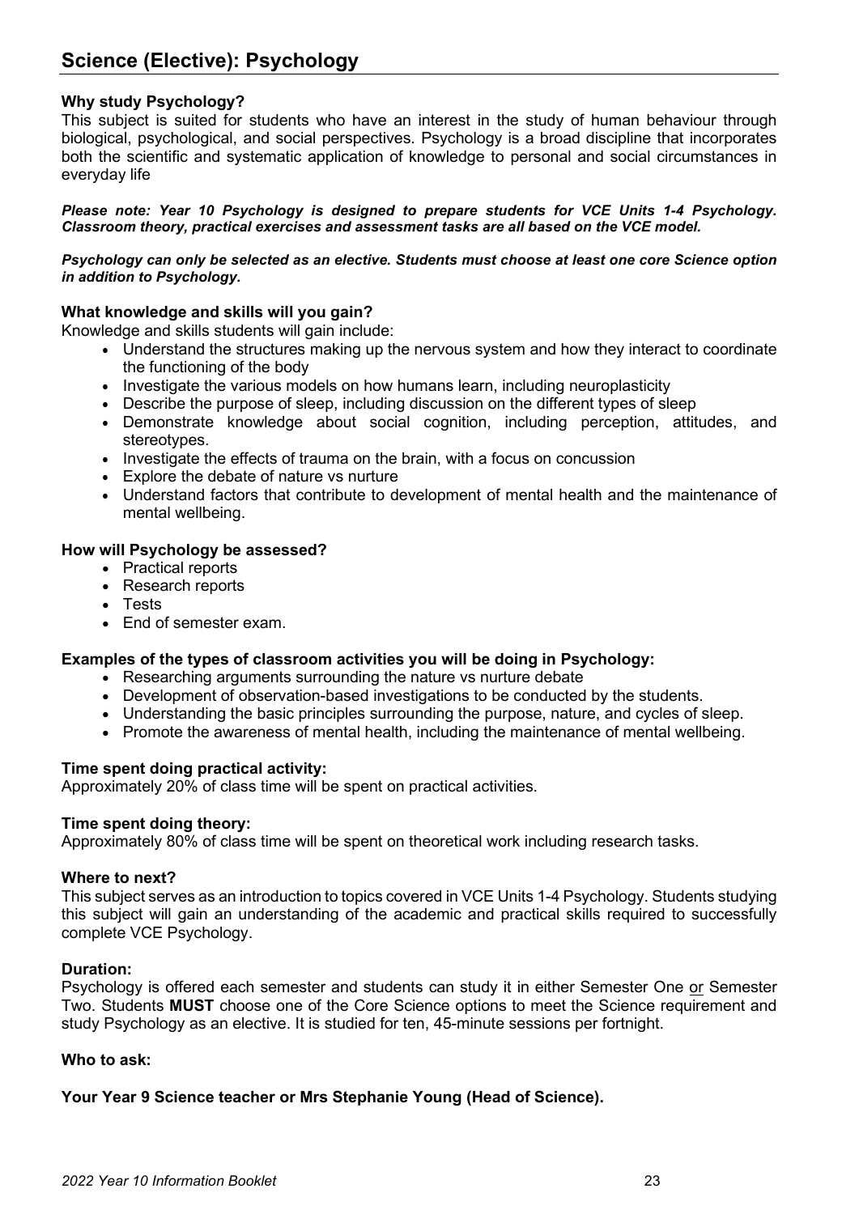# Science (Elective): Psychology

**Why study Psychology?**

This subject is suited for students who have an interest in the study of human behaviour through biological, psychological, and social perspectives. Psychology is a broad discipline that incorporates both the scientific and systematic application of knowledge to personal and social circumstances in everyday life

***Please note: Year 10 Psychology is designed to prepare students for VCE Units 1-4 Psychology. Classroom theory, practical exercises and assessment tasks are all based on the VCE model.***

***Psychology can only be selected as an elective. Students must choose at least one core Science option in addition to Psychology.***

**What knowledge and skills will you gain?**

Knowledge and skills students will gain include:

- Understand the structures making up the nervous system and how they interact to coordinate the functioning of the body
- Investigate the various models on how humans learn, including neuroplasticity
- Describe the purpose of sleep, including discussion on the different types of sleep
- Demonstrate knowledge about social cognition, including perception, attitudes, and stereotypes.
- Investigate the effects of trauma on the brain, with a focus on concussion
- Explore the debate of nature vs nurture
- Understand factors that contribute to development of mental health and the maintenance of mental wellbeing.

**How will Psychology be assessed?**

- Practical reports
- Research reports
- Tests
- End of semester exam.

**Examples of the types of classroom activities you will be doing in Psychology:**

- Researching arguments surrounding the nature vs nurture debate
- Development of observation-based investigations to be conducted by the students.
- Understanding the basic principles surrounding the purpose, nature, and cycles of sleep.
- Promote the awareness of mental health, including the maintenance of mental wellbeing.

**Time spent doing practical activity:**

Approximately 20% of class time will be spent on practical activities.

**Time spent doing theory:**

Approximately 80% of class time will be spent on theoretical work including research tasks.

**Where to next?**

This subject serves as an introduction to topics covered in VCE Units 1-4 Psychology. Students studying this subject will gain an understanding of the academic and practical skills required to successfully complete VCE Psychology.

**Duration:**

Psychology is offered each semester and students can study it in either Semester One or Semester Two. Students **MUST** choose one of the Core Science options to meet the Science requirement and study Psychology as an elective. It is studied for ten, 45-minute sessions per fortnight.

**Who to ask:**

**Your Year 9 Science teacher or Mrs Stephanie Young (Head of Science).**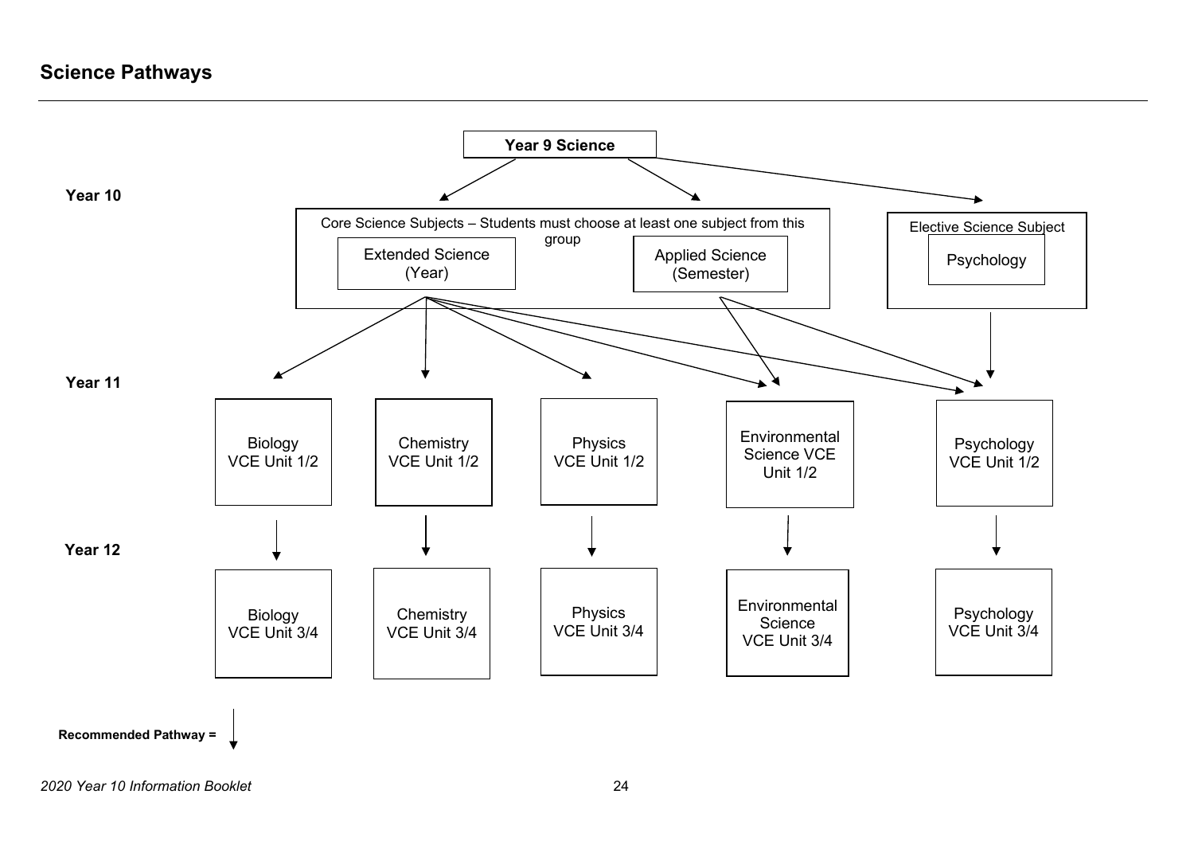## Science Pathways

**Year 9 Science**

**Year 10**

Core Science Subjects – Students must choose at least one subject from this group

- Extended Science (Year)
- Applied Science (Semester)

Elective Science Subject

- Psychology

**Year 11**

- Biology VCE Unit 1/2
- Chemistry VCE Unit 1/2
- Physics VCE Unit 1/2
- Environmental Science VCE Unit 1/2
- Psychology VCE Unit 1/2

**Year 12**

- Biology VCE Unit 3/4
- Chemistry VCE Unit 3/4
- Physics VCE Unit 3/4
- Environmental Science VCE Unit 3/4
- Psychology VCE Unit 3/4

**Recommended Pathway =** ↓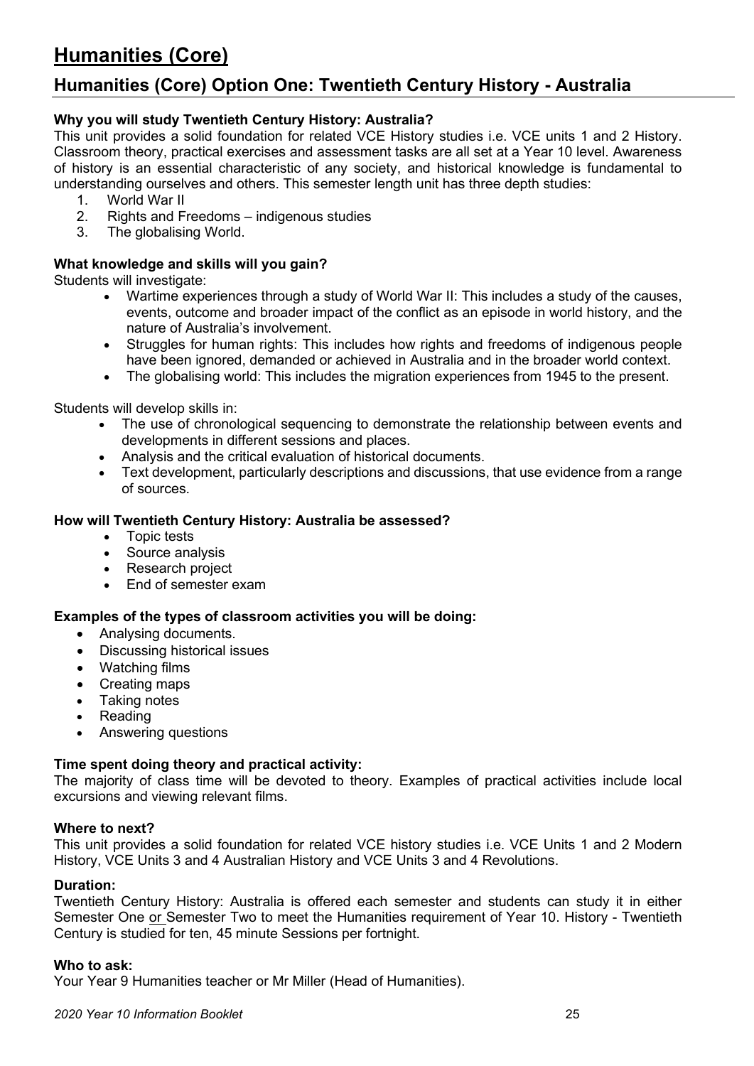# Humanities (Core)

## Humanities (Core) Option One: Twentieth Century History - Australia

**Why you will study Twentieth Century History: Australia?**

This unit provides a solid foundation for related VCE History studies i.e. VCE units 1 and 2 History. Classroom theory, practical exercises and assessment tasks are all set at a Year 10 level. Awareness of history is an essential characteristic of any society, and historical knowledge is fundamental to understanding ourselves and others. This semester length unit has three depth studies:

1. World War II
2. Rights and Freedoms – indigenous studies
3. The globalising World.

**What knowledge and skills will you gain?**

Students will investigate:

- Wartime experiences through a study of World War II: This includes a study of the causes, events, outcome and broader impact of the conflict as an episode in world history, and the nature of Australia's involvement.
- Struggles for human rights: This includes how rights and freedoms of indigenous people have been ignored, demanded or achieved in Australia and in the broader world context.
- The globalising world: This includes the migration experiences from 1945 to the present.

Students will develop skills in:

- The use of chronological sequencing to demonstrate the relationship between events and developments in different sessions and places.
- Analysis and the critical evaluation of historical documents.
- Text development, particularly descriptions and discussions, that use evidence from a range of sources.

**How will Twentieth Century History: Australia be assessed?**

- Topic tests
- Source analysis
- Research project
- End of semester exam

**Examples of the types of classroom activities you will be doing:**

- Analysing documents.
- Discussing historical issues
- Watching films
- Creating maps
- Taking notes
- Reading
- Answering questions

**Time spent doing theory and practical activity:**

The majority of class time will be devoted to theory. Examples of practical activities include local excursions and viewing relevant films.

**Where to next?**

This unit provides a solid foundation for related VCE history studies i.e. VCE Units 1 and 2 Modern History, VCE Units 3 and 4 Australian History and VCE Units 3 and 4 Revolutions.

**Duration:**

Twentieth Century History: Australia is offered each semester and students can study it in either Semester One or Semester Two to meet the Humanities requirement of Year 10. History - Twentieth Century is studied for ten, 45 minute Sessions per fortnight.

**Who to ask:**

Your Year 9 Humanities teacher or Mr Miller (Head of Humanities).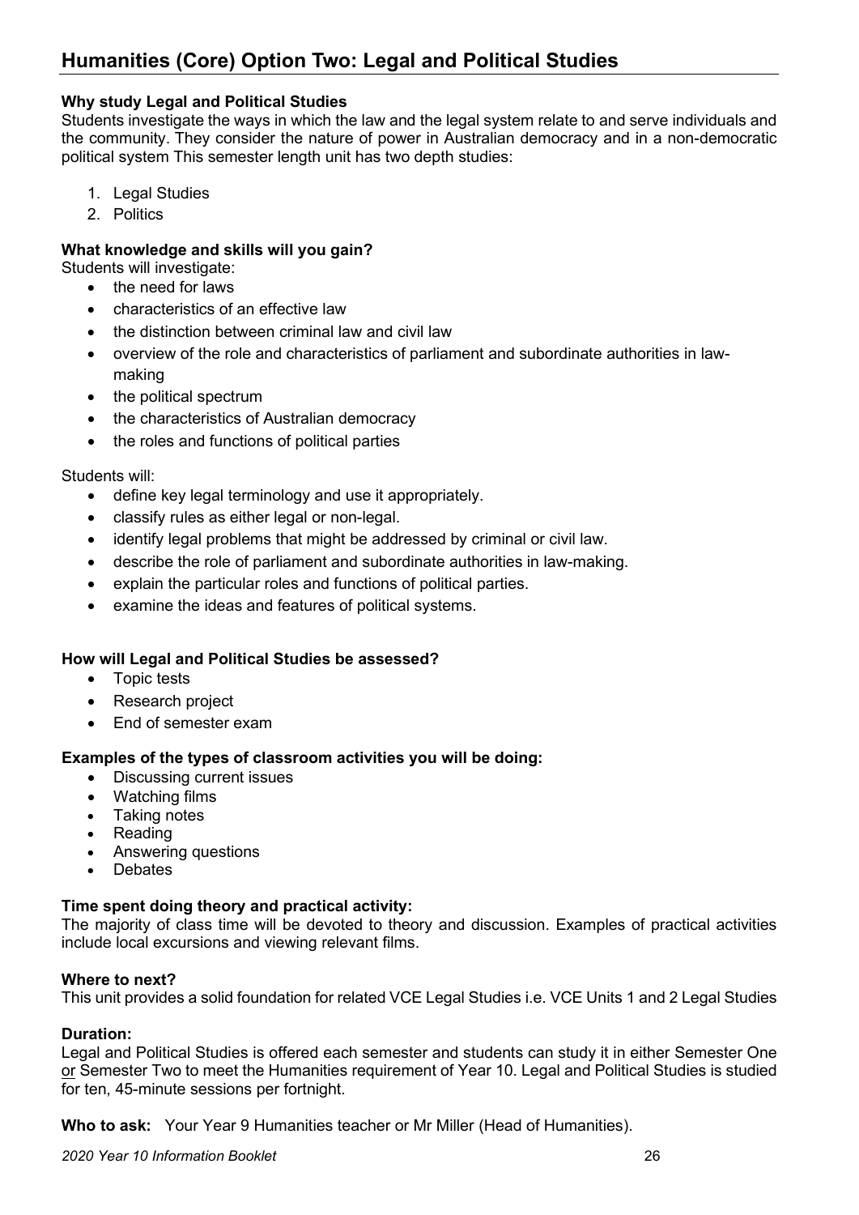## Humanities (Core) Option Two: Legal and Political Studies

**Why study Legal and Political Studies**

Students investigate the ways in which the law and the legal system relate to and serve individuals and the community. They consider the nature of power in Australian democracy and in a non-democratic political system This semester length unit has two depth studies:

1. Legal Studies
2. Politics

**What knowledge and skills will you gain?**

Students will investigate:

- the need for laws
- characteristics of an effective law
- the distinction between criminal law and civil law
- overview of the role and characteristics of parliament and subordinate authorities in law-making
- the political spectrum
- the characteristics of Australian democracy
- the roles and functions of political parties

Students will:

- define key legal terminology and use it appropriately.
- classify rules as either legal or non-legal.
- identify legal problems that might be addressed by criminal or civil law.
- describe the role of parliament and subordinate authorities in law-making.
- explain the particular roles and functions of political parties.
- examine the ideas and features of political systems.

**How will Legal and Political Studies be assessed?**

- Topic tests
- Research project
- End of semester exam

**Examples of the types of classroom activities you will be doing:**

- Discussing current issues
- Watching films
- Taking notes
- Reading
- Answering questions
- Debates

**Time spent doing theory and practical activity:**

The majority of class time will be devoted to theory and discussion. Examples of practical activities include local excursions and viewing relevant films.

**Where to next?**

This unit provides a solid foundation for related VCE Legal Studies i.e. VCE Units 1 and 2 Legal Studies

**Duration:**

Legal and Political Studies is offered each semester and students can study it in either Semester One or Semester Two to meet the Humanities requirement of Year 10. Legal and Political Studies is studied for ten, 45-minute sessions per fortnight.

**Who to ask:** Your Year 9 Humanities teacher or Mr Miller (Head of Humanities).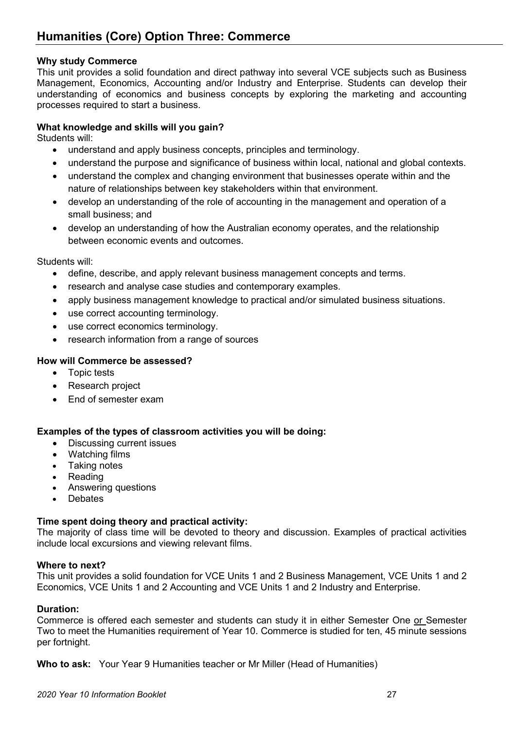# Humanities (Core) Option Three: Commerce

**Why study Commerce**

This unit provides a solid foundation and direct pathway into several VCE subjects such as Business Management, Economics, Accounting and/or Industry and Enterprise. Students can develop their understanding of economics and business concepts by exploring the marketing and accounting processes required to start a business.

**What knowledge and skills will you gain?**

Students will:

- understand and apply business concepts, principles and terminology.
- understand the purpose and significance of business within local, national and global contexts.
- understand the complex and changing environment that businesses operate within and the nature of relationships between key stakeholders within that environment.
- develop an understanding of the role of accounting in the management and operation of a small business; and
- develop an understanding of how the Australian economy operates, and the relationship between economic events and outcomes.

Students will:

- define, describe, and apply relevant business management concepts and terms.
- research and analyse case studies and contemporary examples.
- apply business management knowledge to practical and/or simulated business situations.
- use correct accounting terminology.
- use correct economics terminology.
- research information from a range of sources

**How will Commerce be assessed?**

- Topic tests
- Research project
- End of semester exam

**Examples of the types of classroom activities you will be doing:**

- Discussing current issues
- Watching films
- Taking notes
- Reading
- Answering questions
- Debates

**Time spent doing theory and practical activity:**

The majority of class time will be devoted to theory and discussion. Examples of practical activities include local excursions and viewing relevant films.

**Where to next?**

This unit provides a solid foundation for VCE Units 1 and 2 Business Management, VCE Units 1 and 2 Economics, VCE Units 1 and 2 Accounting and VCE Units 1 and 2 Industry and Enterprise.

**Duration:**

Commerce is offered each semester and students can study it in either Semester One or Semester Two to meet the Humanities requirement of Year 10. Commerce is studied for ten, 45 minute sessions per fortnight.

**Who to ask:** Your Year 9 Humanities teacher or Mr Miller (Head of Humanities)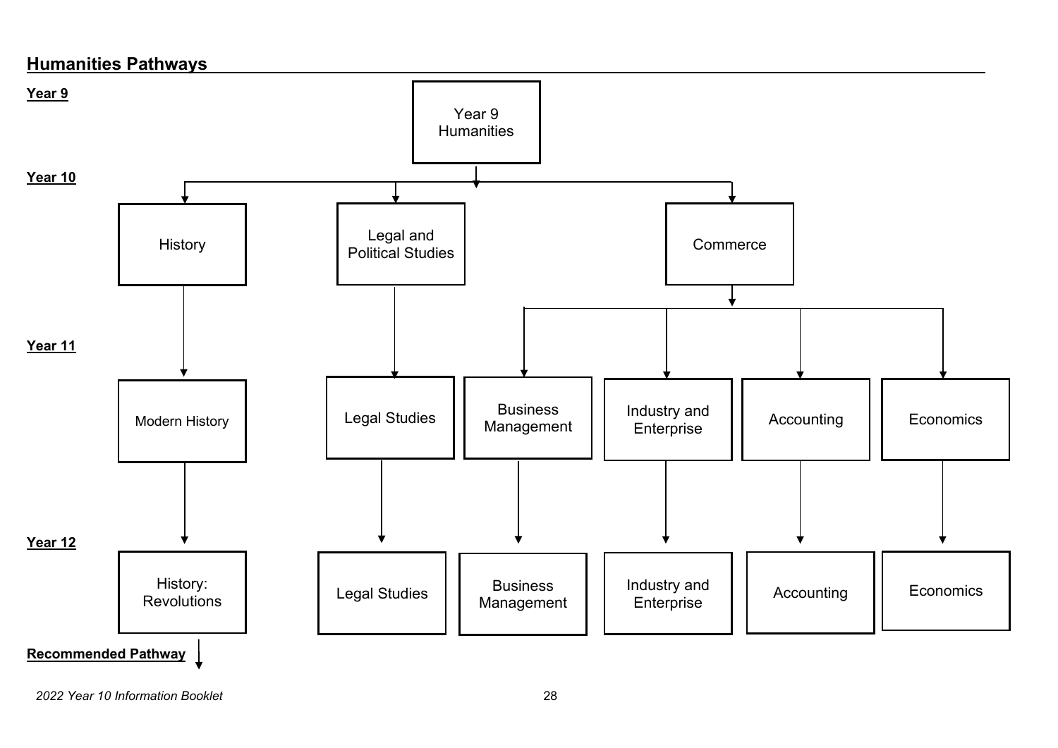## Humanities Pathways

**Year 9**

- Year 9 Humanities

**Year 10**

- History
- Legal and Political Studies
- Commerce

**Year 11**

- Modern History
- Legal Studies
- Business Management
- Industry and Enterprise
- Accounting
- Economics

**Year 12**

- History: Revolutions
- Legal Studies
- Business Management
- Industry and Enterprise
- Accounting
- Economics

| Year 9 | Year 10 | Year 11 | Year 12 |
|---|---|---|---|
| Year 9 Humanities | History | Modern History | History: Revolutions |
| Year 9 Humanities | Legal and Political Studies | Legal Studies | Legal Studies |
| Year 9 Humanities | Commerce | Business Management | Business Management |
| Year 9 Humanities | Commerce | Industry and Enterprise | Industry and Enterprise |
| Year 9 Humanities | Commerce | Accounting | Accounting |
| Year 9 Humanities | Commerce | Economics | Economics |

**Recommended Pathway** ↓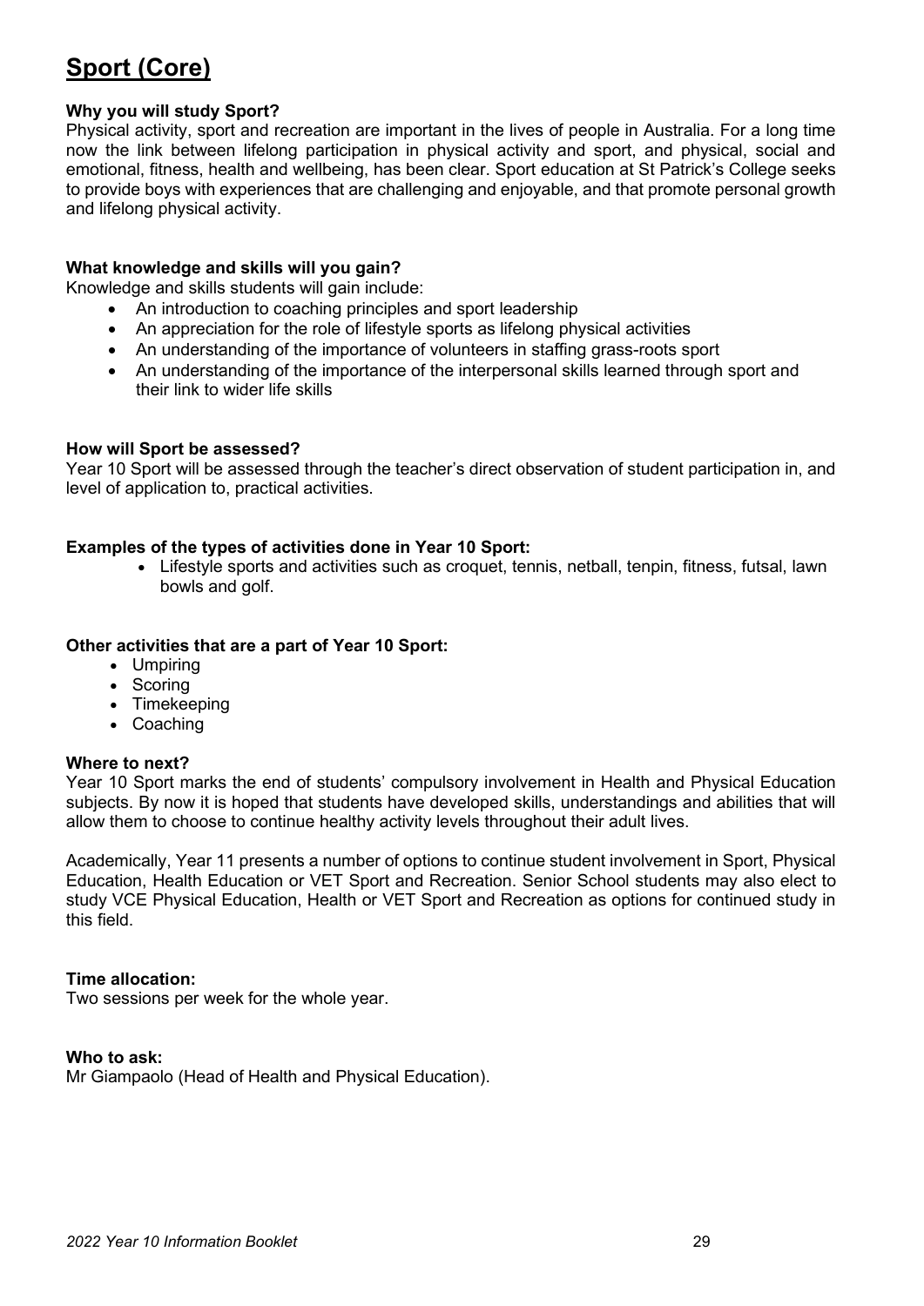# Sport (Core)

**Why you will study Sport?**

Physical activity, sport and recreation are important in the lives of people in Australia. For a long time now the link between lifelong participation in physical activity and sport, and physical, social and emotional, fitness, health and wellbeing, has been clear. Sport education at St Patrick's College seeks to provide boys with experiences that are challenging and enjoyable, and that promote personal growth and lifelong physical activity.

**What knowledge and skills will you gain?**

Knowledge and skills students will gain include:

- An introduction to coaching principles and sport leadership
- An appreciation for the role of lifestyle sports as lifelong physical activities
- An understanding of the importance of volunteers in staffing grass-roots sport
- An understanding of the importance of the interpersonal skills learned through sport and their link to wider life skills

**How will Sport be assessed?**

Year 10 Sport will be assessed through the teacher's direct observation of student participation in, and level of application to, practical activities.

**Examples of the types of activities done in Year 10 Sport:**

- Lifestyle sports and activities such as croquet, tennis, netball, tenpin, fitness, futsal, lawn bowls and golf.

**Other activities that are a part of Year 10 Sport:**

- Umpiring
- Scoring
- Timekeeping
- Coaching

**Where to next?**

Year 10 Sport marks the end of students' compulsory involvement in Health and Physical Education subjects. By now it is hoped that students have developed skills, understandings and abilities that will allow them to choose to continue healthy activity levels throughout their adult lives.

Academically, Year 11 presents a number of options to continue student involvement in Sport, Physical Education, Health Education or VET Sport and Recreation. Senior School students may also elect to study VCE Physical Education, Health or VET Sport and Recreation as options for continued study in this field.

**Time allocation:**

Two sessions per week for the whole year.

**Who to ask:**

Mr Giampaolo (Head of Health and Physical Education).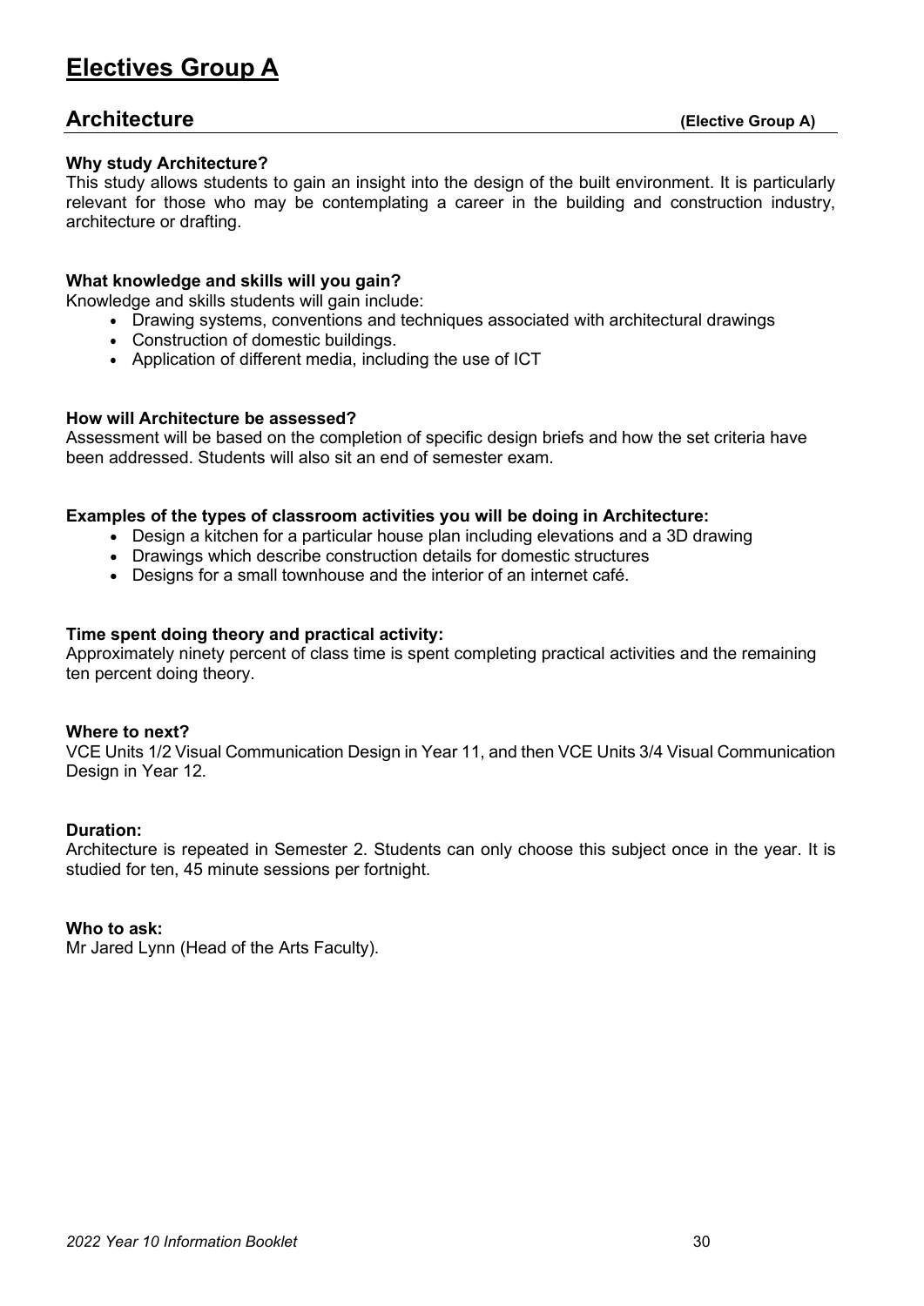# Electives Group A

## Architecture (Elective Group A)

**Why study Architecture?**
This study allows students to gain an insight into the design of the built environment. It is particularly relevant for those who may be contemplating a career in the building and construction industry, architecture or drafting.

**What knowledge and skills will you gain?**
Knowledge and skills students will gain include:

- Drawing systems, conventions and techniques associated with architectural drawings
- Construction of domestic buildings.
- Application of different media, including the use of ICT

**How will Architecture be assessed?**
Assessment will be based on the completion of specific design briefs and how the set criteria have been addressed. Students will also sit an end of semester exam.

**Examples of the types of classroom activities you will be doing in Architecture:**

- Design a kitchen for a particular house plan including elevations and a 3D drawing
- Drawings which describe construction details for domestic structures
- Designs for a small townhouse and the interior of an internet café.

**Time spent doing theory and practical activity:**
Approximately ninety percent of class time is spent completing practical activities and the remaining ten percent doing theory.

**Where to next?**
VCE Units 1/2 Visual Communication Design in Year 11, and then VCE Units 3/4 Visual Communication Design in Year 12.

**Duration:**
Architecture is repeated in Semester 2. Students can only choose this subject once in the year. It is studied for ten, 45 minute sessions per fortnight.

**Who to ask:**
Mr Jared Lynn (Head of the Arts Faculty).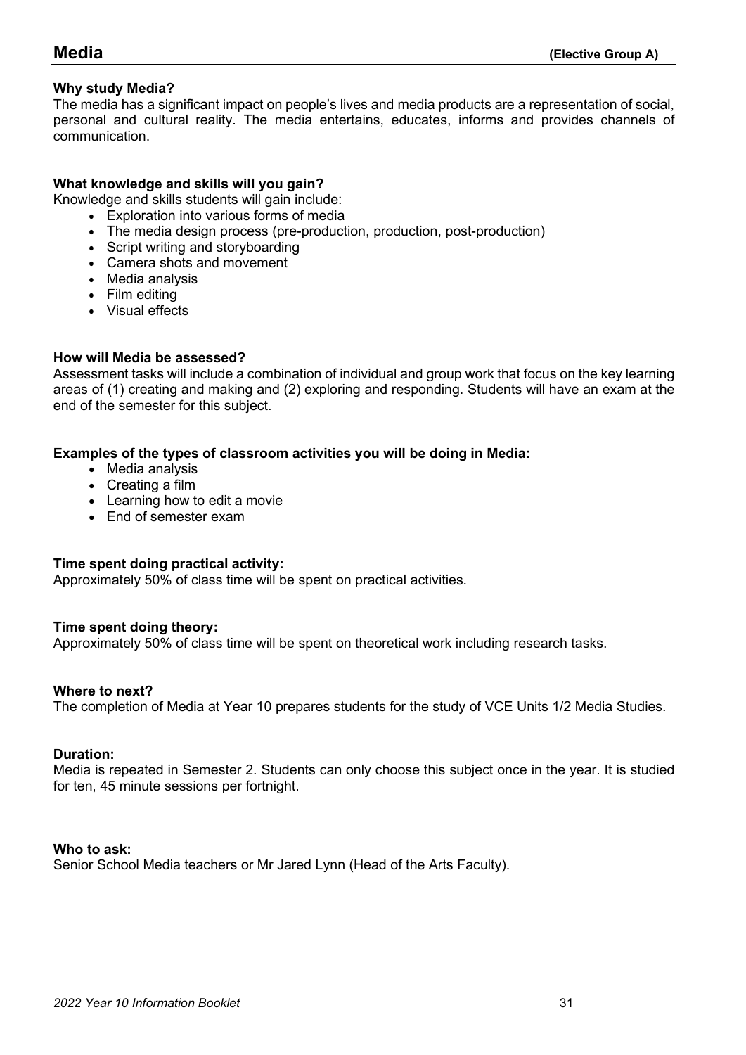# Media (Elective Group A)

**Why study Media?**

The media has a significant impact on people's lives and media products are a representation of social, personal and cultural reality. The media entertains, educates, informs and provides channels of communication.

**What knowledge and skills will you gain?**

Knowledge and skills students will gain include:

- Exploration into various forms of media
- The media design process (pre-production, production, post-production)
- Script writing and storyboarding
- Camera shots and movement
- Media analysis
- Film editing
- Visual effects

**How will Media be assessed?**

Assessment tasks will include a combination of individual and group work that focus on the key learning areas of (1) creating and making and (2) exploring and responding. Students will have an exam at the end of the semester for this subject.

**Examples of the types of classroom activities you will be doing in Media:**

- Media analysis
- Creating a film
- Learning how to edit a movie
- End of semester exam

**Time spent doing practical activity:**

Approximately 50% of class time will be spent on practical activities.

**Time spent doing theory:**

Approximately 50% of class time will be spent on theoretical work including research tasks.

**Where to next?**

The completion of Media at Year 10 prepares students for the study of VCE Units 1/2 Media Studies.

**Duration:**

Media is repeated in Semester 2. Students can only choose this subject once in the year. It is studied for ten, 45 minute sessions per fortnight.

**Who to ask:**

Senior School Media teachers or Mr Jared Lynn (Head of the Arts Faculty).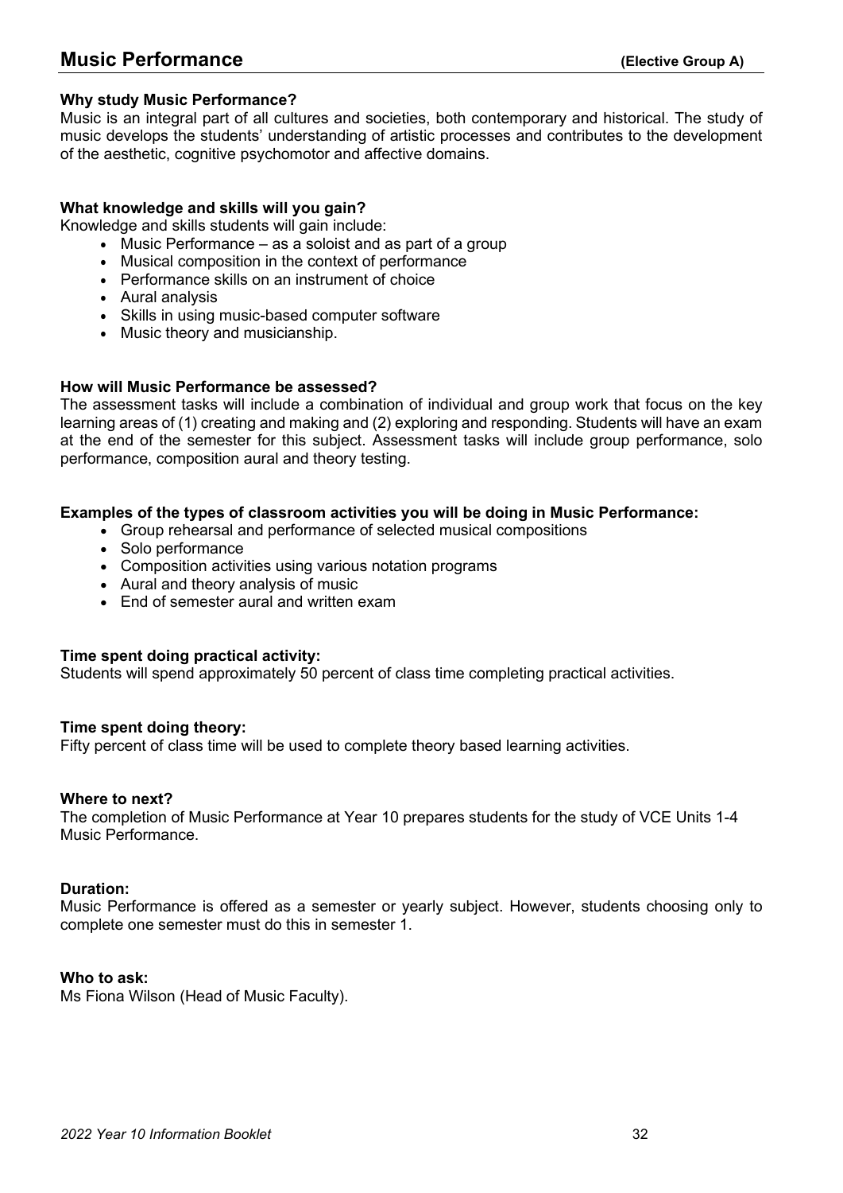# Music Performance **(Elective Group A)**

**Why study Music Performance?**
Music is an integral part of all cultures and societies, both contemporary and historical. The study of music develops the students' understanding of artistic processes and contributes to the development of the aesthetic, cognitive psychomotor and affective domains.

**What knowledge and skills will you gain?**
Knowledge and skills students will gain include:

- Music Performance – as a soloist and as part of a group
- Musical composition in the context of performance
- Performance skills on an instrument of choice
- Aural analysis
- Skills in using music-based computer software
- Music theory and musicianship.

**How will Music Performance be assessed?**
The assessment tasks will include a combination of individual and group work that focus on the key learning areas of (1) creating and making and (2) exploring and responding. Students will have an exam at the end of the semester for this subject. Assessment tasks will include group performance, solo performance, composition aural and theory testing.

**Examples of the types of classroom activities you will be doing in Music Performance:**

- Group rehearsal and performance of selected musical compositions
- Solo performance
- Composition activities using various notation programs
- Aural and theory analysis of music
- End of semester aural and written exam

**Time spent doing practical activity:**
Students will spend approximately 50 percent of class time completing practical activities.

**Time spent doing theory:**
Fifty percent of class time will be used to complete theory based learning activities.

**Where to next?**
The completion of Music Performance at Year 10 prepares students for the study of VCE Units 1-4 Music Performance.

**Duration:**
Music Performance is offered as a semester or yearly subject. However, students choosing only to complete one semester must do this in semester 1.

**Who to ask:**
Ms Fiona Wilson (Head of Music Faculty).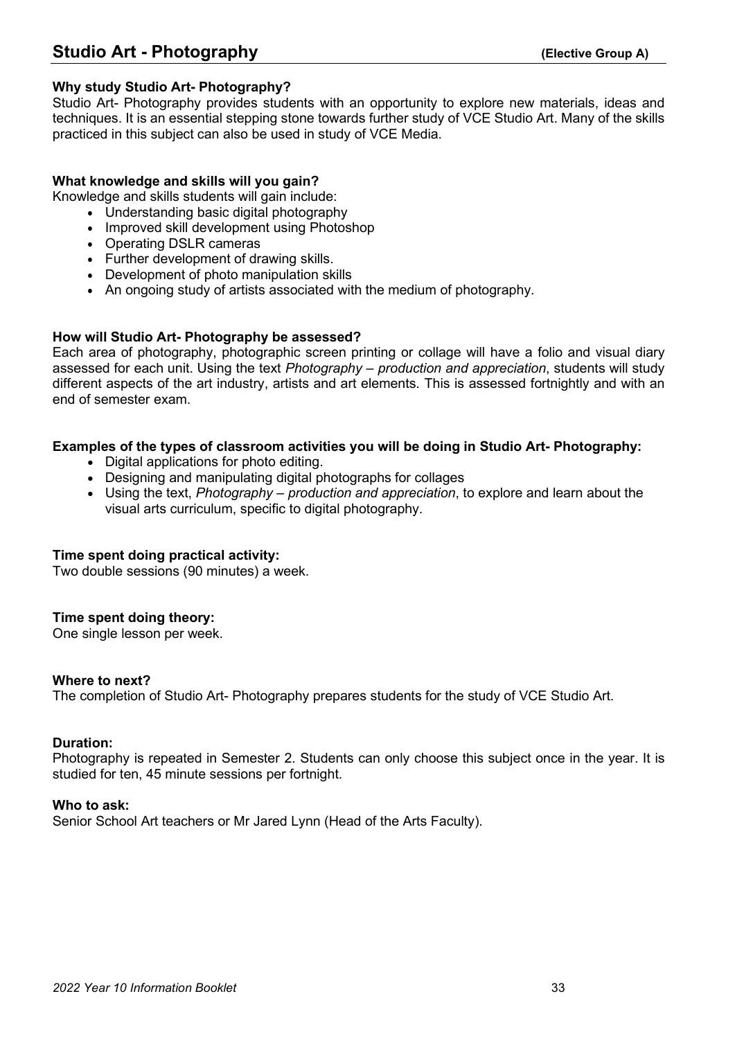# Studio Art - Photography (Elective Group A)

**Why study Studio Art- Photography?**

Studio Art- Photography provides students with an opportunity to explore new materials, ideas and techniques. It is an essential stepping stone towards further study of VCE Studio Art. Many of the skills practiced in this subject can also be used in study of VCE Media.

**What knowledge and skills will you gain?**

Knowledge and skills students will gain include:

- Understanding basic digital photography
- Improved skill development using Photoshop
- Operating DSLR cameras
- Further development of drawing skills.
- Development of photo manipulation skills
- An ongoing study of artists associated with the medium of photography.

**How will Studio Art- Photography be assessed?**

Each area of photography, photographic screen printing or collage will have a folio and visual diary assessed for each unit. Using the text *Photography – production and appreciation*, students will study different aspects of the art industry, artists and art elements. This is assessed fortnightly and with an end of semester exam.

**Examples of the types of classroom activities you will be doing in Studio Art- Photography:**

- Digital applications for photo editing.
- Designing and manipulating digital photographs for collages
- Using the text, *Photography – production and appreciation*, to explore and learn about the visual arts curriculum, specific to digital photography.

**Time spent doing practical activity:**

Two double sessions (90 minutes) a week.

**Time spent doing theory:**

One single lesson per week.

**Where to next?**

The completion of Studio Art- Photography prepares students for the study of VCE Studio Art.

**Duration:**

Photography is repeated in Semester 2. Students can only choose this subject once in the year. It is studied for ten, 45 minute sessions per fortnight.

**Who to ask:**

Senior School Art teachers or Mr Jared Lynn (Head of the Arts Faculty).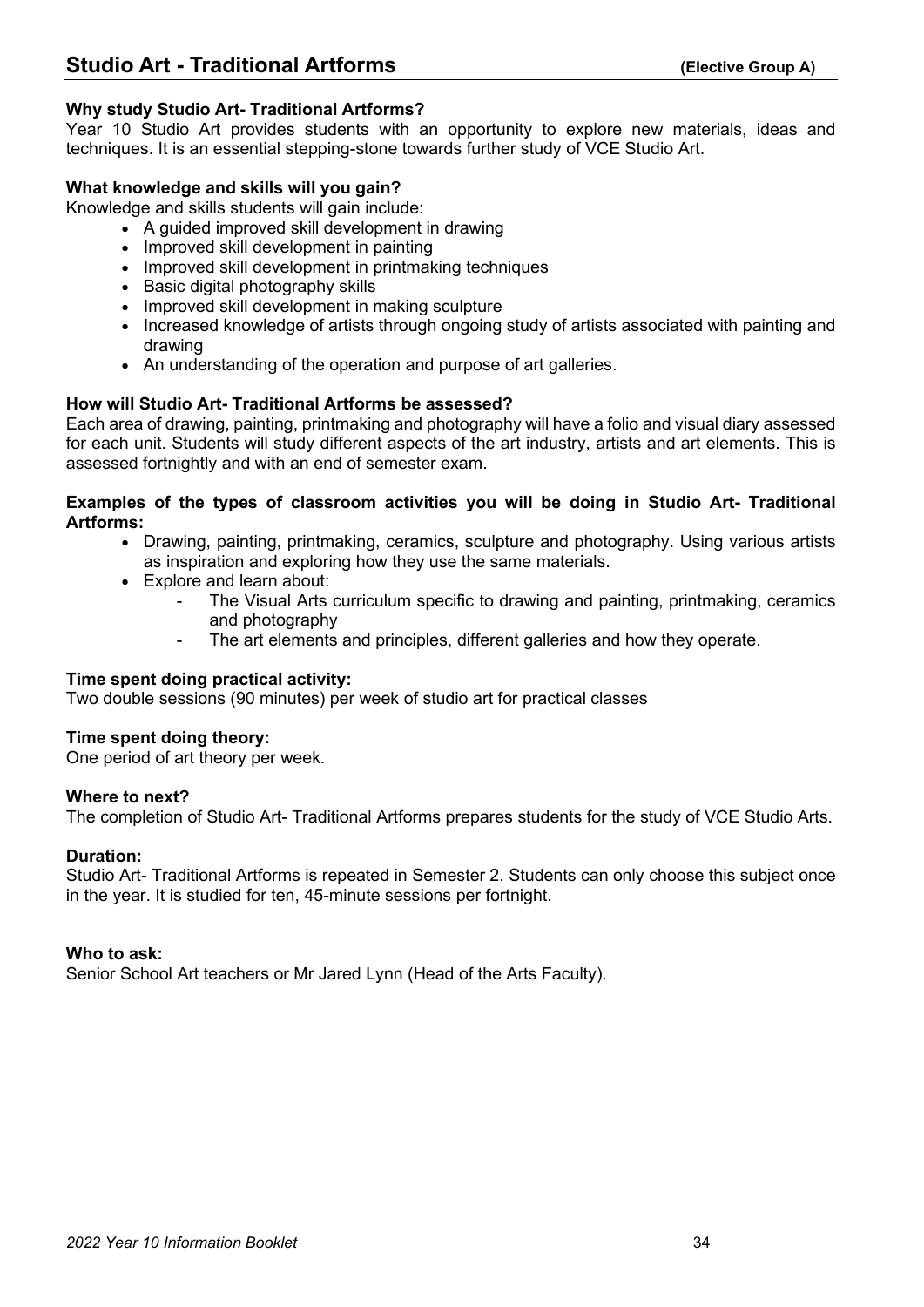## Studio Art - Traditional Artforms **(Elective Group A)**

**Why study Studio Art- Traditional Artforms?**

Year 10 Studio Art provides students with an opportunity to explore new materials, ideas and techniques. It is an essential stepping-stone towards further study of VCE Studio Art.

**What knowledge and skills will you gain?**

Knowledge and skills students will gain include:

- A guided improved skill development in drawing
- Improved skill development in painting
- Improved skill development in printmaking techniques
- Basic digital photography skills
- Improved skill development in making sculpture
- Increased knowledge of artists through ongoing study of artists associated with painting and drawing
- An understanding of the operation and purpose of art galleries.

**How will Studio Art- Traditional Artforms be assessed?**

Each area of drawing, painting, printmaking and photography will have a folio and visual diary assessed for each unit. Students will study different aspects of the art industry, artists and art elements. This is assessed fortnightly and with an end of semester exam.

**Examples of the types of classroom activities you will be doing in Studio Art- Traditional Artforms:**

- Drawing, painting, printmaking, ceramics, sculpture and photography. Using various artists as inspiration and exploring how they use the same materials.
- Explore and learn about:
  - The Visual Arts curriculum specific to drawing and painting, printmaking, ceramics and photography
  - The art elements and principles, different galleries and how they operate.

**Time spent doing practical activity:**

Two double sessions (90 minutes) per week of studio art for practical classes

**Time spent doing theory:**

One period of art theory per week.

**Where to next?**

The completion of Studio Art- Traditional Artforms prepares students for the study of VCE Studio Arts.

**Duration:**

Studio Art- Traditional Artforms is repeated in Semester 2. Students can only choose this subject once in the year. It is studied for ten, 45-minute sessions per fortnight.

**Who to ask:**

Senior School Art teachers or Mr Jared Lynn (Head of the Arts Faculty).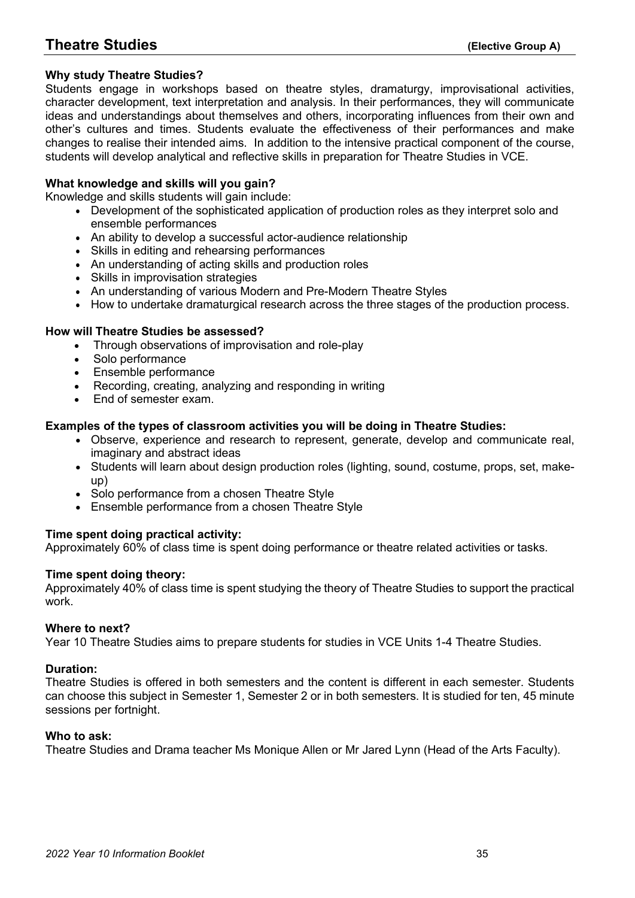# Theatre Studies **(Elective Group A)**

**Why study Theatre Studies?**

Students engage in workshops based on theatre styles, dramaturgy, improvisational activities, character development, text interpretation and analysis. In their performances, they will communicate ideas and understandings about themselves and others, incorporating influences from their own and other's cultures and times. Students evaluate the effectiveness of their performances and make changes to realise their intended aims. In addition to the intensive practical component of the course, students will develop analytical and reflective skills in preparation for Theatre Studies in VCE.

**What knowledge and skills will you gain?**

Knowledge and skills students will gain include:

- Development of the sophisticated application of production roles as they interpret solo and ensemble performances
- An ability to develop a successful actor-audience relationship
- Skills in editing and rehearsing performances
- An understanding of acting skills and production roles
- Skills in improvisation strategies
- An understanding of various Modern and Pre-Modern Theatre Styles
- How to undertake dramaturgical research across the three stages of the production process.

**How will Theatre Studies be assessed?**

- Through observations of improvisation and role-play
- Solo performance
- Ensemble performance
- Recording, creating, analyzing and responding in writing
- End of semester exam.

**Examples of the types of classroom activities you will be doing in Theatre Studies:**

- Observe, experience and research to represent, generate, develop and communicate real, imaginary and abstract ideas
- Students will learn about design production roles (lighting, sound, costume, props, set, make-up)
- Solo performance from a chosen Theatre Style
- Ensemble performance from a chosen Theatre Style

**Time spent doing practical activity:**

Approximately 60% of class time is spent doing performance or theatre related activities or tasks.

**Time spent doing theory:**

Approximately 40% of class time is spent studying the theory of Theatre Studies to support the practical work.

**Where to next?**

Year 10 Theatre Studies aims to prepare students for studies in VCE Units 1-4 Theatre Studies.

**Duration:**

Theatre Studies is offered in both semesters and the content is different in each semester. Students can choose this subject in Semester 1, Semester 2 or in both semesters. It is studied for ten, 45 minute sessions per fortnight.

**Who to ask:**

Theatre Studies and Drama teacher Ms Monique Allen or Mr Jared Lynn (Head of the Arts Faculty).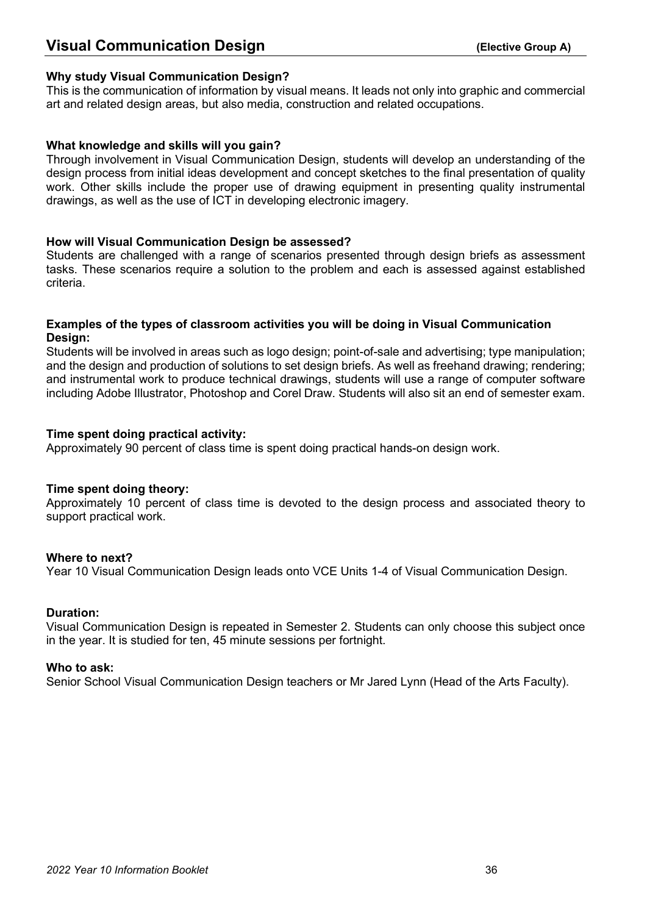# Visual Communication Design (Elective Group A)

**Why study Visual Communication Design?**

This is the communication of information by visual means. It leads not only into graphic and commercial art and related design areas, but also media, construction and related occupations.

**What knowledge and skills will you gain?**

Through involvement in Visual Communication Design, students will develop an understanding of the design process from initial ideas development and concept sketches to the final presentation of quality work. Other skills include the proper use of drawing equipment in presenting quality instrumental drawings, as well as the use of ICT in developing electronic imagery.

**How will Visual Communication Design be assessed?**

Students are challenged with a range of scenarios presented through design briefs as assessment tasks. These scenarios require a solution to the problem and each is assessed against established criteria.

**Examples of the types of classroom activities you will be doing in Visual Communication Design:**

Students will be involved in areas such as logo design; point-of-sale and advertising; type manipulation; and the design and production of solutions to set design briefs. As well as freehand drawing; rendering; and instrumental work to produce technical drawings, students will use a range of computer software including Adobe Illustrator, Photoshop and Corel Draw. Students will also sit an end of semester exam.

**Time spent doing practical activity:**

Approximately 90 percent of class time is spent doing practical hands-on design work.

**Time spent doing theory:**

Approximately 10 percent of class time is devoted to the design process and associated theory to support practical work.

**Where to next?**

Year 10 Visual Communication Design leads onto VCE Units 1-4 of Visual Communication Design.

**Duration:**

Visual Communication Design is repeated in Semester 2. Students can only choose this subject once in the year. It is studied for ten, 45 minute sessions per fortnight.

**Who to ask:**

Senior School Visual Communication Design teachers or Mr Jared Lynn (Head of the Arts Faculty).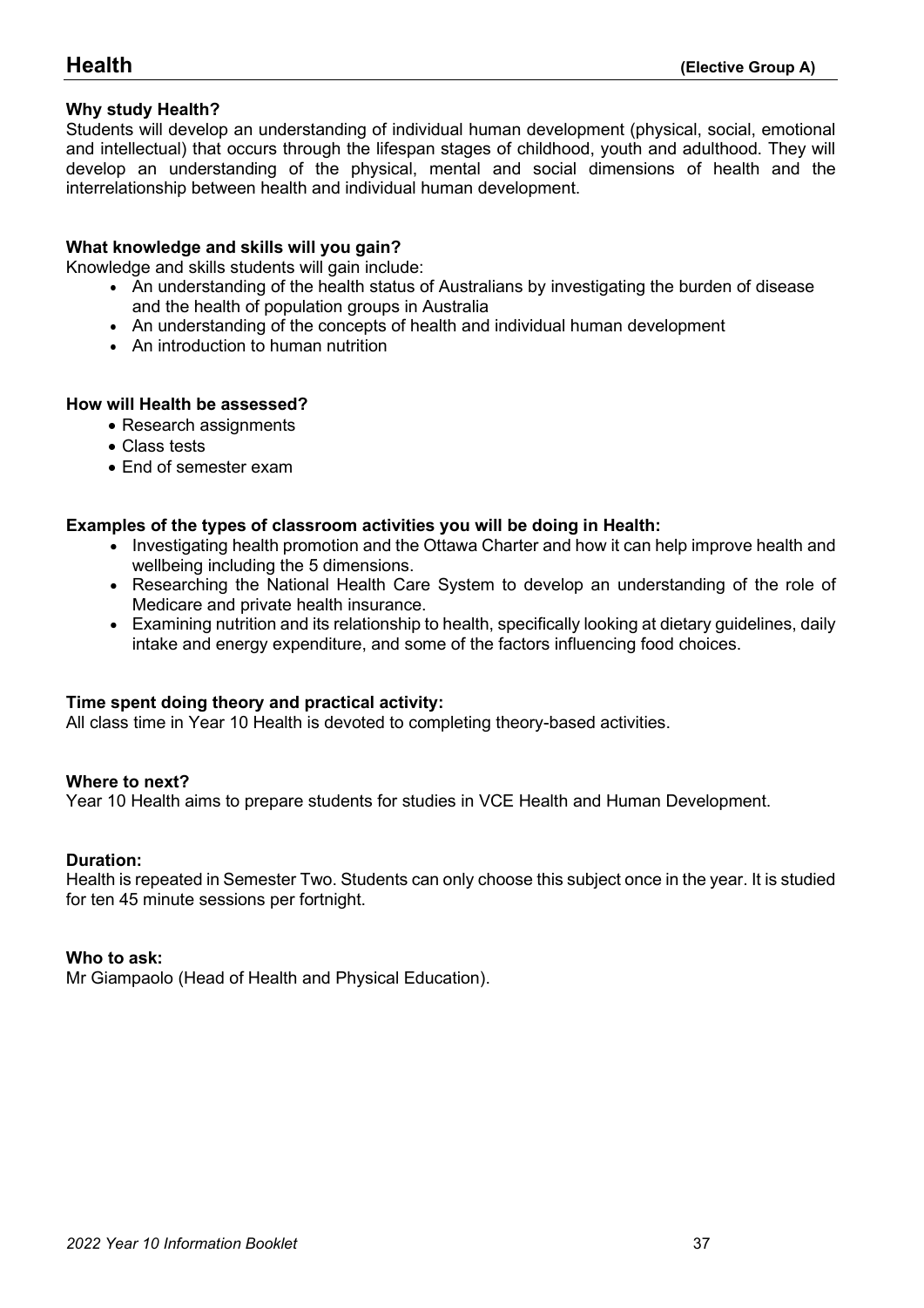# Health **(Elective Group A)**

### Why study Health?

Students will develop an understanding of individual human development (physical, social, emotional and intellectual) that occurs through the lifespan stages of childhood, youth and adulthood. They will develop an understanding of the physical, mental and social dimensions of health and the interrelationship between health and individual human development.

### What knowledge and skills will you gain?

Knowledge and skills students will gain include:

- An understanding of the health status of Australians by investigating the burden of disease and the health of population groups in Australia
- An understanding of the concepts of health and individual human development
- An introduction to human nutrition

### How will Health be assessed?

- Research assignments
- Class tests
- End of semester exam

### Examples of the types of classroom activities you will be doing in Health:

- Investigating health promotion and the Ottawa Charter and how it can help improve health and wellbeing including the 5 dimensions.
- Researching the National Health Care System to develop an understanding of the role of Medicare and private health insurance.
- Examining nutrition and its relationship to health, specifically looking at dietary guidelines, daily intake and energy expenditure, and some of the factors influencing food choices.

### Time spent doing theory and practical activity:

All class time in Year 10 Health is devoted to completing theory-based activities.

### Where to next?

Year 10 Health aims to prepare students for studies in VCE Health and Human Development.

### Duration:

Health is repeated in Semester Two. Students can only choose this subject once in the year. It is studied for ten 45 minute sessions per fortnight.

### Who to ask:

Mr Giampaolo (Head of Health and Physical Education).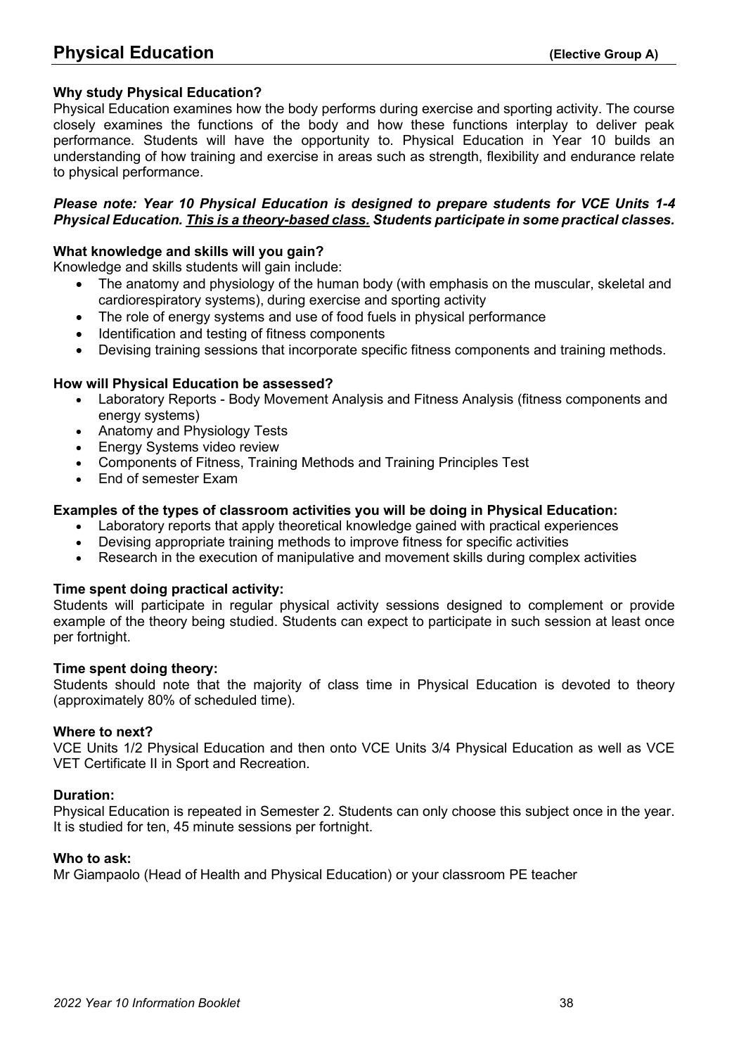# Physical Education

**(Elective Group A)**

**Why study Physical Education?**

Physical Education examines how the body performs during exercise and sporting activity. The course closely examines the functions of the body and how these functions interplay to deliver peak performance. Students will have the opportunity to. Physical Education in Year 10 builds an understanding of how training and exercise in areas such as strength, flexibility and endurance relate to physical performance.

***Please note: Year 10 Physical Education is designed to prepare students for VCE Units 1-4 Physical Education. <u>This is a theory-based class.</u> Students participate in some practical classes.***

**What knowledge and skills will you gain?**

Knowledge and skills students will gain include:

- The anatomy and physiology of the human body (with emphasis on the muscular, skeletal and cardiorespiratory systems), during exercise and sporting activity
- The role of energy systems and use of food fuels in physical performance
- Identification and testing of fitness components
- Devising training sessions that incorporate specific fitness components and training methods.

**How will Physical Education be assessed?**

- Laboratory Reports - Body Movement Analysis and Fitness Analysis (fitness components and energy systems)
- Anatomy and Physiology Tests
- Energy Systems video review
- Components of Fitness, Training Methods and Training Principles Test
- End of semester Exam

**Examples of the types of classroom activities you will be doing in Physical Education:**

- Laboratory reports that apply theoretical knowledge gained with practical experiences
- Devising appropriate training methods to improve fitness for specific activities
- Research in the execution of manipulative and movement skills during complex activities

**Time spent doing practical activity:**

Students will participate in regular physical activity sessions designed to complement or provide example of the theory being studied. Students can expect to participate in such session at least once per fortnight.

**Time spent doing theory:**

Students should note that the majority of class time in Physical Education is devoted to theory (approximately 80% of scheduled time).

**Where to next?**

VCE Units 1/2 Physical Education and then onto VCE Units 3/4 Physical Education as well as VCE VET Certificate II in Sport and Recreation.

**Duration:**

Physical Education is repeated in Semester 2. Students can only choose this subject once in the year. It is studied for ten, 45 minute sessions per fortnight.

**Who to ask:**

Mr Giampaolo (Head of Health and Physical Education) or your classroom PE teacher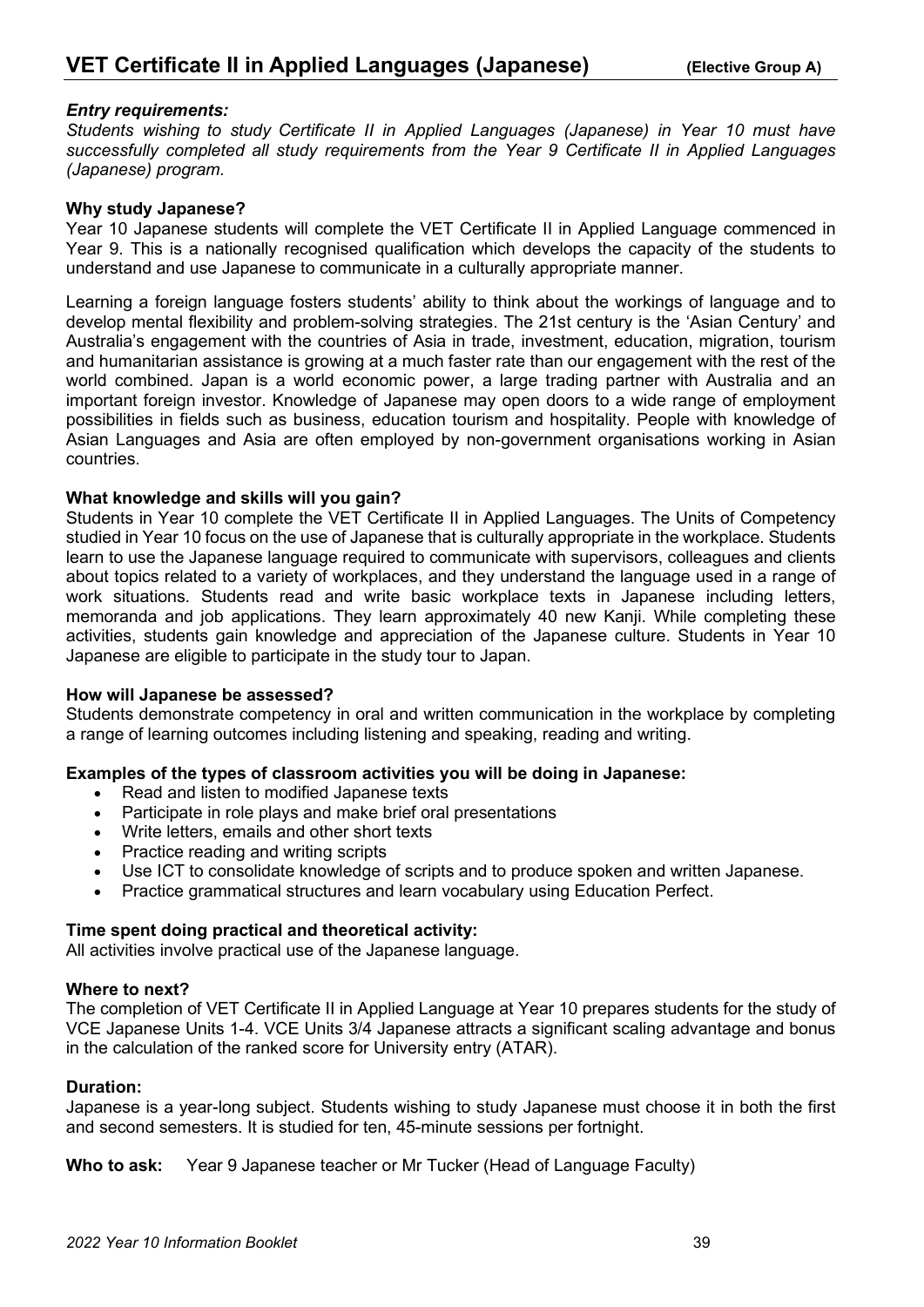# VET Certificate II in Applied Languages (Japanese) **(Elective Group A)**

***Entry requirements:***

*Students wishing to study Certificate II in Applied Languages (Japanese) in Year 10 must have successfully completed all study requirements from the Year 9 Certificate II in Applied Languages (Japanese) program.*

**Why study Japanese?**

Year 10 Japanese students will complete the VET Certificate II in Applied Language commenced in Year 9. This is a nationally recognised qualification which develops the capacity of the students to understand and use Japanese to communicate in a culturally appropriate manner.

Learning a foreign language fosters students' ability to think about the workings of language and to develop mental flexibility and problem-solving strategies. The 21st century is the 'Asian Century' and Australia's engagement with the countries of Asia in trade, investment, education, migration, tourism and humanitarian assistance is growing at a much faster rate than our engagement with the rest of the world combined. Japan is a world economic power, a large trading partner with Australia and an important foreign investor. Knowledge of Japanese may open doors to a wide range of employment possibilities in fields such as business, education tourism and hospitality. People with knowledge of Asian Languages and Asia are often employed by non-government organisations working in Asian countries.

**What knowledge and skills will you gain?**

Students in Year 10 complete the VET Certificate II in Applied Languages. The Units of Competency studied in Year 10 focus on the use of Japanese that is culturally appropriate in the workplace. Students learn to use the Japanese language required to communicate with supervisors, colleagues and clients about topics related to a variety of workplaces, and they understand the language used in a range of work situations. Students read and write basic workplace texts in Japanese including letters, memoranda and job applications. They learn approximately 40 new Kanji. While completing these activities, students gain knowledge and appreciation of the Japanese culture. Students in Year 10 Japanese are eligible to participate in the study tour to Japan.

**How will Japanese be assessed?**

Students demonstrate competency in oral and written communication in the workplace by completing a range of learning outcomes including listening and speaking, reading and writing.

**Examples of the types of classroom activities you will be doing in Japanese:**

- Read and listen to modified Japanese texts
- Participate in role plays and make brief oral presentations
- Write letters, emails and other short texts
- Practice reading and writing scripts
- Use ICT to consolidate knowledge of scripts and to produce spoken and written Japanese.
- Practice grammatical structures and learn vocabulary using Education Perfect.

**Time spent doing practical and theoretical activity:**

All activities involve practical use of the Japanese language.

**Where to next?**

The completion of VET Certificate II in Applied Language at Year 10 prepares students for the study of VCE Japanese Units 1-4. VCE Units 3/4 Japanese attracts a significant scaling advantage and bonus in the calculation of the ranked score for University entry (ATAR).

**Duration:**

Japanese is a year-long subject. Students wishing to study Japanese must choose it in both the first and second semesters. It is studied for ten, 45-minute sessions per fortnight.

**Who to ask:** Year 9 Japanese teacher or Mr Tucker (Head of Language Faculty)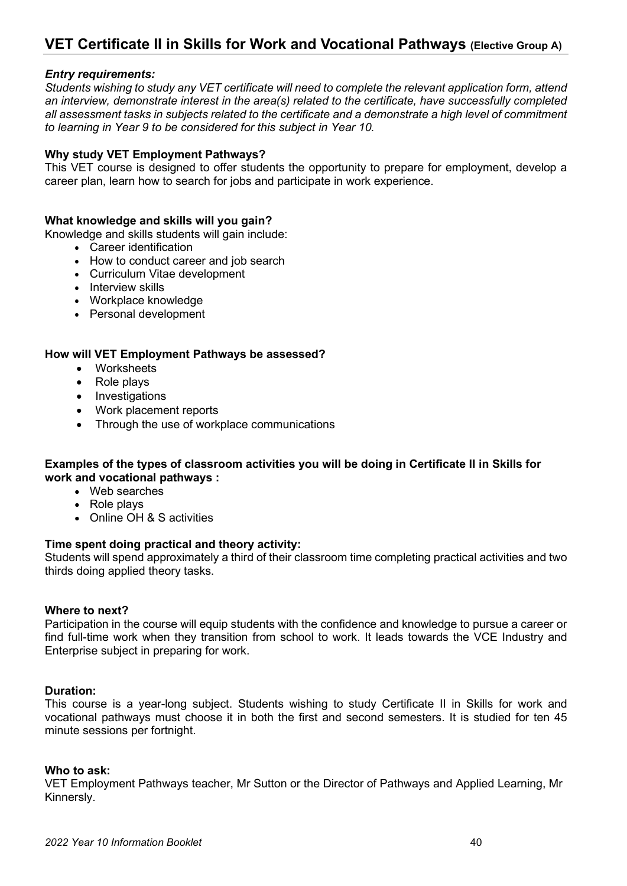## VET Certificate II in Skills for Work and Vocational Pathways (Elective Group A)

***Entry requirements:***

*Students wishing to study any VET certificate will need to complete the relevant application form, attend an interview, demonstrate interest in the area(s) related to the certificate, have successfully completed all assessment tasks in subjects related to the certificate and a demonstrate a high level of commitment to learning in Year 9 to be considered for this subject in Year 10.*

**Why study VET Employment Pathways?**

This VET course is designed to offer students the opportunity to prepare for employment, develop a career plan, learn how to search for jobs and participate in work experience.

**What knowledge and skills will you gain?**

Knowledge and skills students will gain include:

- Career identification
- How to conduct career and job search
- Curriculum Vitae development
- Interview skills
- Workplace knowledge
- Personal development

**How will VET Employment Pathways be assessed?**

- Worksheets
- Role plays
- Investigations
- Work placement reports
- Through the use of workplace communications

**Examples of the types of classroom activities you will be doing in Certificate II in Skills for work and vocational pathways :**

- Web searches
- Role plays
- Online OH & S activities

**Time spent doing practical and theory activity:**

Students will spend approximately a third of their classroom time completing practical activities and two thirds doing applied theory tasks.

**Where to next?**

Participation in the course will equip students with the confidence and knowledge to pursue a career or find full-time work when they transition from school to work. It leads towards the VCE Industry and Enterprise subject in preparing for work.

**Duration:**

This course is a year-long subject. Students wishing to study Certificate II in Skills for work and vocational pathways must choose it in both the first and second semesters. It is studied for ten 45 minute sessions per fortnight.

**Who to ask:**

VET Employment Pathways teacher, Mr Sutton or the Director of Pathways and Applied Learning, Mr Kinnersly.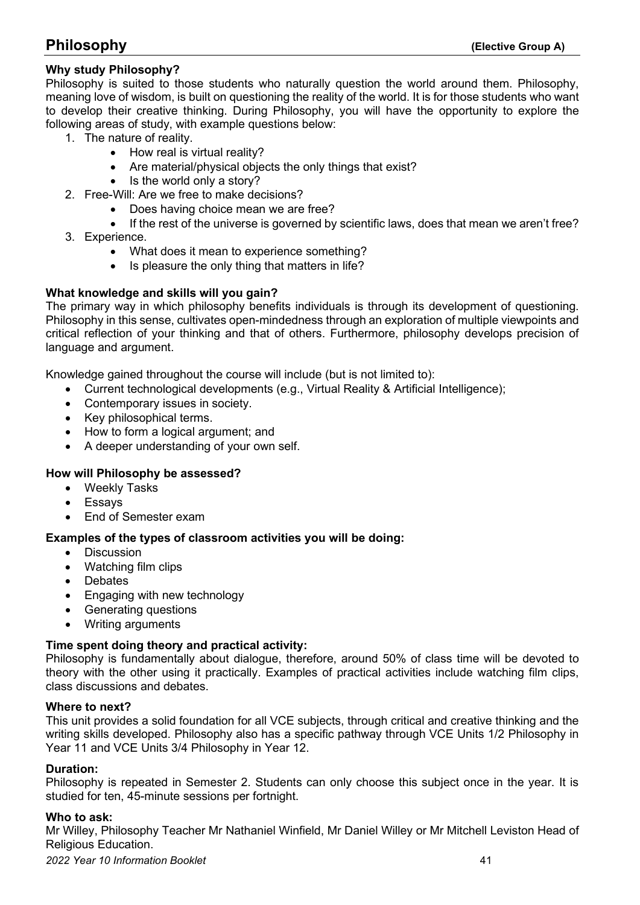# Philosophy **(Elective Group A)**

### Why study Philosophy?

Philosophy is suited to those students who naturally question the world around them. Philosophy, meaning love of wisdom, is built on questioning the reality of the world. It is for those students who want to develop their creative thinking. During Philosophy, you will have the opportunity to explore the following areas of study, with example questions below:

1. The nature of reality.
   - How real is virtual reality?
   - Are material/physical objects the only things that exist?
   - Is the world only a story?
2. Free-Will: Are we free to make decisions?
   - Does having choice mean we are free?
   - If the rest of the universe is governed by scientific laws, does that mean we aren't free?
3. Experience.
   - What does it mean to experience something?
   - Is pleasure the only thing that matters in life?

### What knowledge and skills will you gain?

The primary way in which philosophy benefits individuals is through its development of questioning. Philosophy in this sense, cultivates open-mindedness through an exploration of multiple viewpoints and critical reflection of your thinking and that of others. Furthermore, philosophy develops precision of language and argument.

Knowledge gained throughout the course will include (but is not limited to):

- Current technological developments (e.g., Virtual Reality & Artificial Intelligence);
- Contemporary issues in society.
- Key philosophical terms.
- How to form a logical argument; and
- A deeper understanding of your own self.

### How will Philosophy be assessed?

- Weekly Tasks
- Essays
- End of Semester exam

### Examples of the types of classroom activities you will be doing:

- Discussion
- Watching film clips
- Debates
- Engaging with new technology
- Generating questions
- Writing arguments

### Time spent doing theory and practical activity:

Philosophy is fundamentally about dialogue, therefore, around 50% of class time will be devoted to theory with the other using it practically. Examples of practical activities include watching film clips, class discussions and debates.

### Where to next?

This unit provides a solid foundation for all VCE subjects, through critical and creative thinking and the writing skills developed. Philosophy also has a specific pathway through VCE Units 1/2 Philosophy in Year 11 and VCE Units 3/4 Philosophy in Year 12.

### Duration:

Philosophy is repeated in Semester 2. Students can only choose this subject once in the year. It is studied for ten, 45-minute sessions per fortnight.

### Who to ask:

Mr Willey, Philosophy Teacher Mr Nathaniel Winfield, Mr Daniel Willey or Mr Mitchell Leviston Head of Religious Education.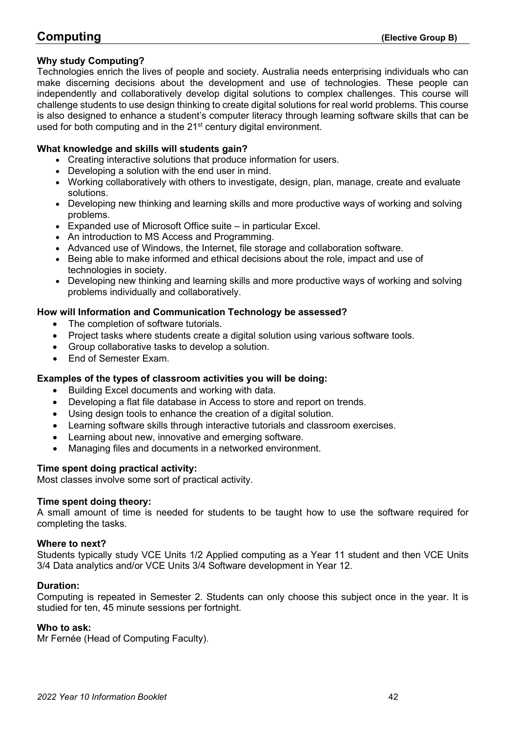# Computing (Elective Group B)

**Why study Computing?**

Technologies enrich the lives of people and society. Australia needs enterprising individuals who can make discerning decisions about the development and use of technologies. These people can independently and collaboratively develop digital solutions to complex challenges. This course will challenge students to use design thinking to create digital solutions for real world problems. This course is also designed to enhance a student's computer literacy through learning software skills that can be used for both computing and in the 21st century digital environment.

**What knowledge and skills will students gain?**

- Creating interactive solutions that produce information for users.
- Developing a solution with the end user in mind.
- Working collaboratively with others to investigate, design, plan, manage, create and evaluate solutions.
- Developing new thinking and learning skills and more productive ways of working and solving problems.
- Expanded use of Microsoft Office suite – in particular Excel.
- An introduction to MS Access and Programming.
- Advanced use of Windows, the Internet, file storage and collaboration software.
- Being able to make informed and ethical decisions about the role, impact and use of technologies in society.
- Developing new thinking and learning skills and more productive ways of working and solving problems individually and collaboratively.

**How will Information and Communication Technology be assessed?**

- The completion of software tutorials.
- Project tasks where students create a digital solution using various software tools.
- Group collaborative tasks to develop a solution.
- End of Semester Exam.

**Examples of the types of classroom activities you will be doing:**

- Building Excel documents and working with data.
- Developing a flat file database in Access to store and report on trends.
- Using design tools to enhance the creation of a digital solution.
- Learning software skills through interactive tutorials and classroom exercises.
- Learning about new, innovative and emerging software.
- Managing files and documents in a networked environment.

**Time spent doing practical activity:**

Most classes involve some sort of practical activity.

**Time spent doing theory:**

A small amount of time is needed for students to be taught how to use the software required for completing the tasks.

**Where to next?**

Students typically study VCE Units 1/2 Applied computing as a Year 11 student and then VCE Units 3/4 Data analytics and/or VCE Units 3/4 Software development in Year 12.

**Duration:**

Computing is repeated in Semester 2. Students can only choose this subject once in the year. It is studied for ten, 45 minute sessions per fortnight.

**Who to ask:**

Mr Fernée (Head of Computing Faculty).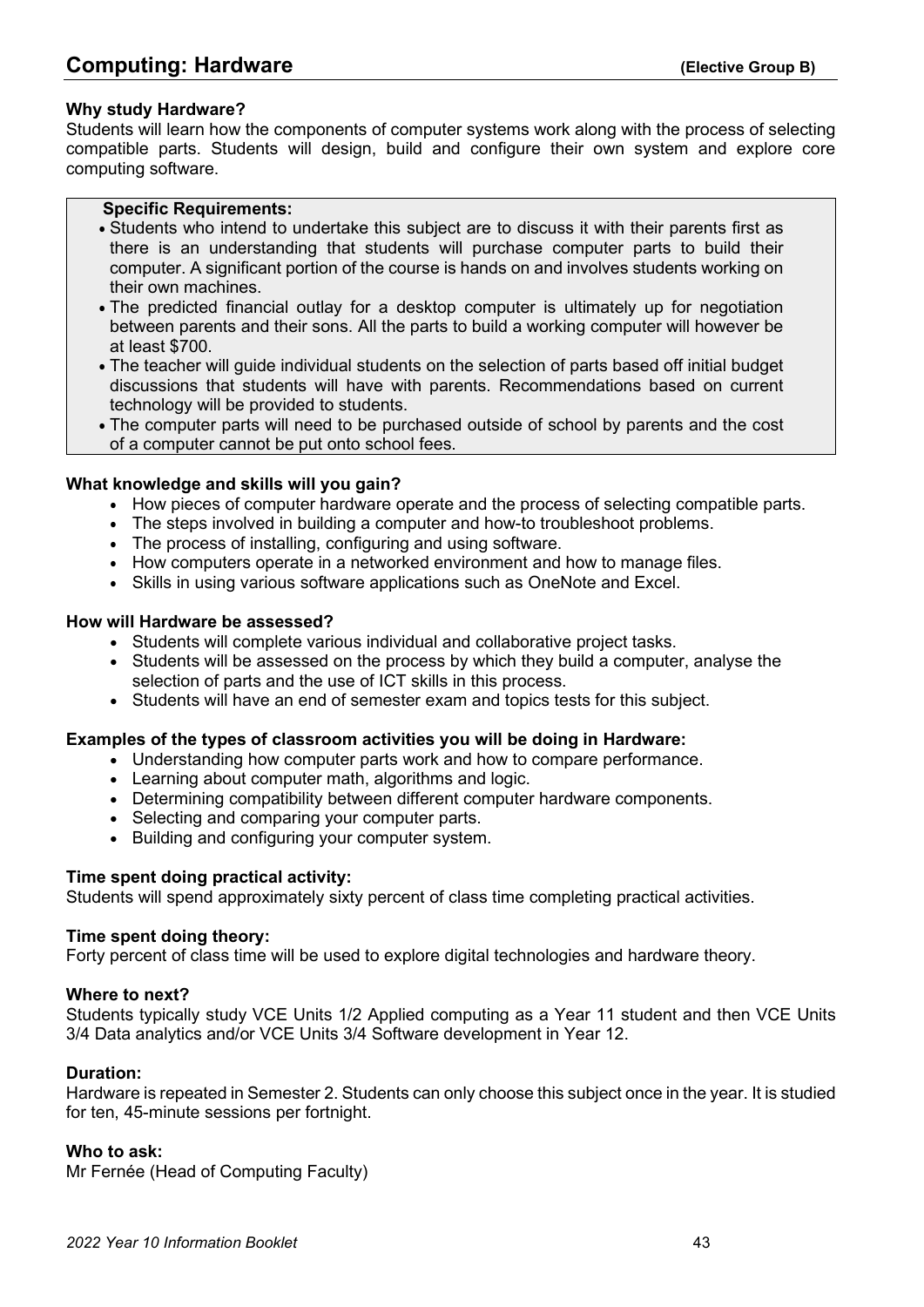## Computing: Hardware **(Elective Group B)**

**Why study Hardware?**

Students will learn how the components of computer systems work along with the process of selecting compatible parts. Students will design, build and configure their own system and explore core computing software.

**Specific Requirements:**

- Students who intend to undertake this subject are to discuss it with their parents first as there is an understanding that students will purchase computer parts to build their computer. A significant portion of the course is hands on and involves students working on their own machines.
- The predicted financial outlay for a desktop computer is ultimately up for negotiation between parents and their sons. All the parts to build a working computer will however be at least $700.
- The teacher will guide individual students on the selection of parts based off initial budget discussions that students will have with parents. Recommendations based on current technology will be provided to students.
- The computer parts will need to be purchased outside of school by parents and the cost of a computer cannot be put onto school fees.

**What knowledge and skills will you gain?**

- How pieces of computer hardware operate and the process of selecting compatible parts.
- The steps involved in building a computer and how-to troubleshoot problems.
- The process of installing, configuring and using software.
- How computers operate in a networked environment and how to manage files.
- Skills in using various software applications such as OneNote and Excel.

**How will Hardware be assessed?**

- Students will complete various individual and collaborative project tasks.
- Students will be assessed on the process by which they build a computer, analyse the selection of parts and the use of ICT skills in this process.
- Students will have an end of semester exam and topics tests for this subject.

**Examples of the types of classroom activities you will be doing in Hardware:**

- Understanding how computer parts work and how to compare performance.
- Learning about computer math, algorithms and logic.
- Determining compatibility between different computer hardware components.
- Selecting and comparing your computer parts.
- Building and configuring your computer system.

**Time spent doing practical activity:**

Students will spend approximately sixty percent of class time completing practical activities.

**Time spent doing theory:**

Forty percent of class time will be used to explore digital technologies and hardware theory.

**Where to next?**

Students typically study VCE Units 1/2 Applied computing as a Year 11 student and then VCE Units 3/4 Data analytics and/or VCE Units 3/4 Software development in Year 12.

**Duration:**

Hardware is repeated in Semester 2. Students can only choose this subject once in the year. It is studied for ten, 45-minute sessions per fortnight.

**Who to ask:**

Mr Fernée (Head of Computing Faculty)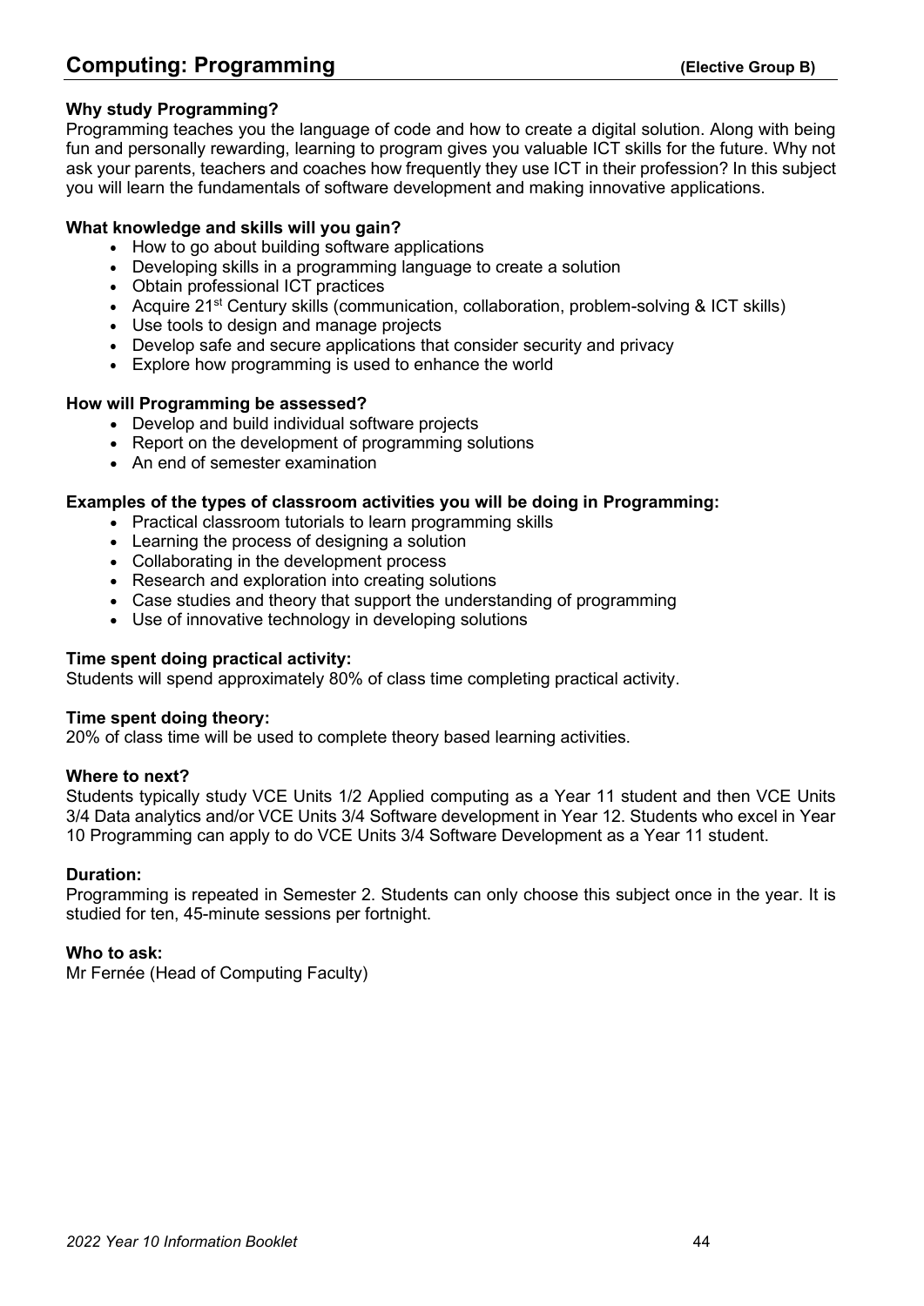## Computing: Programming **(Elective Group B)**

**Why study Programming?**

Programming teaches you the language of code and how to create a digital solution. Along with being fun and personally rewarding, learning to program gives you valuable ICT skills for the future. Why not ask your parents, teachers and coaches how frequently they use ICT in their profession? In this subject you will learn the fundamentals of software development and making innovative applications.

**What knowledge and skills will you gain?**

- How to go about building software applications
- Developing skills in a programming language to create a solution
- Obtain professional ICT practices
- Acquire 21st Century skills (communication, collaboration, problem-solving & ICT skills)
- Use tools to design and manage projects
- Develop safe and secure applications that consider security and privacy
- Explore how programming is used to enhance the world

**How will Programming be assessed?**

- Develop and build individual software projects
- Report on the development of programming solutions
- An end of semester examination

**Examples of the types of classroom activities you will be doing in Programming:**

- Practical classroom tutorials to learn programming skills
- Learning the process of designing a solution
- Collaborating in the development process
- Research and exploration into creating solutions
- Case studies and theory that support the understanding of programming
- Use of innovative technology in developing solutions

**Time spent doing practical activity:**

Students will spend approximately 80% of class time completing practical activity.

**Time spent doing theory:**

20% of class time will be used to complete theory based learning activities.

**Where to next?**

Students typically study VCE Units 1/2 Applied computing as a Year 11 student and then VCE Units 3/4 Data analytics and/or VCE Units 3/4 Software development in Year 12. Students who excel in Year 10 Programming can apply to do VCE Units 3/4 Software Development as a Year 11 student.

**Duration:**

Programming is repeated in Semester 2. Students can only choose this subject once in the year. It is studied for ten, 45-minute sessions per fortnight.

**Who to ask:**

Mr Fernée (Head of Computing Faculty)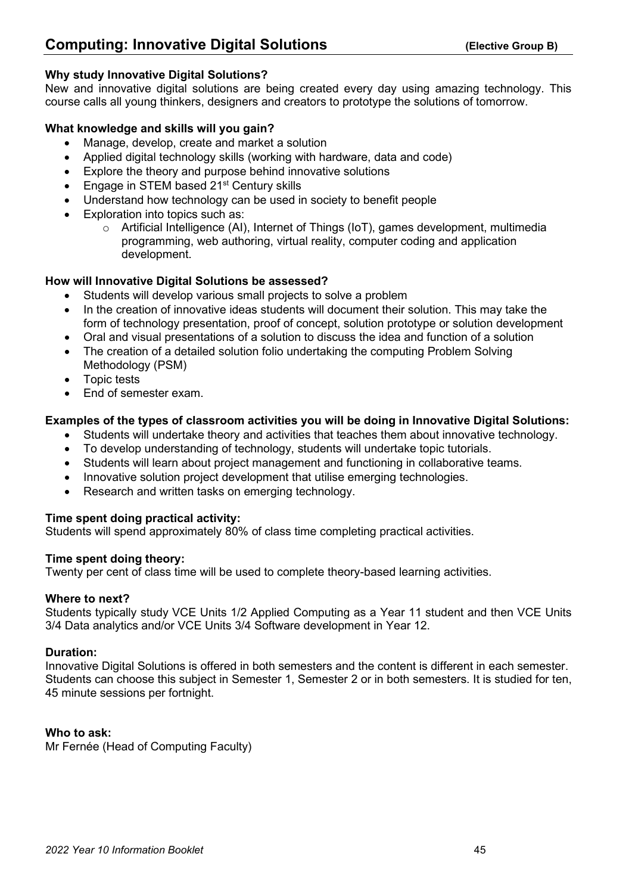# Computing: Innovative Digital Solutions **(Elective Group B)**

**Why study Innovative Digital Solutions?**

New and innovative digital solutions are being created every day using amazing technology. This course calls all young thinkers, designers and creators to prototype the solutions of tomorrow.

**What knowledge and skills will you gain?**

- Manage, develop, create and market a solution
- Applied digital technology skills (working with hardware, data and code)
- Explore the theory and purpose behind innovative solutions
- Engage in STEM based 21st Century skills
- Understand how technology can be used in society to benefit people
- Exploration into topics such as:
    - Artificial Intelligence (AI), Internet of Things (IoT), games development, multimedia programming, web authoring, virtual reality, computer coding and application development.

**How will Innovative Digital Solutions be assessed?**

- Students will develop various small projects to solve a problem
- In the creation of innovative ideas students will document their solution. This may take the form of technology presentation, proof of concept, solution prototype or solution development
- Oral and visual presentations of a solution to discuss the idea and function of a solution
- The creation of a detailed solution folio undertaking the computing Problem Solving Methodology (PSM)
- Topic tests
- End of semester exam.

**Examples of the types of classroom activities you will be doing in Innovative Digital Solutions:**

- Students will undertake theory and activities that teaches them about innovative technology.
- To develop understanding of technology, students will undertake topic tutorials.
- Students will learn about project management and functioning in collaborative teams.
- Innovative solution project development that utilise emerging technologies.
- Research and written tasks on emerging technology.

**Time spent doing practical activity:**

Students will spend approximately 80% of class time completing practical activities.

**Time spent doing theory:**

Twenty per cent of class time will be used to complete theory-based learning activities.

**Where to next?**

Students typically study VCE Units 1/2 Applied Computing as a Year 11 student and then VCE Units 3/4 Data analytics and/or VCE Units 3/4 Software development in Year 12.

**Duration:**

Innovative Digital Solutions is offered in both semesters and the content is different in each semester. Students can choose this subject in Semester 1, Semester 2 or in both semesters. It is studied for ten, 45 minute sessions per fortnight.

**Who to ask:**

Mr Fernée (Head of Computing Faculty)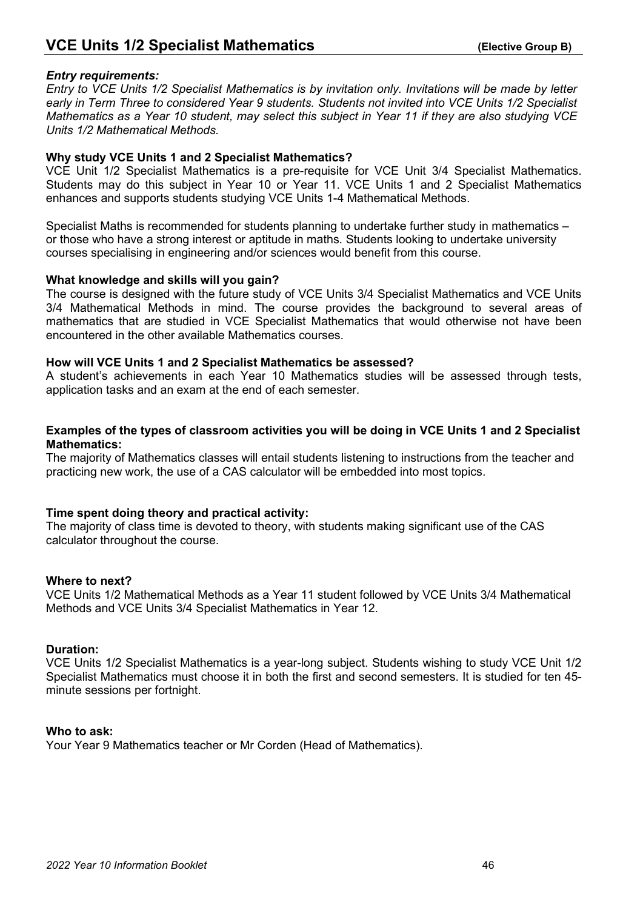# VCE Units 1/2 Specialist Mathematics **(Elective Group B)**

***Entry requirements:***

*Entry to VCE Units 1/2 Specialist Mathematics is by invitation only. Invitations will be made by letter early in Term Three to considered Year 9 students. Students not invited into VCE Units 1/2 Specialist Mathematics as a Year 10 student, may select this subject in Year 11 if they are also studying VCE Units 1/2 Mathematical Methods.*

**Why study VCE Units 1 and 2 Specialist Mathematics?**

VCE Unit 1/2 Specialist Mathematics is a pre-requisite for VCE Unit 3/4 Specialist Mathematics. Students may do this subject in Year 10 or Year 11. VCE Units 1 and 2 Specialist Mathematics enhances and supports students studying VCE Units 1-4 Mathematical Methods.

Specialist Maths is recommended for students planning to undertake further study in mathematics – or those who have a strong interest or aptitude in maths. Students looking to undertake university courses specialising in engineering and/or sciences would benefit from this course.

**What knowledge and skills will you gain?**

The course is designed with the future study of VCE Units 3/4 Specialist Mathematics and VCE Units 3/4 Mathematical Methods in mind. The course provides the background to several areas of mathematics that are studied in VCE Specialist Mathematics that would otherwise not have been encountered in the other available Mathematics courses.

**How will VCE Units 1 and 2 Specialist Mathematics be assessed?**

A student's achievements in each Year 10 Mathematics studies will be assessed through tests, application tasks and an exam at the end of each semester.

**Examples of the types of classroom activities you will be doing in VCE Units 1 and 2 Specialist Mathematics:**

The majority of Mathematics classes will entail students listening to instructions from the teacher and practicing new work, the use of a CAS calculator will be embedded into most topics.

**Time spent doing theory and practical activity:**

The majority of class time is devoted to theory, with students making significant use of the CAS calculator throughout the course.

**Where to next?**

VCE Units 1/2 Mathematical Methods as a Year 11 student followed by VCE Units 3/4 Mathematical Methods and VCE Units 3/4 Specialist Mathematics in Year 12.

**Duration:**

VCE Units 1/2 Specialist Mathematics is a year-long subject. Students wishing to study VCE Unit 1/2 Specialist Mathematics must choose it in both the first and second semesters. It is studied for ten 45-minute sessions per fortnight.

**Who to ask:**

Your Year 9 Mathematics teacher or Mr Corden (Head of Mathematics).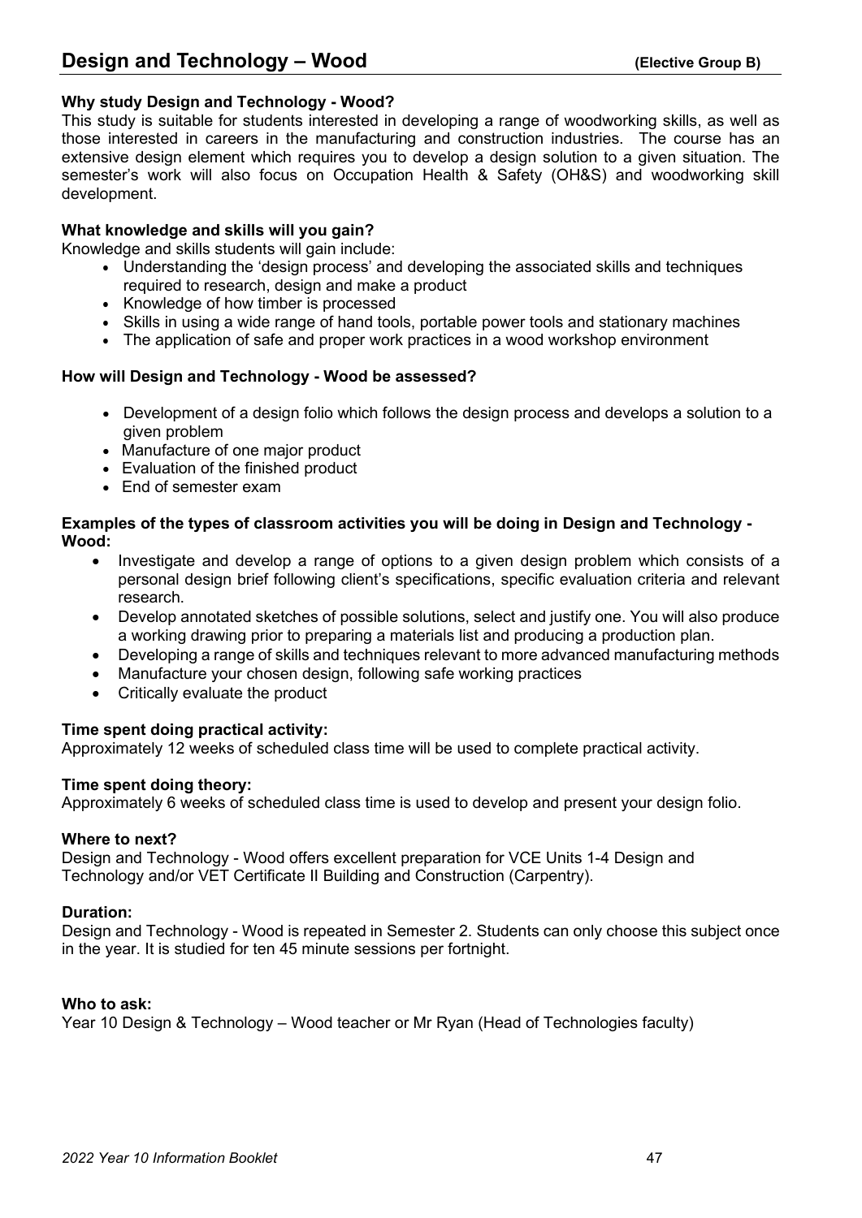## Design and Technology – Wood **(Elective Group B)**

**Why study Design and Technology - Wood?**

This study is suitable for students interested in developing a range of woodworking skills, as well as those interested in careers in the manufacturing and construction industries. The course has an extensive design element which requires you to develop a design solution to a given situation. The semester's work will also focus on Occupation Health & Safety (OH&S) and woodworking skill development.

**What knowledge and skills will you gain?**

Knowledge and skills students will gain include:

- Understanding the 'design process' and developing the associated skills and techniques required to research, design and make a product
- Knowledge of how timber is processed
- Skills in using a wide range of hand tools, portable power tools and stationary machines
- The application of safe and proper work practices in a wood workshop environment

**How will Design and Technology - Wood be assessed?**

- Development of a design folio which follows the design process and develops a solution to a given problem
- Manufacture of one major product
- Evaluation of the finished product
- End of semester exam

**Examples of the types of classroom activities you will be doing in Design and Technology - Wood:**

- Investigate and develop a range of options to a given design problem which consists of a personal design brief following client's specifications, specific evaluation criteria and relevant research.
- Develop annotated sketches of possible solutions, select and justify one. You will also produce a working drawing prior to preparing a materials list and producing a production plan.
- Developing a range of skills and techniques relevant to more advanced manufacturing methods
- Manufacture your chosen design, following safe working practices
- Critically evaluate the product

**Time spent doing practical activity:**

Approximately 12 weeks of scheduled class time will be used to complete practical activity.

**Time spent doing theory:**

Approximately 6 weeks of scheduled class time is used to develop and present your design folio.

**Where to next?**

Design and Technology - Wood offers excellent preparation for VCE Units 1-4 Design and Technology and/or VET Certificate II Building and Construction (Carpentry).

**Duration:**

Design and Technology - Wood is repeated in Semester 2. Students can only choose this subject once in the year. It is studied for ten 45 minute sessions per fortnight.

**Who to ask:**

Year 10 Design & Technology – Wood teacher or Mr Ryan (Head of Technologies faculty)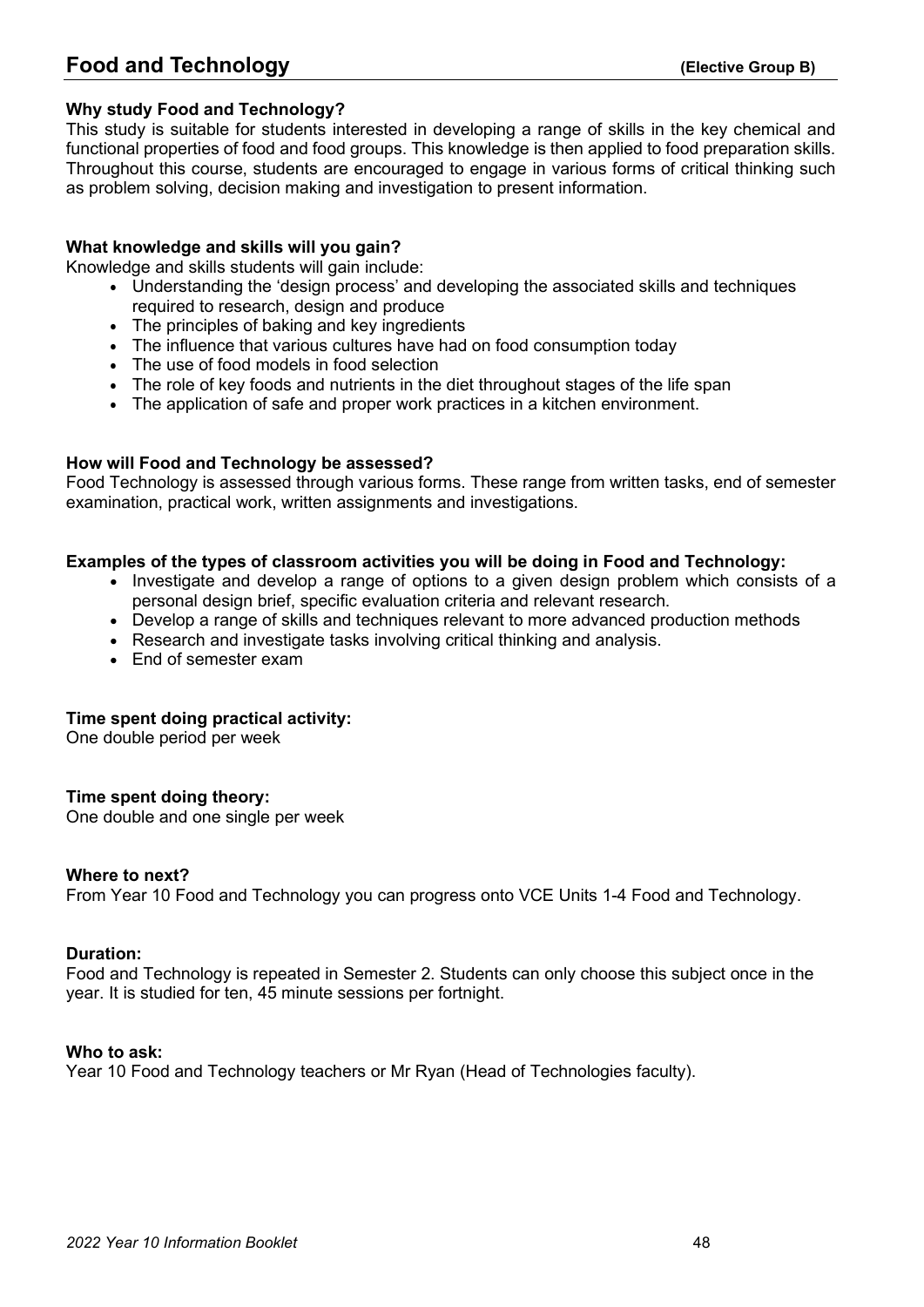## Food and Technology (Elective Group B)

**Why study Food and Technology?**

This study is suitable for students interested in developing a range of skills in the key chemical and functional properties of food and food groups. This knowledge is then applied to food preparation skills. Throughout this course, students are encouraged to engage in various forms of critical thinking such as problem solving, decision making and investigation to present information.

**What knowledge and skills will you gain?**

Knowledge and skills students will gain include:

- Understanding the 'design process' and developing the associated skills and techniques required to research, design and produce
- The principles of baking and key ingredients
- The influence that various cultures have had on food consumption today
- The use of food models in food selection
- The role of key foods and nutrients in the diet throughout stages of the life span
- The application of safe and proper work practices in a kitchen environment.

**How will Food and Technology be assessed?**

Food Technology is assessed through various forms. These range from written tasks, end of semester examination, practical work, written assignments and investigations.

**Examples of the types of classroom activities you will be doing in Food and Technology:**

- Investigate and develop a range of options to a given design problem which consists of a personal design brief, specific evaluation criteria and relevant research.
- Develop a range of skills and techniques relevant to more advanced production methods
- Research and investigate tasks involving critical thinking and analysis.
- End of semester exam

**Time spent doing practical activity:**

One double period per week

**Time spent doing theory:**

One double and one single per week

**Where to next?**

From Year 10 Food and Technology you can progress onto VCE Units 1-4 Food and Technology.

**Duration:**

Food and Technology is repeated in Semester 2. Students can only choose this subject once in the year. It is studied for ten, 45 minute sessions per fortnight.

**Who to ask:**

Year 10 Food and Technology teachers or Mr Ryan (Head of Technologies faculty).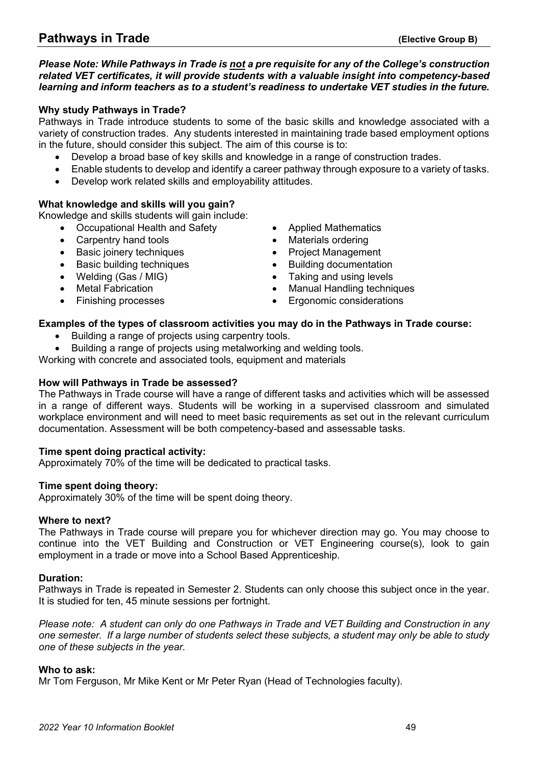## Pathways in Trade (Elective Group B)

***Please Note: While Pathways in Trade is <u>not</u> a pre requisite for any of the College's construction related VET certificates, it will provide students with a valuable insight into competency-based learning and inform teachers as to a student's readiness to undertake VET studies in the future.***

**Why study Pathways in Trade?**

Pathways in Trade introduce students to some of the basic skills and knowledge associated with a variety of construction trades. Any students interested in maintaining trade based employment options in the future, should consider this subject. The aim of this course is to:

- Develop a broad base of key skills and knowledge in a range of construction trades.
- Enable students to develop and identify a career pathway through exposure to a variety of tasks.
- Develop work related skills and employability attitudes.

**What knowledge and skills will you gain?**

Knowledge and skills students will gain include:

- Occupational Health and Safety
- Carpentry hand tools
- Basic joinery techniques
- Basic building techniques
- Welding (Gas / MIG)
- Metal Fabrication
- Finishing processes
- Applied Mathematics
- Materials ordering
- Project Management
- Building documentation
- Taking and using levels
- Manual Handling techniques
- Ergonomic considerations

**Examples of the types of classroom activities you may do in the Pathways in Trade course:**

- Building a range of projects using carpentry tools.
- Building a range of projects using metalworking and welding tools.

Working with concrete and associated tools, equipment and materials

**How will Pathways in Trade be assessed?**

The Pathways in Trade course will have a range of different tasks and activities which will be assessed in a range of different ways. Students will be working in a supervised classroom and simulated workplace environment and will need to meet basic requirements as set out in the relevant curriculum documentation. Assessment will be both competency-based and assessable tasks.

**Time spent doing practical activity:**

Approximately 70% of the time will be dedicated to practical tasks.

**Time spent doing theory:**

Approximately 30% of the time will be spent doing theory.

**Where to next?**

The Pathways in Trade course will prepare you for whichever direction may go. You may choose to continue into the VET Building and Construction or VET Engineering course(s), look to gain employment in a trade or move into a School Based Apprenticeship.

**Duration:**

Pathways in Trade is repeated in Semester 2. Students can only choose this subject once in the year. It is studied for ten, 45 minute sessions per fortnight.

*Please note: A student can only do one Pathways in Trade and VET Building and Construction in any one semester. If a large number of students select these subjects, a student may only be able to study one of these subjects in the year.*

**Who to ask:**

Mr Tom Ferguson, Mr Mike Kent or Mr Peter Ryan (Head of Technologies faculty).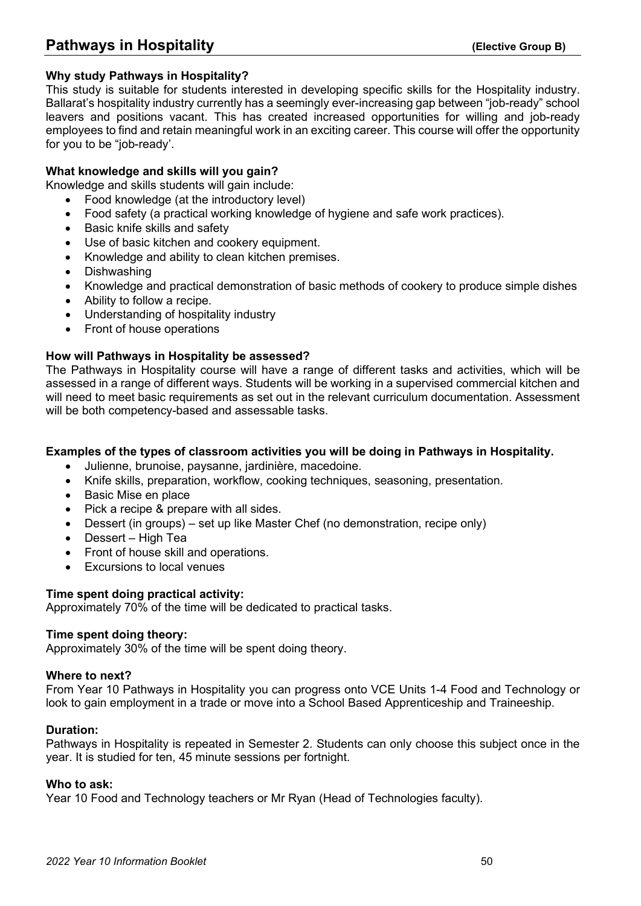# Pathways in Hospitality (Elective Group B)

### Why study Pathways in Hospitality?

This study is suitable for students interested in developing specific skills for the Hospitality industry. Ballarat's hospitality industry currently has a seemingly ever-increasing gap between "job-ready" school leavers and positions vacant. This has created increased opportunities for willing and job-ready employees to find and retain meaningful work in an exciting career. This course will offer the opportunity for you to be "job-ready'.

### What knowledge and skills will you gain?

Knowledge and skills students will gain include:

- Food knowledge (at the introductory level)
- Food safety (a practical working knowledge of hygiene and safe work practices).
- Basic knife skills and safety
- Use of basic kitchen and cookery equipment.
- Knowledge and ability to clean kitchen premises.
- Dishwashing
- Knowledge and practical demonstration of basic methods of cookery to produce simple dishes
- Ability to follow a recipe.
- Understanding of hospitality industry
- Front of house operations

### How will Pathways in Hospitality be assessed?

The Pathways in Hospitality course will have a range of different tasks and activities, which will be assessed in a range of different ways. Students will be working in a supervised commercial kitchen and will need to meet basic requirements as set out in the relevant curriculum documentation. Assessment will be both competency-based and assessable tasks.

### Examples of the types of classroom activities you will be doing in Pathways in Hospitality.

- Julienne, brunoise, paysanne, jardinière, macedoine.
- Knife skills, preparation, workflow, cooking techniques, seasoning, presentation.
- Basic Mise en place
- Pick a recipe & prepare with all sides.
- Dessert (in groups) – set up like Master Chef (no demonstration, recipe only)
- Dessert – High Tea
- Front of house skill and operations.
- Excursions to local venues

### Time spent doing practical activity:

Approximately 70% of the time will be dedicated to practical tasks.

### Time spent doing theory:

Approximately 30% of the time will be spent doing theory.

### Where to next?

From Year 10 Pathways in Hospitality you can progress onto VCE Units 1-4 Food and Technology or look to gain employment in a trade or move into a School Based Apprenticeship and Traineeship.

### Duration:

Pathways in Hospitality is repeated in Semester 2. Students can only choose this subject once in the year. It is studied for ten, 45 minute sessions per fortnight.

### Who to ask:

Year 10 Food and Technology teachers or Mr Ryan (Head of Technologies faculty).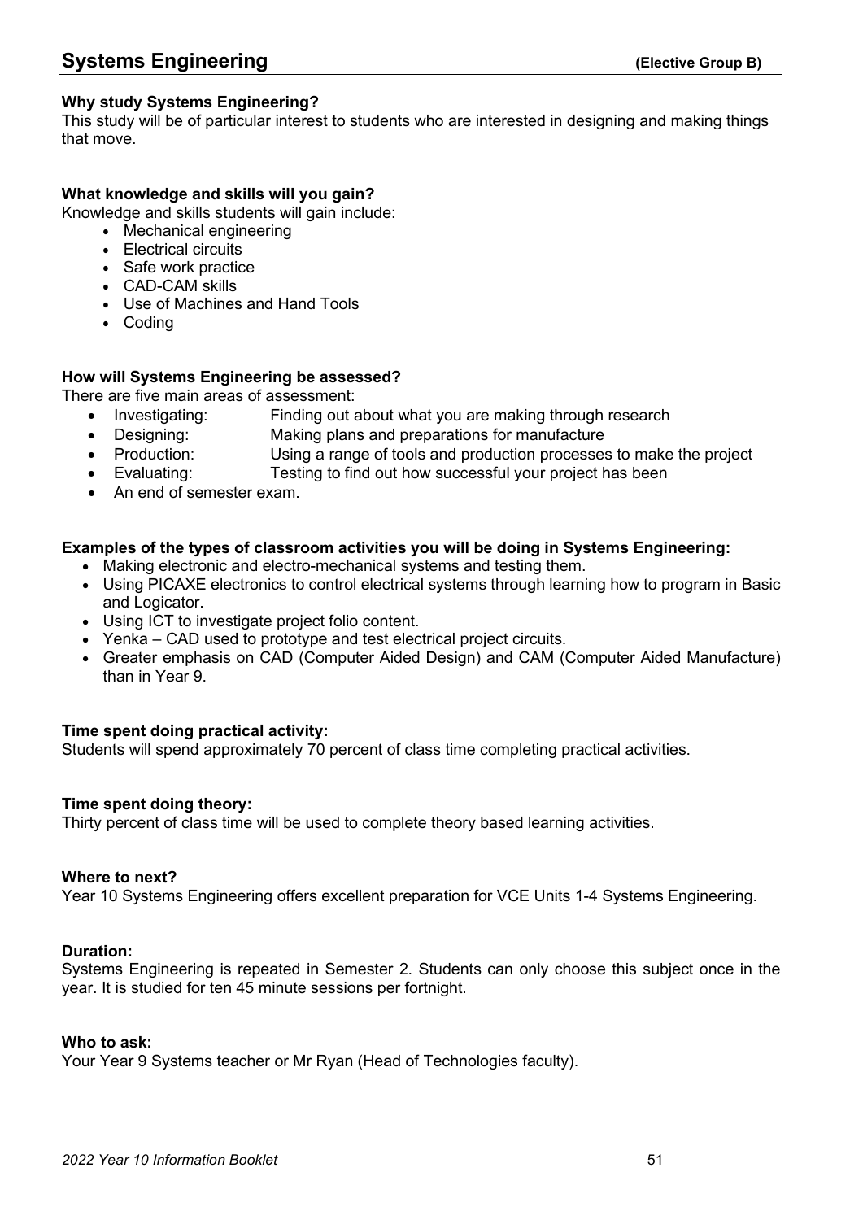# Systems Engineering **(Elective Group B)**

### Why study Systems Engineering?

This study will be of particular interest to students who are interested in designing and making things that move.

### What knowledge and skills will you gain?

Knowledge and skills students will gain include:

- Mechanical engineering
- Electrical circuits
- Safe work practice
- CAD-CAM skills
- Use of Machines and Hand Tools
- Coding

### How will Systems Engineering be assessed?

There are five main areas of assessment:

- Investigating: Finding out about what you are making through research
- Designing: Making plans and preparations for manufacture
- Production: Using a range of tools and production processes to make the project
- Evaluating: Testing to find out how successful your project has been
- An end of semester exam.

### Examples of the types of classroom activities you will be doing in Systems Engineering:

- Making electronic and electro-mechanical systems and testing them.
- Using PICAXE electronics to control electrical systems through learning how to program in Basic and Logicator.
- Using ICT to investigate project folio content.
- Yenka – CAD used to prototype and test electrical project circuits.
- Greater emphasis on CAD (Computer Aided Design) and CAM (Computer Aided Manufacture) than in Year 9.

### Time spent doing practical activity:

Students will spend approximately 70 percent of class time completing practical activities.

### Time spent doing theory:

Thirty percent of class time will be used to complete theory based learning activities.

### Where to next?

Year 10 Systems Engineering offers excellent preparation for VCE Units 1-4 Systems Engineering.

### Duration:

Systems Engineering is repeated in Semester 2. Students can only choose this subject once in the year. It is studied for ten 45 minute sessions per fortnight.

### Who to ask:

Your Year 9 Systems teacher or Mr Ryan (Head of Technologies faculty).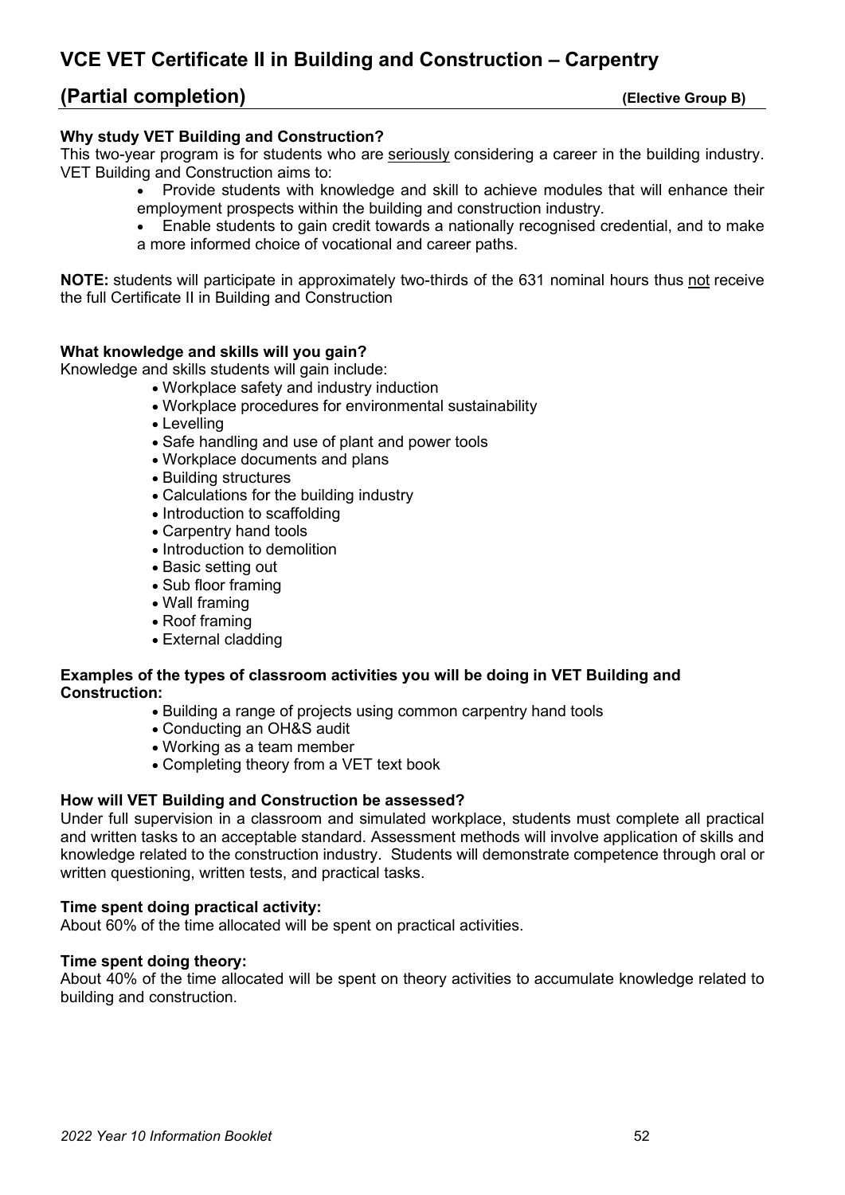# VCE VET Certificate II in Building and Construction – Carpentry

## (Partial completion) (Elective Group B)

**Why study VET Building and Construction?**

This two-year program is for students who are seriously considering a career in the building industry. VET Building and Construction aims to:

- Provide students with knowledge and skill to achieve modules that will enhance their employment prospects within the building and construction industry.
- Enable students to gain credit towards a nationally recognised credential, and to make a more informed choice of vocational and career paths.

**NOTE:** students will participate in approximately two-thirds of the 631 nominal hours thus not receive the full Certificate II in Building and Construction

**What knowledge and skills will you gain?**

Knowledge and skills students will gain include:

- Workplace safety and industry induction
- Workplace procedures for environmental sustainability
- Levelling
- Safe handling and use of plant and power tools
- Workplace documents and plans
- Building structures
- Calculations for the building industry
- Introduction to scaffolding
- Carpentry hand tools
- Introduction to demolition
- Basic setting out
- Sub floor framing
- Wall framing
- Roof framing
- External cladding

**Examples of the types of classroom activities you will be doing in VET Building and Construction:**

- Building a range of projects using common carpentry hand tools
- Conducting an OH&S audit
- Working as a team member
- Completing theory from a VET text book

**How will VET Building and Construction be assessed?**

Under full supervision in a classroom and simulated workplace, students must complete all practical and written tasks to an acceptable standard. Assessment methods will involve application of skills and knowledge related to the construction industry. Students will demonstrate competence through oral or written questioning, written tests, and practical tasks.

**Time spent doing practical activity:**

About 60% of the time allocated will be spent on practical activities.

**Time spent doing theory:**

About 40% of the time allocated will be spent on theory activities to accumulate knowledge related to building and construction.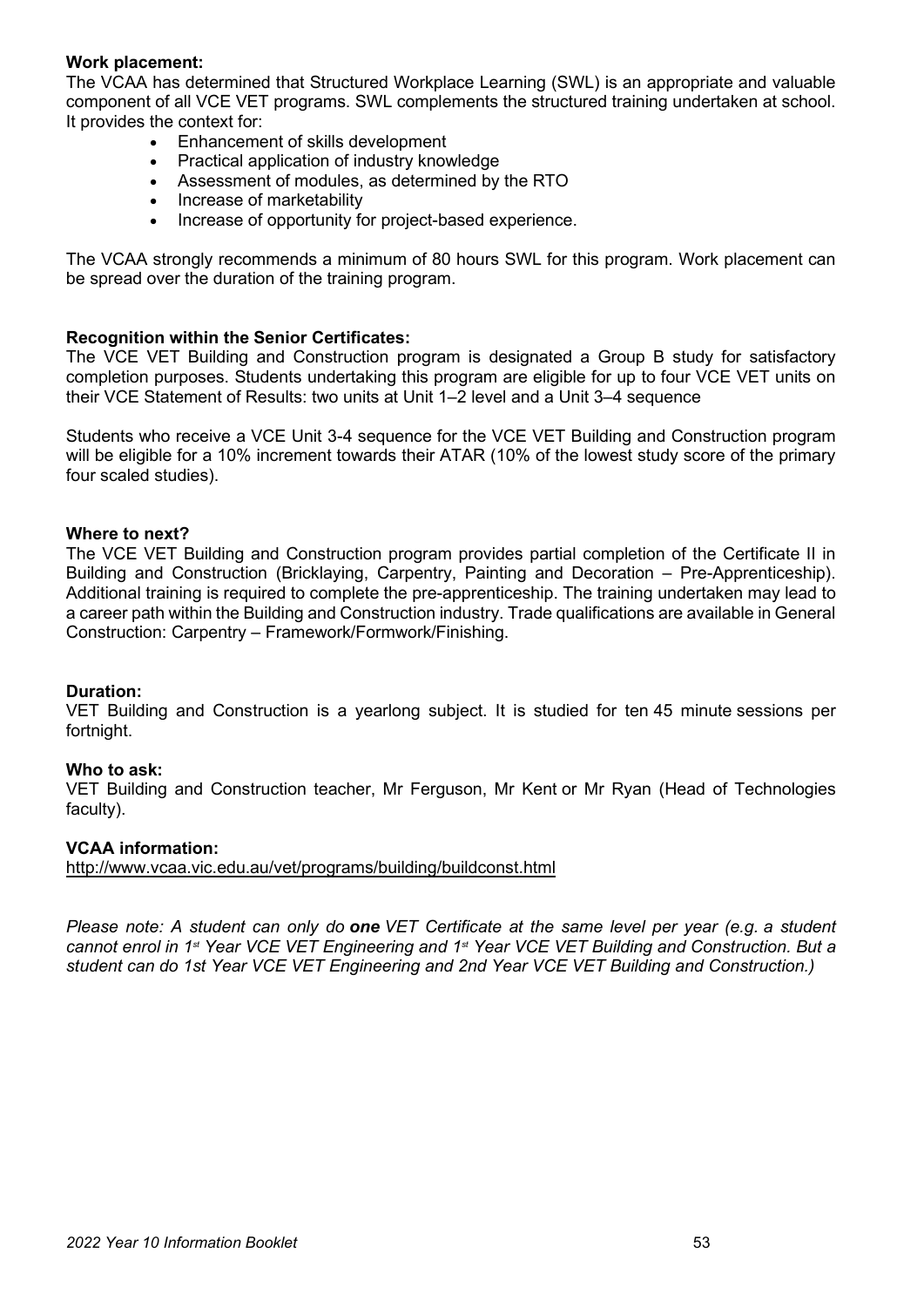**Work placement:**

The VCAA has determined that Structured Workplace Learning (SWL) is an appropriate and valuable component of all VCE VET programs. SWL complements the structured training undertaken at school. It provides the context for:

- Enhancement of skills development
- Practical application of industry knowledge
- Assessment of modules, as determined by the RTO
- Increase of marketability
- Increase of opportunity for project-based experience.

The VCAA strongly recommends a minimum of 80 hours SWL for this program. Work placement can be spread over the duration of the training program.

**Recognition within the Senior Certificates:**

The VCE VET Building and Construction program is designated a Group B study for satisfactory completion purposes. Students undertaking this program are eligible for up to four VCE VET units on their VCE Statement of Results: two units at Unit 1–2 level and a Unit 3–4 sequence

Students who receive a VCE Unit 3-4 sequence for the VCE VET Building and Construction program will be eligible for a 10% increment towards their ATAR (10% of the lowest study score of the primary four scaled studies).

**Where to next?**

The VCE VET Building and Construction program provides partial completion of the Certificate II in Building and Construction (Bricklaying, Carpentry, Painting and Decoration – Pre-Apprenticeship). Additional training is required to complete the pre-apprenticeship. The training undertaken may lead to a career path within the Building and Construction industry. Trade qualifications are available in General Construction: Carpentry – Framework/Formwork/Finishing.

**Duration:**

VET Building and Construction is a yearlong subject. It is studied for ten 45 minute sessions per fortnight.

**Who to ask:**

VET Building and Construction teacher, Mr Ferguson, Mr Kent or Mr Ryan (Head of Technologies faculty).

**VCAA information:**

http://www.vcaa.vic.edu.au/vet/programs/building/buildconst.html

*Please note: A student can only do **one** VET Certificate at the same level per year (e.g. a student cannot enrol in 1st Year VCE VET Engineering and 1st Year VCE VET Building and Construction. But a student can do 1st Year VCE VET Engineering and 2nd Year VCE VET Building and Construction.)*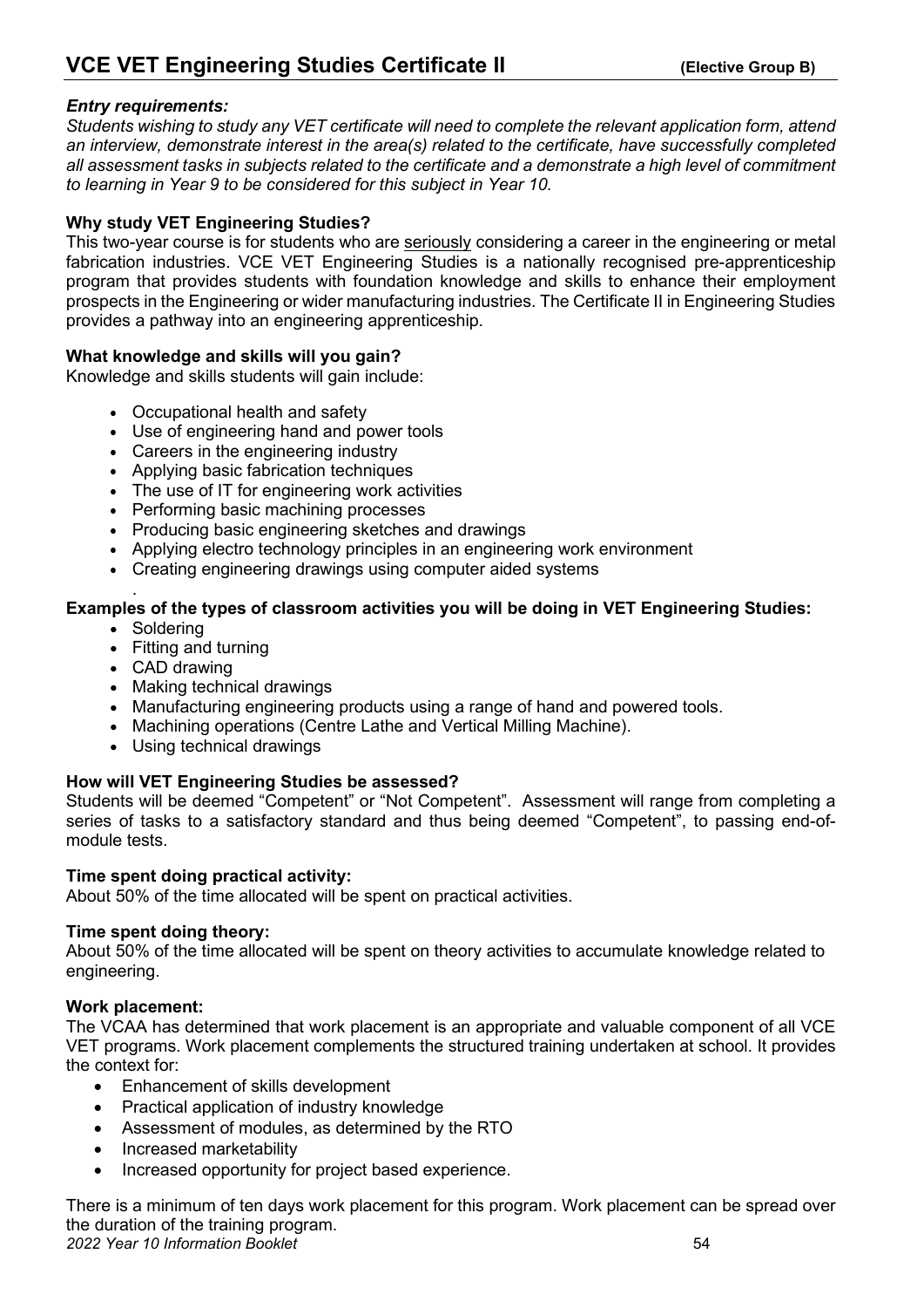# VCE VET Engineering Studies Certificate II (Elective Group B)

***Entry requirements:***

*Students wishing to study any VET certificate will need to complete the relevant application form, attend an interview, demonstrate interest in the area(s) related to the certificate, have successfully completed all assessment tasks in subjects related to the certificate and a demonstrate a high level of commitment to learning in Year 9 to be considered for this subject in Year 10.*

**Why study VET Engineering Studies?**

This two-year course is for students who are seriously considering a career in the engineering or metal fabrication industries. VCE VET Engineering Studies is a nationally recognised pre-apprenticeship program that provides students with foundation knowledge and skills to enhance their employment prospects in the Engineering or wider manufacturing industries. The Certificate II in Engineering Studies provides a pathway into an engineering apprenticeship.

**What knowledge and skills will you gain?**

Knowledge and skills students will gain include:

- Occupational health and safety
- Use of engineering hand and power tools
- Careers in the engineering industry
- Applying basic fabrication techniques
- The use of IT for engineering work activities
- Performing basic machining processes
- Producing basic engineering sketches and drawings
- Applying electro technology principles in an engineering work environment
- Creating engineering drawings using computer aided systems

**Examples of the types of classroom activities you will be doing in VET Engineering Studies:**

- Soldering
- Fitting and turning
- CAD drawing
- Making technical drawings
- Manufacturing engineering products using a range of hand and powered tools.
- Machining operations (Centre Lathe and Vertical Milling Machine).
- Using technical drawings

**How will VET Engineering Studies be assessed?**

Students will be deemed "Competent" or "Not Competent". Assessment will range from completing a series of tasks to a satisfactory standard and thus being deemed "Competent", to passing end-of-module tests.

**Time spent doing practical activity:**

About 50% of the time allocated will be spent on practical activities.

**Time spent doing theory:**

About 50% of the time allocated will be spent on theory activities to accumulate knowledge related to engineering.

**Work placement:**

The VCAA has determined that work placement is an appropriate and valuable component of all VCE VET programs. Work placement complements the structured training undertaken at school. It provides the context for:

- Enhancement of skills development
- Practical application of industry knowledge
- Assessment of modules, as determined by the RTO
- Increased marketability
- Increased opportunity for project based experience.

There is a minimum of ten days work placement for this program. Work placement can be spread over the duration of the training program.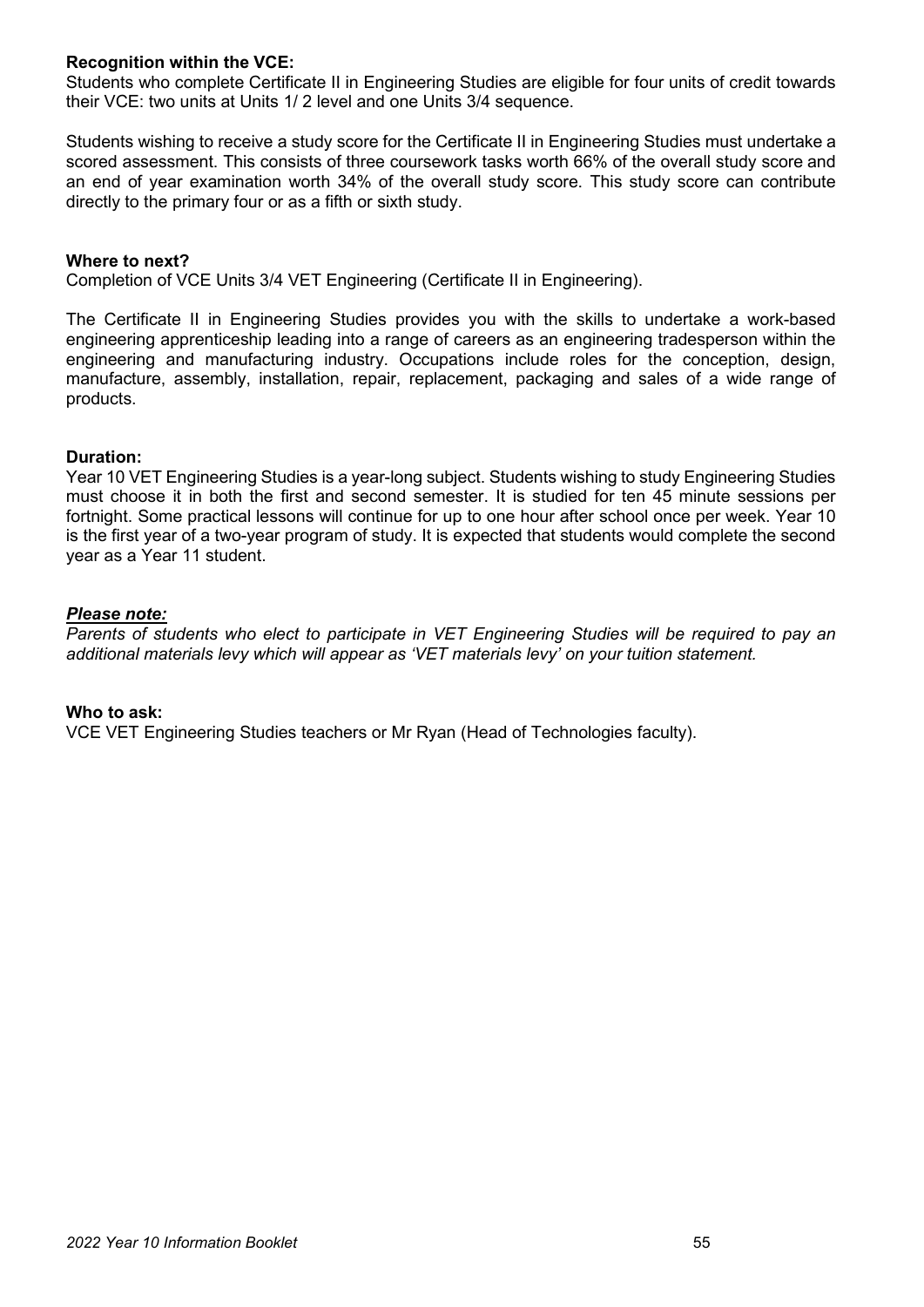**Recognition within the VCE:**
Students who complete Certificate II in Engineering Studies are eligible for four units of credit towards their VCE: two units at Units 1/ 2 level and one Units 3/4 sequence.

Students wishing to receive a study score for the Certificate II in Engineering Studies must undertake a scored assessment. This consists of three coursework tasks worth 66% of the overall study score and an end of year examination worth 34% of the overall study score. This study score can contribute directly to the primary four or as a fifth or sixth study.

**Where to next?**
Completion of VCE Units 3/4 VET Engineering (Certificate II in Engineering).

The Certificate II in Engineering Studies provides you with the skills to undertake a work-based engineering apprenticeship leading into a range of careers as an engineering tradesperson within the engineering and manufacturing industry. Occupations include roles for the conception, design, manufacture, assembly, installation, repair, replacement, packaging and sales of a wide range of products.

**Duration:**
Year 10 VET Engineering Studies is a year-long subject. Students wishing to study Engineering Studies must choose it in both the first and second semester. It is studied for ten 45 minute sessions per fortnight. Some practical lessons will continue for up to one hour after school once per week. Year 10 is the first year of a two-year program of study. It is expected that students would complete the second year as a Year 11 student.

***Please note:***
*Parents of students who elect to participate in VET Engineering Studies will be required to pay an additional materials levy which will appear as 'VET materials levy' on your tuition statement.*

**Who to ask:**
VCE VET Engineering Studies teachers or Mr Ryan (Head of Technologies faculty).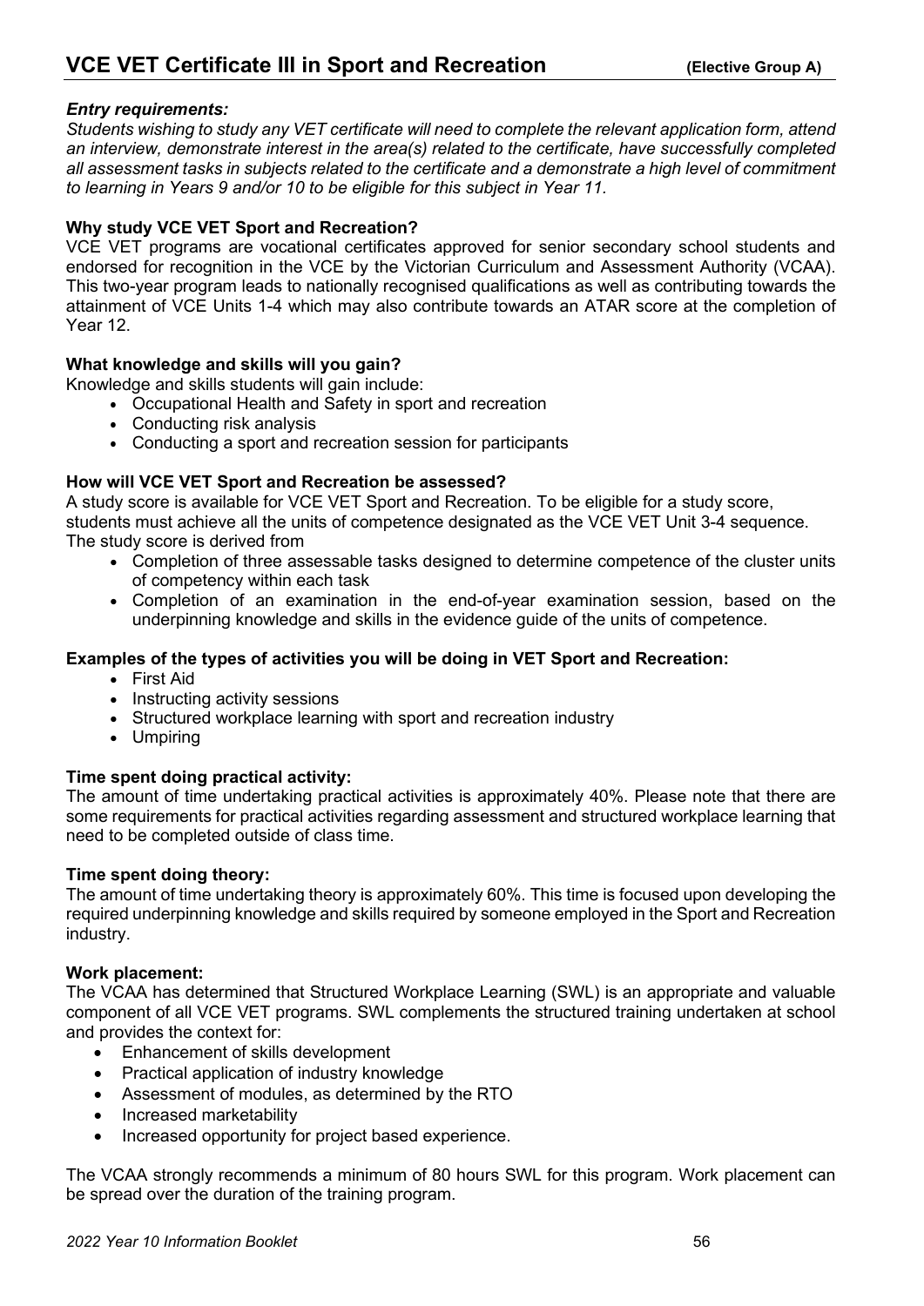# VCE VET Certificate III in Sport and Recreation **(Elective Group A)**

***Entry requirements:***

*Students wishing to study any VET certificate will need to complete the relevant application form, attend an interview, demonstrate interest in the area(s) related to the certificate, have successfully completed all assessment tasks in subjects related to the certificate and a demonstrate a high level of commitment to learning in Years 9 and/or 10 to be eligible for this subject in Year 11.*

**Why study VCE VET Sport and Recreation?**

VCE VET programs are vocational certificates approved for senior secondary school students and endorsed for recognition in the VCE by the Victorian Curriculum and Assessment Authority (VCAA). This two-year program leads to nationally recognised qualifications as well as contributing towards the attainment of VCE Units 1-4 which may also contribute towards an ATAR score at the completion of Year 12.

**What knowledge and skills will you gain?**

Knowledge and skills students will gain include:

- Occupational Health and Safety in sport and recreation
- Conducting risk analysis
- Conducting a sport and recreation session for participants

**How will VCE VET Sport and Recreation be assessed?**

A study score is available for VCE VET Sport and Recreation. To be eligible for a study score, students must achieve all the units of competence designated as the VCE VET Unit 3-4 sequence. The study score is derived from

- Completion of three assessable tasks designed to determine competence of the cluster units of competency within each task
- Completion of an examination in the end-of-year examination session, based on the underpinning knowledge and skills in the evidence guide of the units of competence.

**Examples of the types of activities you will be doing in VET Sport and Recreation:**

- First Aid
- Instructing activity sessions
- Structured workplace learning with sport and recreation industry
- Umpiring

**Time spent doing practical activity:**

The amount of time undertaking practical activities is approximately 40%. Please note that there are some requirements for practical activities regarding assessment and structured workplace learning that need to be completed outside of class time.

**Time spent doing theory:**

The amount of time undertaking theory is approximately 60%. This time is focused upon developing the required underpinning knowledge and skills required by someone employed in the Sport and Recreation industry.

**Work placement:**

The VCAA has determined that Structured Workplace Learning (SWL) is an appropriate and valuable component of all VCE VET programs. SWL complements the structured training undertaken at school and provides the context for:

- Enhancement of skills development
- Practical application of industry knowledge
- Assessment of modules, as determined by the RTO
- Increased marketability
- Increased opportunity for project based experience.

The VCAA strongly recommends a minimum of 80 hours SWL for this program. Work placement can be spread over the duration of the training program.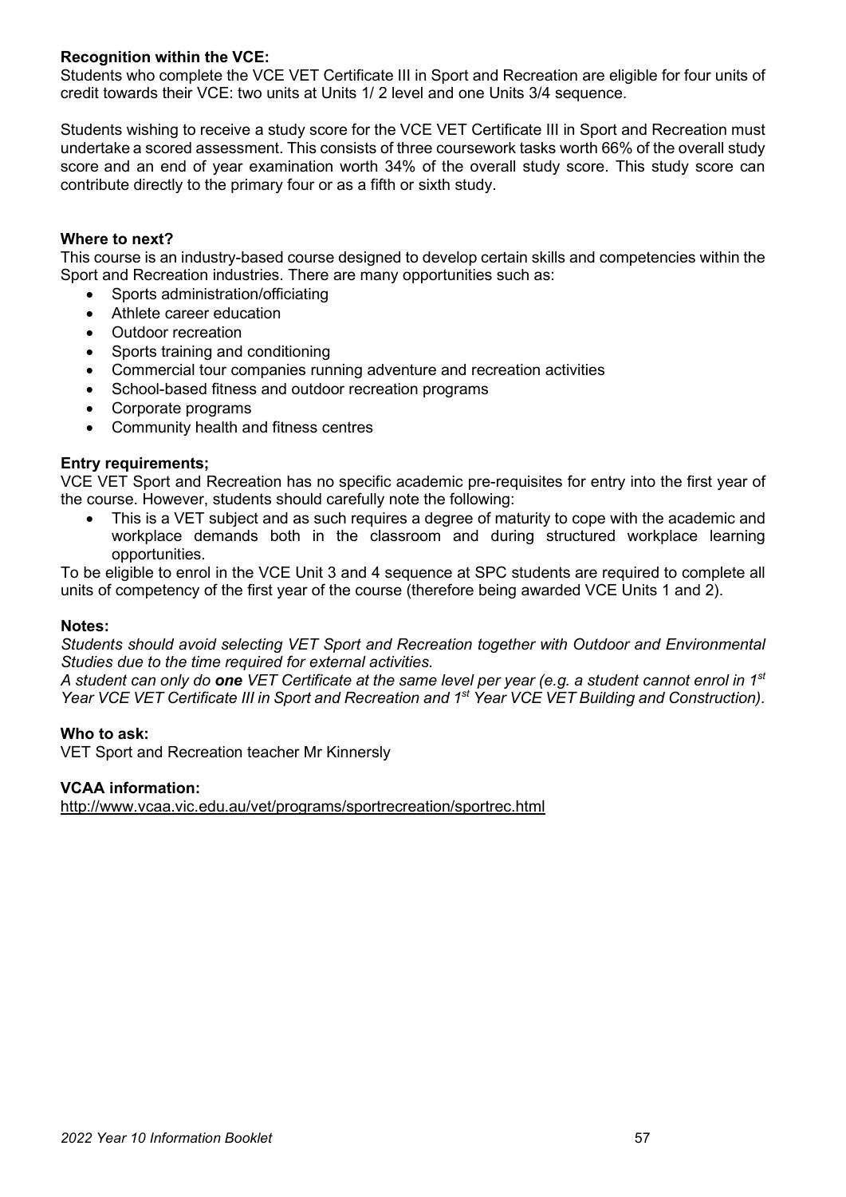**Recognition within the VCE:**
Students who complete the VCE VET Certificate III in Sport and Recreation are eligible for four units of credit towards their VCE: two units at Units 1/ 2 level and one Units 3/4 sequence.

Students wishing to receive a study score for the VCE VET Certificate III in Sport and Recreation must undertake a scored assessment. This consists of three coursework tasks worth 66% of the overall study score and an end of year examination worth 34% of the overall study score. This study score can contribute directly to the primary four or as a fifth or sixth study.

**Where to next?**
This course is an industry-based course designed to develop certain skills and competencies within the Sport and Recreation industries. There are many opportunities such as:

- Sports administration/officiating
- Athlete career education
- Outdoor recreation
- Sports training and conditioning
- Commercial tour companies running adventure and recreation activities
- School-based fitness and outdoor recreation programs
- Corporate programs
- Community health and fitness centres

**Entry requirements;**
VCE VET Sport and Recreation has no specific academic pre-requisites for entry into the first year of the course. However, students should carefully note the following:

- This is a VET subject and as such requires a degree of maturity to cope with the academic and workplace demands both in the classroom and during structured workplace learning opportunities.

To be eligible to enrol in the VCE Unit 3 and 4 sequence at SPC students are required to complete all units of competency of the first year of the course (therefore being awarded VCE Units 1 and 2).

**Notes:**
*Students should avoid selecting VET Sport and Recreation together with Outdoor and Environmental Studies due to the time required for external activities.*
*A student can only do* ***one*** *VET Certificate at the same level per year (e.g. a student cannot enrol in 1st Year VCE VET Certificate III in Sport and Recreation and 1st Year VCE VET Building and Construction).*

**Who to ask:**
VET Sport and Recreation teacher Mr Kinnersly

**VCAA information:**
http://www.vcaa.vic.edu.au/vet/programs/sportrecreation/sportrec.html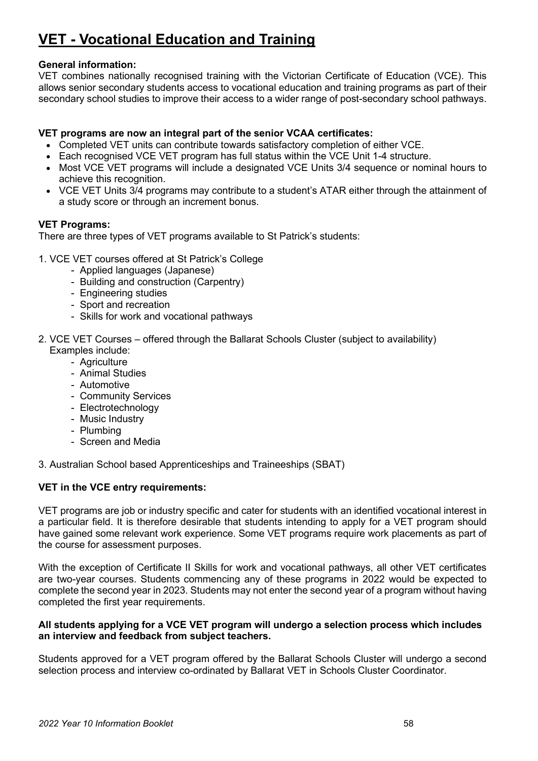# VET - Vocational Education and Training

**General information:**
VET combines nationally recognised training with the Victorian Certificate of Education (VCE). This allows senior secondary students access to vocational education and training programs as part of their secondary school studies to improve their access to a wider range of post-secondary school pathways.

**VET programs are now an integral part of the senior VCAA certificates:**

- Completed VET units can contribute towards satisfactory completion of either VCE.
- Each recognised VCE VET program has full status within the VCE Unit 1-4 structure.
- Most VCE VET programs will include a designated VCE Units 3/4 sequence or nominal hours to achieve this recognition.
- VCE VET Units 3/4 programs may contribute to a student's ATAR either through the attainment of a study score or through an increment bonus.

**VET Programs:**
There are three types of VET programs available to St Patrick's students:

1. VCE VET courses offered at St Patrick's College
   - Applied languages (Japanese)
   - Building and construction (Carpentry)
   - Engineering studies
   - Sport and recreation
   - Skills for work and vocational pathways

2. VCE VET Courses – offered through the Ballarat Schools Cluster (subject to availability)
   Examples include:
   - Agriculture
   - Animal Studies
   - Automotive
   - Community Services
   - Electrotechnology
   - Music Industry
   - Plumbing
   - Screen and Media

3. Australian School based Apprenticeships and Traineeships (SBAT)

**VET in the VCE entry requirements:**

VET programs are job or industry specific and cater for students with an identified vocational interest in a particular field. It is therefore desirable that students intending to apply for a VET program should have gained some relevant work experience. Some VET programs require work placements as part of the course for assessment purposes.

With the exception of Certificate II Skills for work and vocational pathways, all other VET certificates are two-year courses. Students commencing any of these programs in 2022 would be expected to complete the second year in 2023. Students may not enter the second year of a program without having completed the first year requirements.

**All students applying for a VCE VET program will undergo a selection process which includes an interview and feedback from subject teachers.**

Students approved for a VET program offered by the Ballarat Schools Cluster will undergo a second selection process and interview co-ordinated by Ballarat VET in Schools Cluster Coordinator.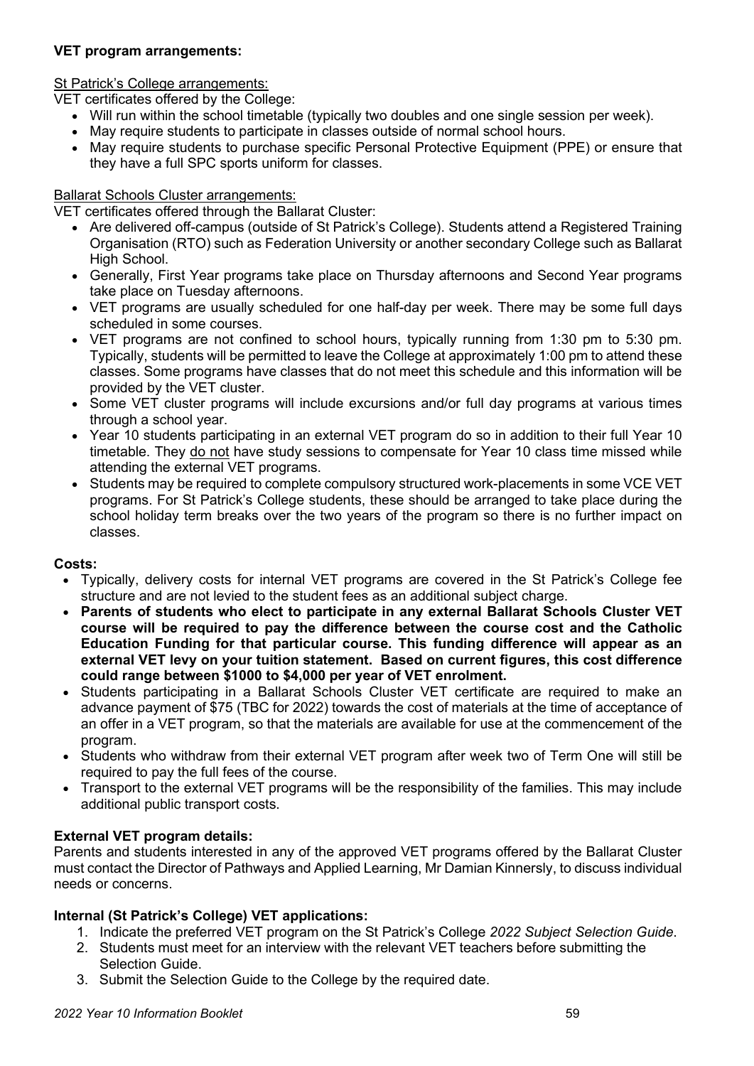**VET program arrangements:**

St Patrick's College arrangements:

VET certificates offered by the College:

- Will run within the school timetable (typically two doubles and one single session per week).
- May require students to participate in classes outside of normal school hours.
- May require students to purchase specific Personal Protective Equipment (PPE) or ensure that they have a full SPC sports uniform for classes.

Ballarat Schools Cluster arrangements:

VET certificates offered through the Ballarat Cluster:

- Are delivered off-campus (outside of St Patrick's College). Students attend a Registered Training Organisation (RTO) such as Federation University or another secondary College such as Ballarat High School.
- Generally, First Year programs take place on Thursday afternoons and Second Year programs take place on Tuesday afternoons.
- VET programs are usually scheduled for one half-day per week. There may be some full days scheduled in some courses.
- VET programs are not confined to school hours, typically running from 1:30 pm to 5:30 pm. Typically, students will be permitted to leave the College at approximately 1:00 pm to attend these classes. Some programs have classes that do not meet this schedule and this information will be provided by the VET cluster.
- Some VET cluster programs will include excursions and/or full day programs at various times through a school year.
- Year 10 students participating in an external VET program do so in addition to their full Year 10 timetable. They do not have study sessions to compensate for Year 10 class time missed while attending the external VET programs.
- Students may be required to complete compulsory structured work-placements in some VCE VET programs. For St Patrick's College students, these should be arranged to take place during the school holiday term breaks over the two years of the program so there is no further impact on classes.

**Costs:**

- Typically, delivery costs for internal VET programs are covered in the St Patrick's College fee structure and are not levied to the student fees as an additional subject charge.
- **Parents of students who elect to participate in any external Ballarat Schools Cluster VET course will be required to pay the difference between the course cost and the Catholic Education Funding for that particular course. This funding difference will appear as an external VET levy on your tuition statement. Based on current figures, this cost difference could range between $1000 to $4,000 per year of VET enrolment.**
- Students participating in a Ballarat Schools Cluster VET certificate are required to make an advance payment of $75 (TBC for 2022) towards the cost of materials at the time of acceptance of an offer in a VET program, so that the materials are available for use at the commencement of the program.
- Students who withdraw from their external VET program after week two of Term One will still be required to pay the full fees of the course.
- Transport to the external VET programs will be the responsibility of the families. This may include additional public transport costs.

**External VET program details:**

Parents and students interested in any of the approved VET programs offered by the Ballarat Cluster must contact the Director of Pathways and Applied Learning, Mr Damian Kinnersly, to discuss individual needs or concerns.

**Internal (St Patrick's College) VET applications:**

1. Indicate the preferred VET program on the St Patrick's College *2022 Subject Selection Guide*.
2. Students must meet for an interview with the relevant VET teachers before submitting the Selection Guide.
3. Submit the Selection Guide to the College by the required date.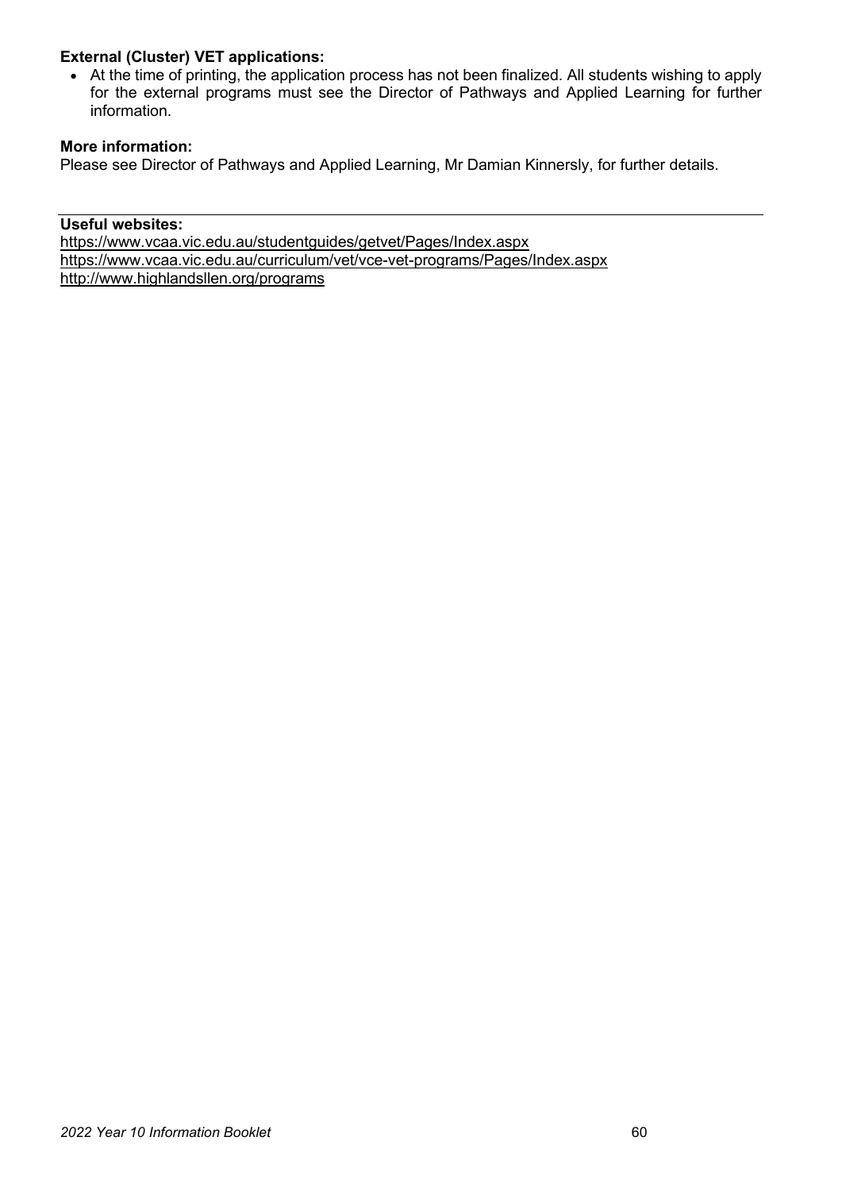**External (Cluster) VET applications:**

- At the time of printing, the application process has not been finalized. All students wishing to apply for the external programs must see the Director of Pathways and Applied Learning for further information.

**More information:**

Please see Director of Pathways and Applied Learning, Mr Damian Kinnersly, for further details.

---

**Useful websites:**

https://www.vcaa.vic.edu.au/studentguides/getvet/Pages/Index.aspx
https://www.vcaa.vic.edu.au/curriculum/vet/vce-vet-programs/Pages/Index.aspx
http://www.highlandsllen.org/programs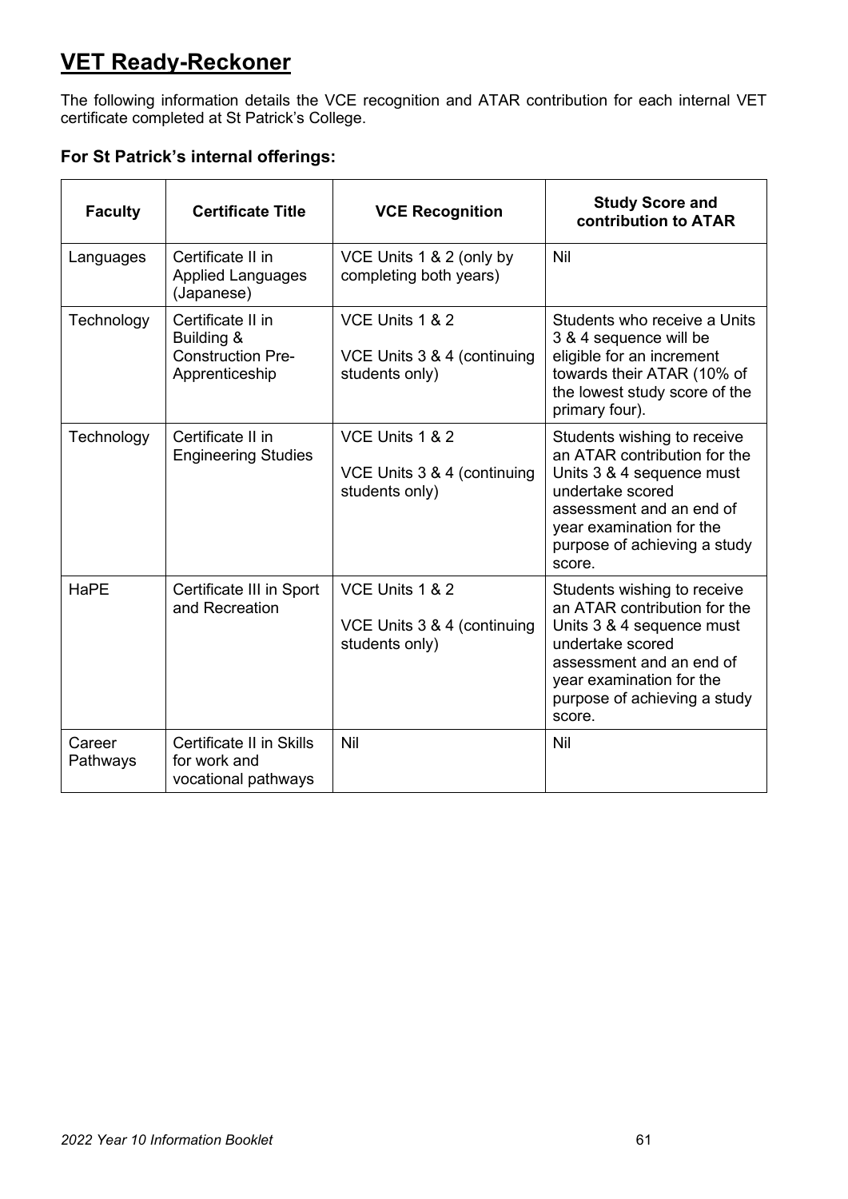# VET Ready-Reckoner

The following information details the VCE recognition and ATAR contribution for each internal VET certificate completed at St Patrick's College.

### For St Patrick's internal offerings:

| Faculty | Certificate Title | VCE Recognition | Study Score and contribution to ATAR |
|---|---|---|---|
| Languages | Certificate II in Applied Languages (Japanese) | VCE Units 1 & 2 (only by completing both years) | Nil |
| Technology | Certificate II in Building & Construction Pre-Apprenticeship | VCE Units 1 & 2<br><br>VCE Units 3 & 4 (continuing students only) | Students who receive a Units 3 & 4 sequence will be eligible for an increment towards their ATAR (10% of the lowest study score of the primary four). |
| Technology | Certificate II in Engineering Studies | VCE Units 1 & 2<br><br>VCE Units 3 & 4 (continuing students only) | Students wishing to receive an ATAR contribution for the Units 3 & 4 sequence must undertake scored assessment and an end of year examination for the purpose of achieving a study score. |
| HaPE | Certificate III in Sport and Recreation | VCE Units 1 & 2<br><br>VCE Units 3 & 4 (continuing students only) | Students wishing to receive an ATAR contribution for the Units 3 & 4 sequence must undertake scored assessment and an end of year examination for the purpose of achieving a study score. |
| Career Pathways | Certificate II in Skills for work and vocational pathways | Nil | Nil |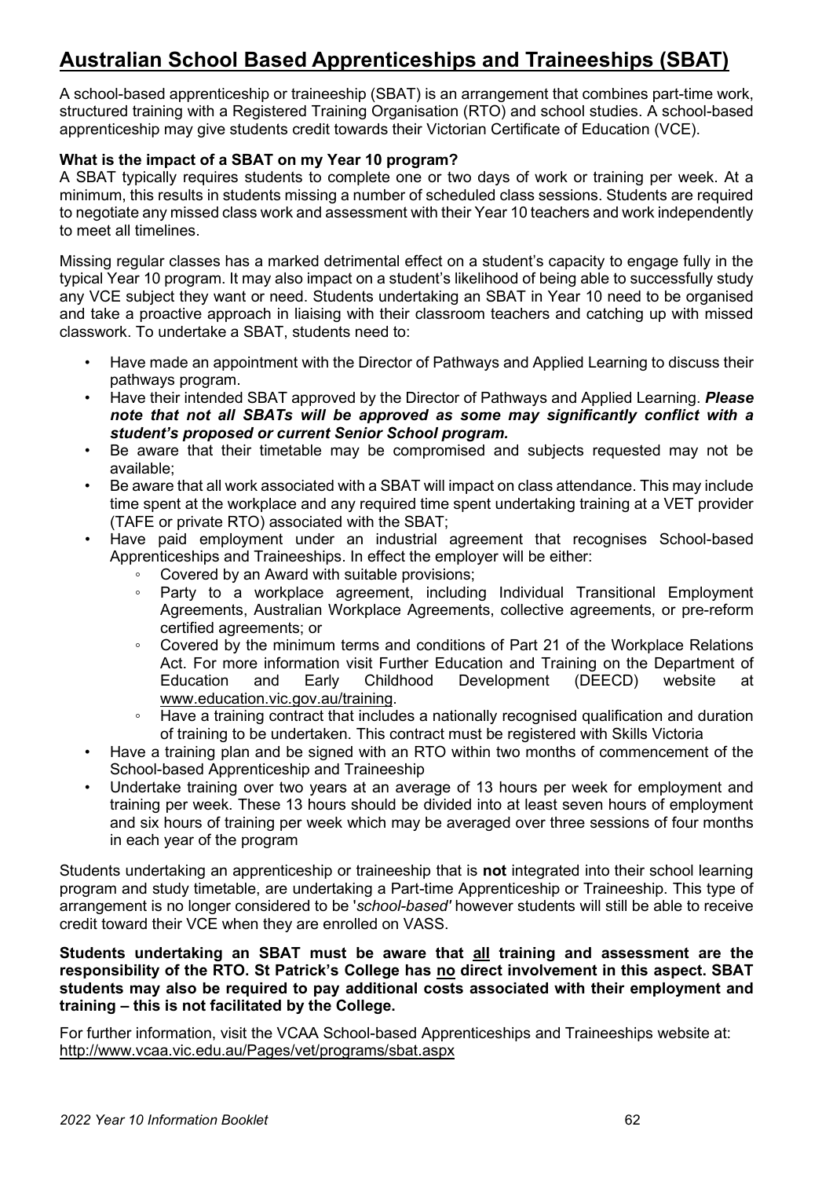# Australian School Based Apprenticeships and Traineeships (SBAT)

A school-based apprenticeship or traineeship (SBAT) is an arrangement that combines part-time work, structured training with a Registered Training Organisation (RTO) and school studies. A school-based apprenticeship may give students credit towards their Victorian Certificate of Education (VCE).

**What is the impact of a SBAT on my Year 10 program?**

A SBAT typically requires students to complete one or two days of work or training per week. At a minimum, this results in students missing a number of scheduled class sessions. Students are required to negotiate any missed class work and assessment with their Year 10 teachers and work independently to meet all timelines.

Missing regular classes has a marked detrimental effect on a student's capacity to engage fully in the typical Year 10 program. It may also impact on a student's likelihood of being able to successfully study any VCE subject they want or need. Students undertaking an SBAT in Year 10 need to be organised and take a proactive approach in liaising with their classroom teachers and catching up with missed classwork. To undertake a SBAT, students need to:

- Have made an appointment with the Director of Pathways and Applied Learning to discuss their pathways program.
- Have their intended SBAT approved by the Director of Pathways and Applied Learning. ***Please note that not all SBATs will be approved as some may significantly conflict with a student's proposed or current Senior School program.***
- Be aware that their timetable may be compromised and subjects requested may not be available;
- Be aware that all work associated with a SBAT will impact on class attendance. This may include time spent at the workplace and any required time spent undertaking training at a VET provider (TAFE or private RTO) associated with the SBAT;
- Have paid employment under an industrial agreement that recognises School-based Apprenticeships and Traineeships. In effect the employer will be either:
  - Covered by an Award with suitable provisions;
  - Party to a workplace agreement, including Individual Transitional Employment Agreements, Australian Workplace Agreements, collective agreements, or pre-reform certified agreements; or
  - Covered by the minimum terms and conditions of Part 21 of the Workplace Relations Act. For more information visit Further Education and Training on the Department of Education and Early Childhood Development (DEECD) website at www.education.vic.gov.au/training.
  - Have a training contract that includes a nationally recognised qualification and duration of training to be undertaken. This contract must be registered with Skills Victoria
- Have a training plan and be signed with an RTO within two months of commencement of the School-based Apprenticeship and Traineeship
- Undertake training over two years at an average of 13 hours per week for employment and training per week. These 13 hours should be divided into at least seven hours of employment and six hours of training per week which may be averaged over three sessions of four months in each year of the program

Students undertaking an apprenticeship or traineeship that is **not** integrated into their school learning program and study timetable, are undertaking a Part-time Apprenticeship or Traineeship. This type of arrangement is no longer considered to be '*school-based'* however students will still be able to receive credit toward their VCE when they are enrolled on VASS.

**Students undertaking an SBAT must be aware that <u>all</u> training and assessment are the responsibility of the RTO. St Patrick's College has <u>no</u> direct involvement in this aspect. SBAT students may also be required to pay additional costs associated with their employment and training – this is not facilitated by the College.**

For further information, visit the VCAA School-based Apprenticeships and Traineeships website at: http://www.vcaa.vic.edu.au/Pages/vet/programs/sbat.aspx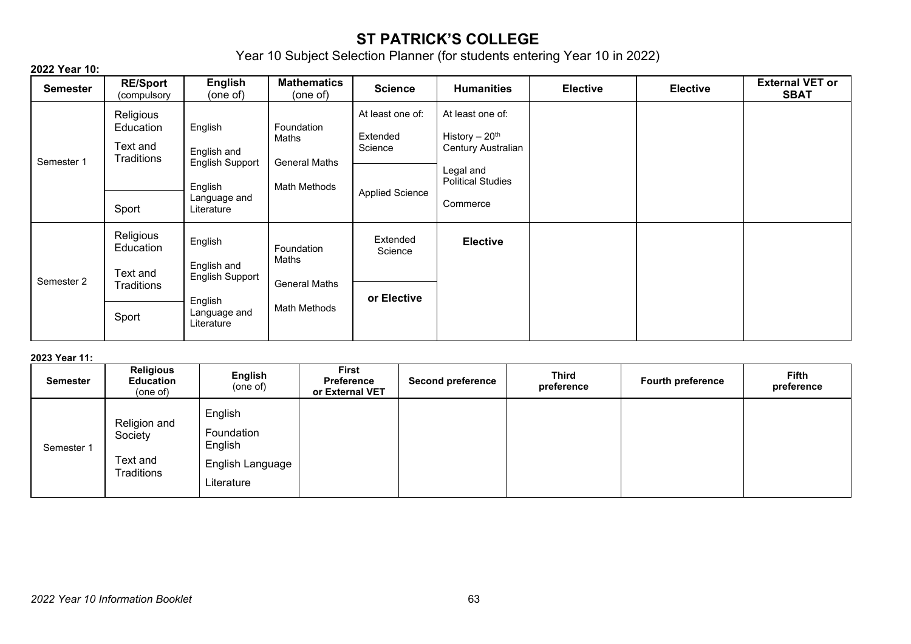# ST PATRICK'S COLLEGE

Year 10 Subject Selection Planner (for students entering Year 10 in 2022)

**2022 Year 10:**

| Semester | RE/Sport (compulsory | English (one of) | Mathematics (one of) | Science | Humanities | Elective | Elective | External VET or SBAT |
|---|---|---|---|---|---|---|---|---|
| Semester 1 | Religious Education<br>Text and Traditions<br><br>Sport | English<br>English and English Support<br>English Language and Literature | Foundation Maths<br>General Maths<br>Math Methods | At least one of:<br>Extended Science<br><br>Applied Science | At least one of:<br>History – 20th Century Australian<br>Legal and Political Studies<br>Commerce | | | |
| Semester 2 | Religious Education<br>Text and Traditions<br><br>Sport | English<br>English and English Support<br>English Language and Literature | Foundation Maths<br>General Maths<br>Math Methods | Extended Science<br><br>**or Elective** | **Elective** | | | |

**2023 Year 11:**

| Semester | Religious Education (one of) | English (one of) | First Preference or External VET | Second preference | Third preference | Fourth preference | Fifth preference |
|---|---|---|---|---|---|---|---|
| Semester 1 | Religion and Society<br>Text and Traditions | English<br>Foundation English<br>English Language<br>Literature | | | | | |

*2022 Year 10 Information Booklet*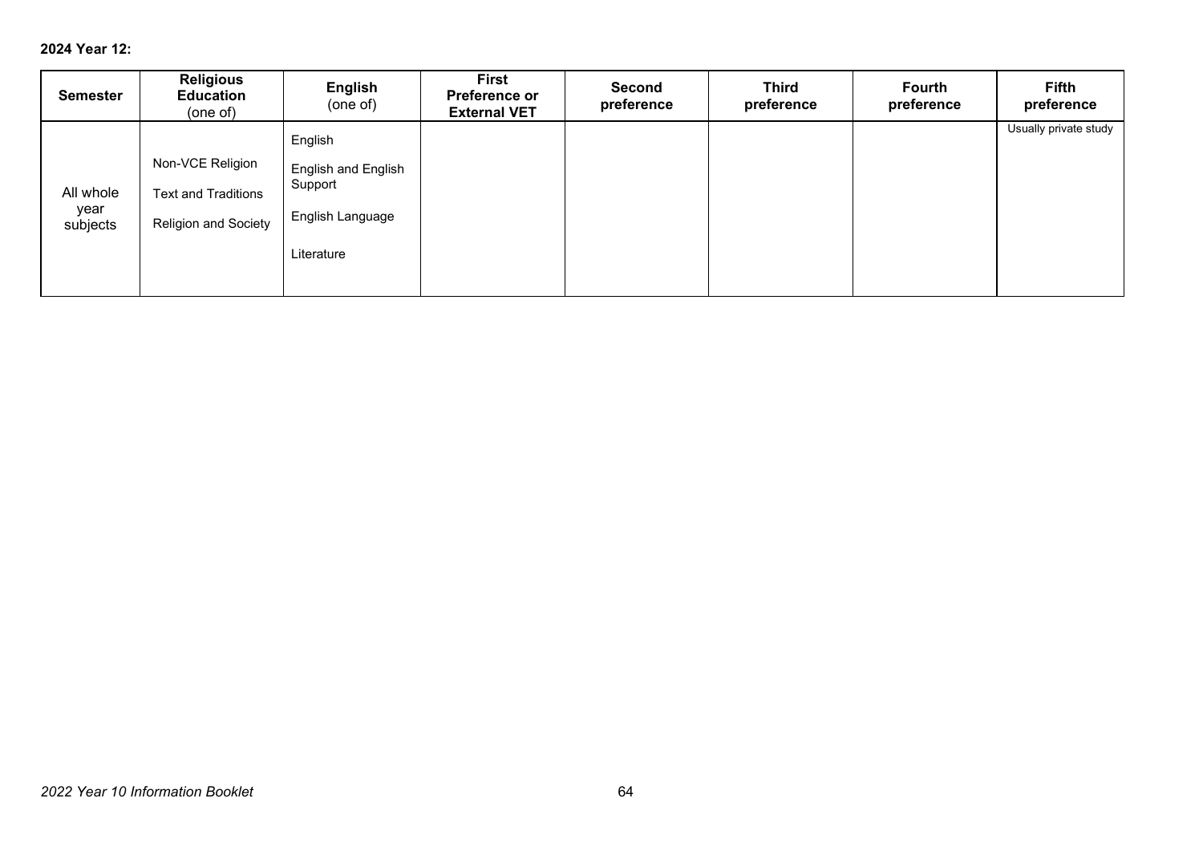**2024 Year 12:**

| Semester | Religious Education (one of) | English (one of) | First Preference or External VET | Second preference | Third preference | Fourth preference | Fifth preference |
|---|---|---|---|---|---|---|---|
| All whole year subjects | Non-VCE Religion<br>Text and Traditions<br>Religion and Society | English<br>English and English Support<br>English Language<br>Literature | | | | | Usually private study |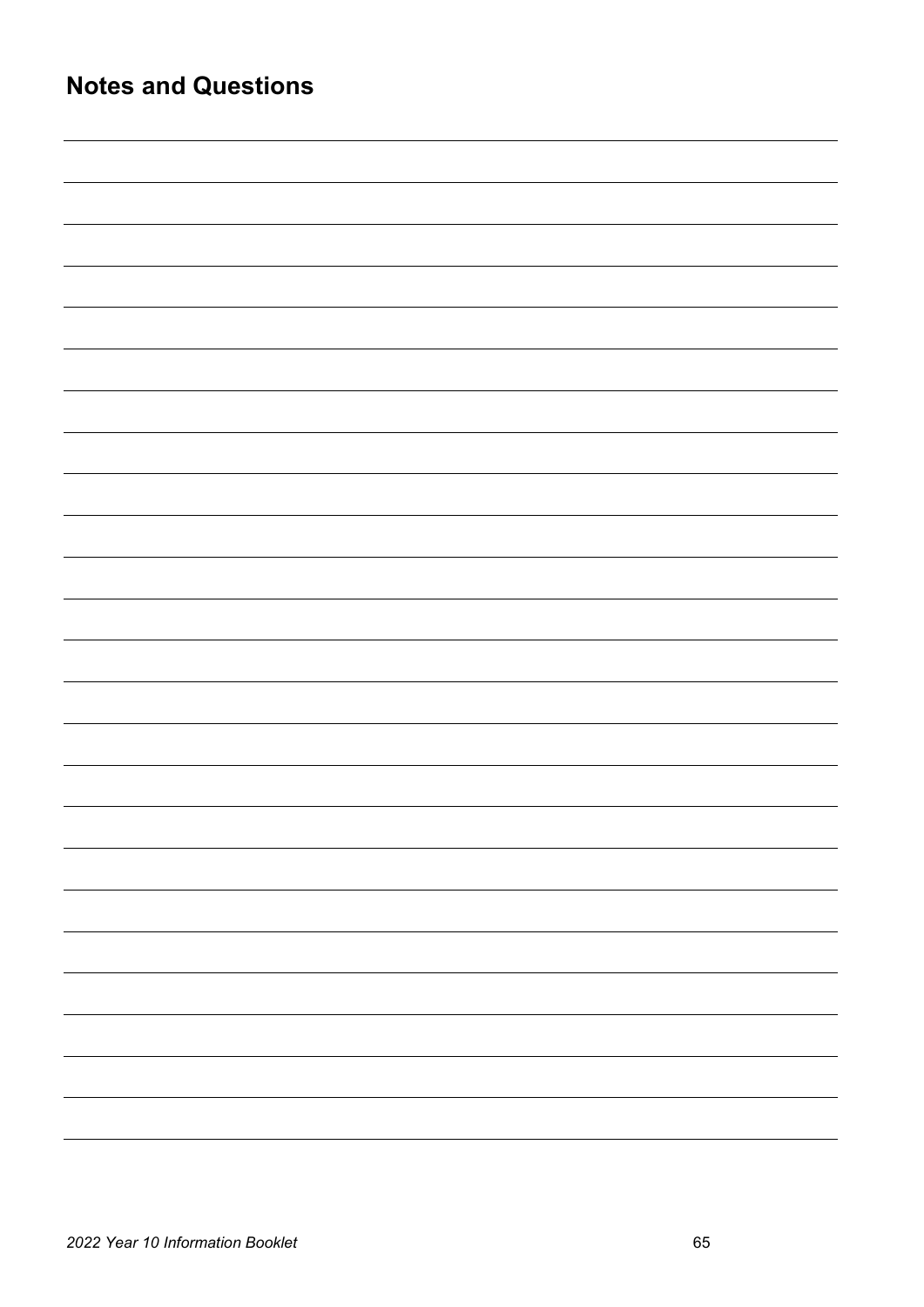## Notes and Questions